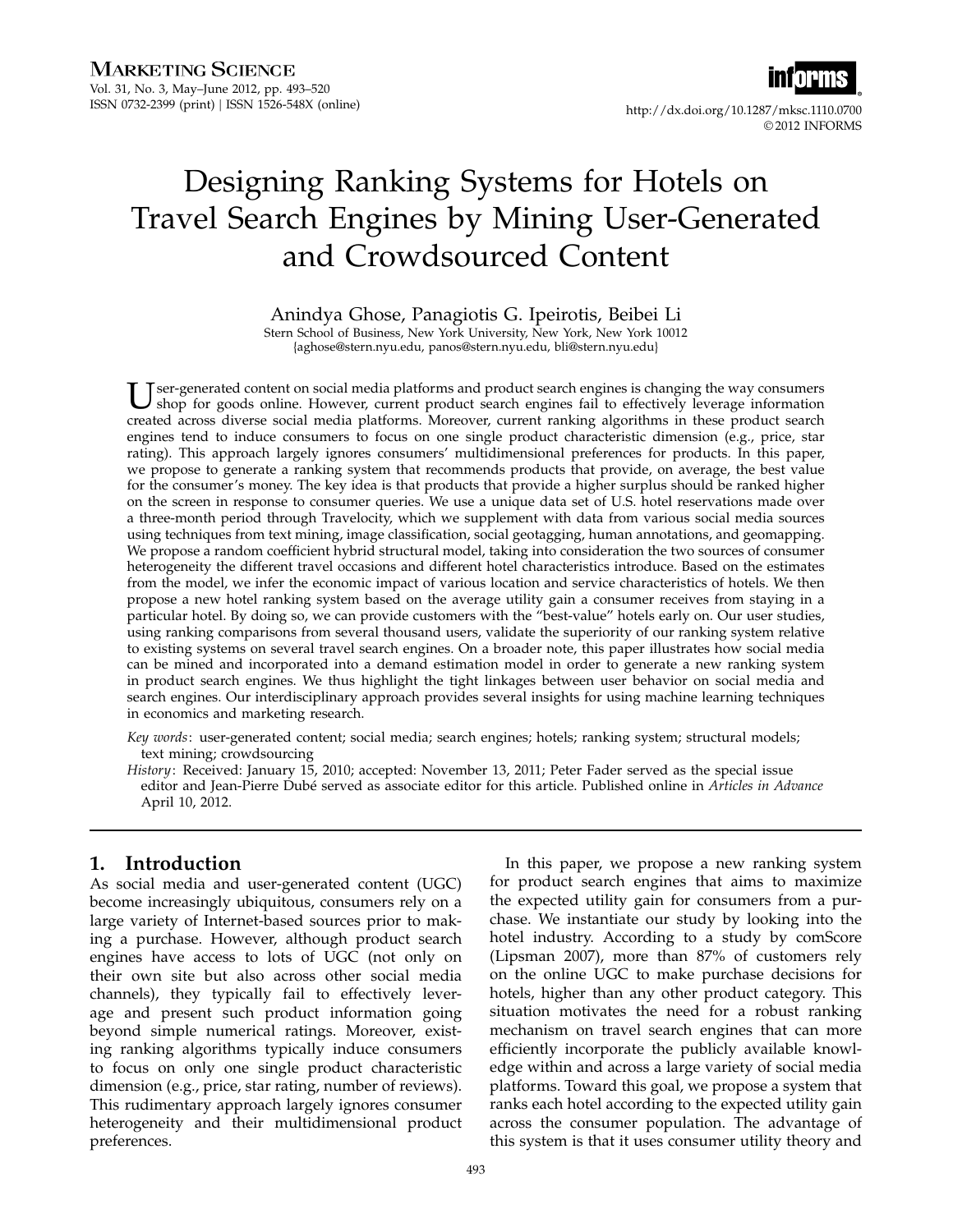# Designing Ranking Systems for Hotels on Travel Search Engines by Mining User-Generated and Crowdsourced Content

Anindya Ghose, Panagiotis G. Ipeirotis, Beibei Li

Stern School of Business, New York University, New York, New York 10012
{aghose@stern.nyu.edu, panos@stern.nyu.edu, bli@stern.nyu.edu}

User-generated content on social media platforms and product search engines is changing the way consumers shop for goods online. However, current product search engines fail to effectively leverage information created across diverse social media platforms. Moreover, current ranking algorithms in these product search engines tend to induce consumers to focus on one single product characteristic dimension (e.g., price, star rating). This approach largely ignores consumers' multidimensional preferences for products. In this paper, we propose to generate a ranking system that recommends products that provide, on average, the best value for the consumer's money. The key idea is that products that provide a higher surplus should be ranked higher on the screen in response to consumer queries. We use a unique data set of U.S. hotel reservations made over a three-month period through Travelocity, which we supplement with data from various social media sources using techniques from text mining, image classification, social geotagging, human annotations, and geomapping. We propose a random coefficient hybrid structural model, taking into consideration the two sources of consumer heterogeneity the different travel occasions and different hotel characteristics introduce. Based on the estimates from the model, we infer the economic impact of various location and service characteristics of hotels. We then propose a new hotel ranking system based on the average utility gain a consumer receives from staying in a particular hotel. By doing so, we can provide customers with the "best-value" hotels early on. Our user studies, using ranking comparisons from several thousand users, validate the superiority of our ranking system relative to existing systems on several travel search engines. On a broader note, this paper illustrates how social media can be mined and incorporated into a demand estimation model in order to generate a new ranking system in product search engines. We thus highlight the tight linkages between user behavior on social media and search engines. Our interdisciplinary approach provides several insights for using machine learning techniques in economics and marketing research.

*Key words*: user-generated content; social media; search engines; hotels; ranking system; structural models; text mining; crowdsourcing

*History*: Received: January 15, 2010; accepted: November 13, 2011; Peter Fader served as the special issue editor and Jean-Pierre Dubé served as associate editor for this article. Published online in *Articles in Advance* April 10, 2012.

## 1. Introduction

As social media and user-generated content (UGC) become increasingly ubiquitous, consumers rely on a large variety of Internet-based sources prior to making a purchase. However, although product search engines have access to lots of UGC (not only on their own site but also across other social media channels), they typically fail to effectively leverage and present such product information going beyond simple numerical ratings. Moreover, existing ranking algorithms typically induce consumers to focus on only one single product characteristic dimension (e.g., price, star rating, number of reviews). This rudimentary approach largely ignores consumer heterogeneity and their multidimensional product preferences.

In this paper, we propose a new ranking system for product search engines that aims to maximize the expected utility gain for consumers from a purchase. We instantiate our study by looking into the hotel industry. According to a study by comScore (Lipsman 2007), more than 87% of customers rely on the online UGC to make purchase decisions for hotels, higher than any other product category. This situation motivates the need for a robust ranking mechanism on travel search engines that can more efficiently incorporate the publicly available knowledge within and across a large variety of social media platforms. Toward this goal, we propose a system that ranks each hotel according to the expected utility gain across the consumer population. The advantage of this system is that it uses consumer utility theory and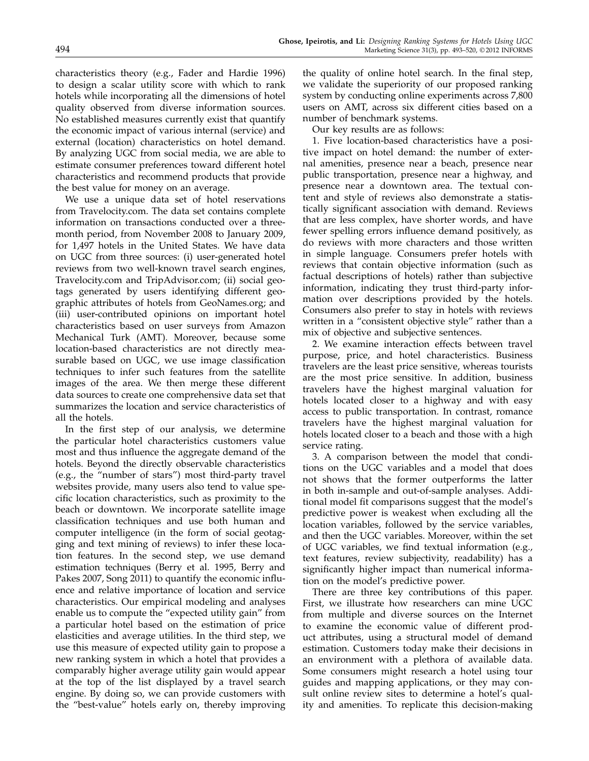characteristics theory (e.g., Fader and Hardie 1996) to design a scalar utility score with which to rank hotels while incorporating all the dimensions of hotel quality observed from diverse information sources. No established measures currently exist that quantify the economic impact of various internal (service) and external (location) characteristics on hotel demand. By analyzing UGC from social media, we are able to estimate consumer preferences toward different hotel characteristics and recommend products that provide the best value for money on an average.

We use a unique data set of hotel reservations from Travelocity.com. The data set contains complete information on transactions conducted over a three-month period, from November 2008 to January 2009, for 1,497 hotels in the United States. We have data on UGC from three sources: (i) user-generated hotel reviews from two well-known travel search engines, Travelocity.com and TripAdvisor.com; (ii) social geotags generated by users identifying different geographic attributes of hotels from GeoNames.org; and (iii) user-contributed opinions on important hotel characteristics based on user surveys from Amazon Mechanical Turk (AMT). Moreover, because some location-based characteristics are not directly measurable based on UGC, we use image classification techniques to infer such features from the satellite images of the area. We then merge these different data sources to create one comprehensive data set that summarizes the location and service characteristics of all the hotels.

In the first step of our analysis, we determine the particular hotel characteristics customers value most and thus influence the aggregate demand of the hotels. Beyond the directly observable characteristics (e.g., the "number of stars") most third-party travel websites provide, many users also tend to value specific location characteristics, such as proximity to the beach or downtown. We incorporate satellite image classification techniques and use both human and computer intelligence (in the form of social geotagging and text mining of reviews) to infer these location features. In the second step, we use demand estimation techniques (Berry et al. 1995, Berry and Pakes 2007, Song 2011) to quantify the economic influence and relative importance of location and service characteristics. Our empirical modeling and analyses enable us to compute the "expected utility gain" from a particular hotel based on the estimation of price elasticities and average utilities. In the third step, we use this measure of expected utility gain to propose a new ranking system in which a hotel that provides a comparably higher average utility gain would appear at the top of the list displayed by a travel search engine. By doing so, we can provide customers with the "best-value" hotels early on, thereby improving the quality of online hotel search. In the final step, we validate the superiority of our proposed ranking system by conducting online experiments across 7,800 users on AMT, across six different cities based on a number of benchmark systems.

Our key results are as follows:

1. Five location-based characteristics have a positive impact on hotel demand: the number of external amenities, presence near a beach, presence near public transportation, presence near a highway, and presence near a downtown area. The textual content and style of reviews also demonstrate a statistically significant association with demand. Reviews that are less complex, have shorter words, and have fewer spelling errors influence demand positively, as do reviews with more characters and those written in simple language. Consumers prefer hotels with reviews that contain objective information (such as factual descriptions of hotels) rather than subjective information, indicating they trust third-party information over descriptions provided by the hotels. Consumers also prefer to stay in hotels with reviews written in a "consistent objective style" rather than a mix of objective and subjective sentences.

2. We examine interaction effects between travel purpose, price, and hotel characteristics. Business travelers are the least price sensitive, whereas tourists are the most price sensitive. In addition, business travelers have the highest marginal valuation for hotels located closer to a highway and with easy access to public transportation. In contrast, romance travelers have the highest marginal valuation for hotels located closer to a beach and those with a high service rating.

3. A comparison between the model that conditions on the UGC variables and a model that does not shows that the former outperforms the latter in both in-sample and out-of-sample analyses. Additional model fit comparisons suggest that the model's predictive power is weakest when excluding all the location variables, followed by the service variables, and then the UGC variables. Moreover, within the set of UGC variables, we find textual information (e.g., text features, review subjectivity, readability) has a significantly higher impact than numerical information on the model's predictive power.

There are three key contributions of this paper. First, we illustrate how researchers can mine UGC from multiple and diverse sources on the Internet to examine the economic value of different product attributes, using a structural model of demand estimation. Customers today make their decisions in an environment with a plethora of available data. Some consumers might research a hotel using tour guides and mapping applications, or they may consult online review sites to determine a hotel's quality and amenities. To replicate this decision-making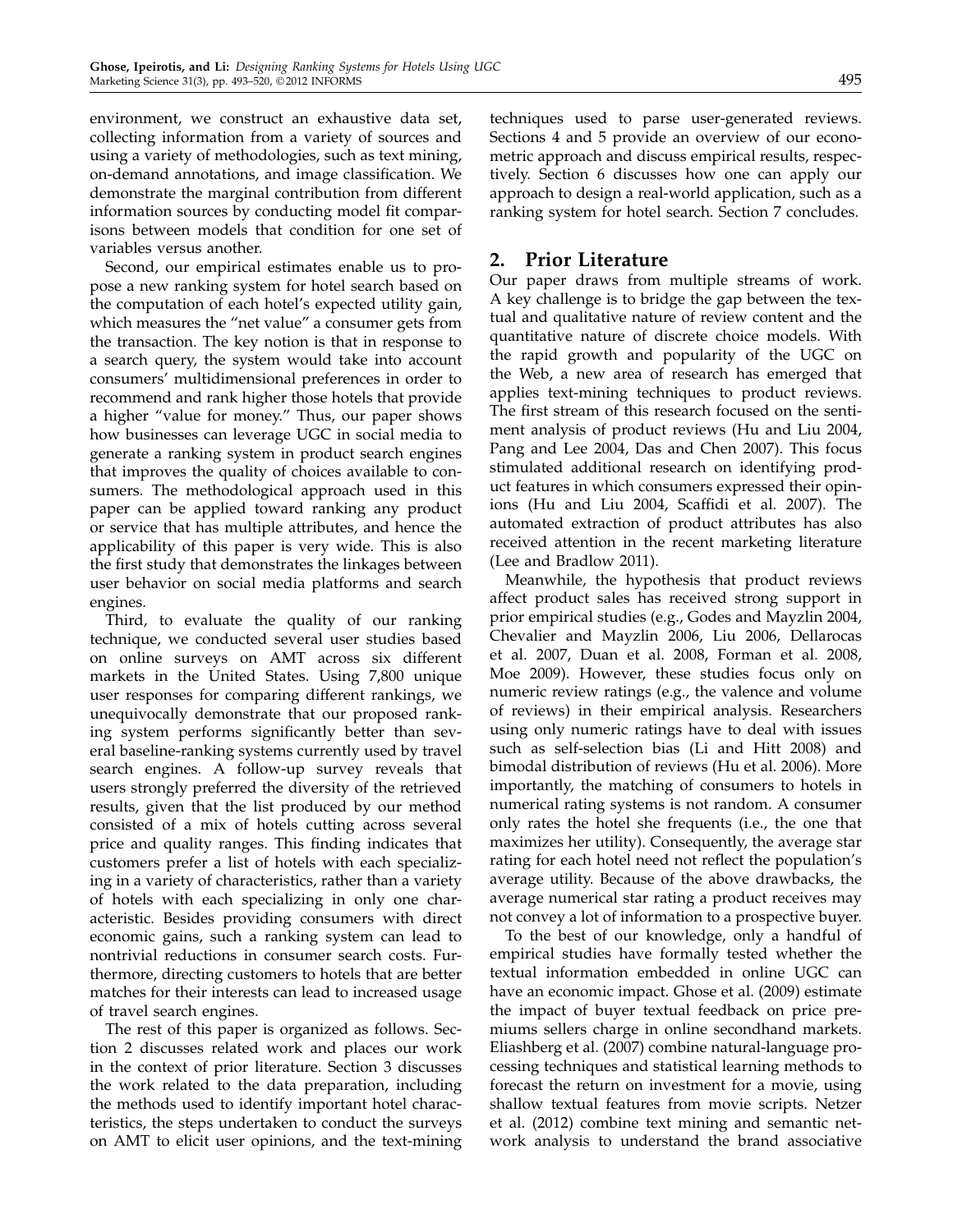environment, we construct an exhaustive data set, collecting information from a variety of sources and using a variety of methodologies, such as text mining, on-demand annotations, and image classification. We demonstrate the marginal contribution from different information sources by conducting model fit comparisons between models that condition for one set of variables versus another.

Second, our empirical estimates enable us to propose a new ranking system for hotel search based on the computation of each hotel's expected utility gain, which measures the "net value" a consumer gets from the transaction. The key notion is that in response to a search query, the system would take into account consumers' multidimensional preferences in order to recommend and rank higher those hotels that provide a higher "value for money." Thus, our paper shows how businesses can leverage UGC in social media to generate a ranking system in product search engines that improves the quality of choices available to consumers. The methodological approach used in this paper can be applied toward ranking any product or service that has multiple attributes, and hence the applicability of this paper is very wide. This is also the first study that demonstrates the linkages between user behavior on social media platforms and search engines.

Third, to evaluate the quality of our ranking technique, we conducted several user studies based on online surveys on AMT across six different markets in the United States. Using 7,800 unique user responses for comparing different rankings, we unequivocally demonstrate that our proposed ranking system performs significantly better than several baseline-ranking systems currently used by travel search engines. A follow-up survey reveals that users strongly preferred the diversity of the retrieved results, given that the list produced by our method consisted of a mix of hotels cutting across several price and quality ranges. This finding indicates that customers prefer a list of hotels with each specializing in a variety of characteristics, rather than a variety of hotels with each specializing in only one characteristic. Besides providing consumers with direct economic gains, such a ranking system can lead to nontrivial reductions in consumer search costs. Furthermore, directing customers to hotels that are better matches for their interests can lead to increased usage of travel search engines.

The rest of this paper is organized as follows. Section 2 discusses related work and places our work in the context of prior literature. Section 3 discusses the work related to the data preparation, including the methods used to identify important hotel characteristics, the steps undertaken to conduct the surveys on AMT to elicit user opinions, and the text-mining techniques used to parse user-generated reviews. Sections 4 and 5 provide an overview of our econometric approach and discuss empirical results, respectively. Section 6 discusses how one can apply our approach to design a real-world application, such as a ranking system for hotel search. Section 7 concludes.

## 2. Prior Literature

Our paper draws from multiple streams of work. A key challenge is to bridge the gap between the textual and qualitative nature of review content and the quantitative nature of discrete choice models. With the rapid growth and popularity of the UGC on the Web, a new area of research has emerged that applies text-mining techniques to product reviews. The first stream of this research focused on the sentiment analysis of product reviews (Hu and Liu 2004, Pang and Lee 2004, Das and Chen 2007). This focus stimulated additional research on identifying product features in which consumers expressed their opinions (Hu and Liu 2004, Scaffidi et al. 2007). The automated extraction of product attributes has also received attention in the recent marketing literature (Lee and Bradlow 2011).

Meanwhile, the hypothesis that product reviews affect product sales has received strong support in prior empirical studies (e.g., Godes and Mayzlin 2004, Chevalier and Mayzlin 2006, Liu 2006, Dellarocas et al. 2007, Duan et al. 2008, Forman et al. 2008, Moe 2009). However, these studies focus only on numeric review ratings (e.g., the valence and volume of reviews) in their empirical analysis. Researchers using only numeric ratings have to deal with issues such as self-selection bias (Li and Hitt 2008) and bimodal distribution of reviews (Hu et al. 2006). More importantly, the matching of consumers to hotels in numerical rating systems is not random. A consumer only rates the hotel she frequents (i.e., the one that maximizes her utility). Consequently, the average star rating for each hotel need not reflect the population's average utility. Because of the above drawbacks, the average numerical star rating a product receives may not convey a lot of information to a prospective buyer.

To the best of our knowledge, only a handful of empirical studies have formally tested whether the textual information embedded in online UGC can have an economic impact. Ghose et al. (2009) estimate the impact of buyer textual feedback on price premiums sellers charge in online secondhand markets. Eliashberg et al. (2007) combine natural-language processing techniques and statistical learning methods to forecast the return on investment for a movie, using shallow textual features from movie scripts. Netzer et al. (2012) combine text mining and semantic network analysis to understand the brand associative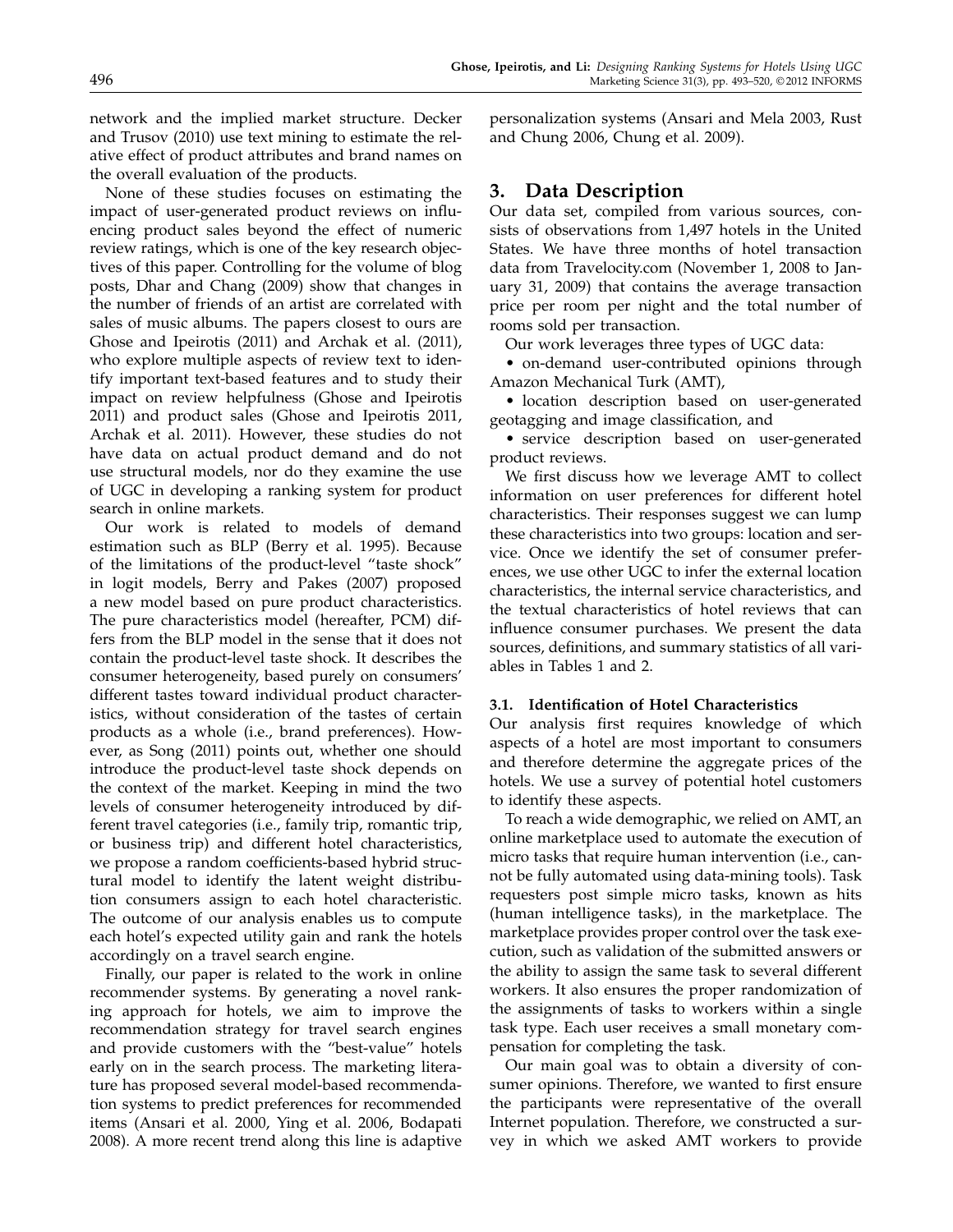network and the implied market structure. Decker and Trusov (2010) use text mining to estimate the relative effect of product attributes and brand names on the overall evaluation of the products.

None of these studies focuses on estimating the impact of user-generated product reviews on influencing product sales beyond the effect of numeric review ratings, which is one of the key research objectives of this paper. Controlling for the volume of blog posts, Dhar and Chang (2009) show that changes in the number of friends of an artist are correlated with sales of music albums. The papers closest to ours are Ghose and Ipeirotis (2011) and Archak et al. (2011), who explore multiple aspects of review text to identify important text-based features and to study their impact on review helpfulness (Ghose and Ipeirotis 2011) and product sales (Ghose and Ipeirotis 2011, Archak et al. 2011). However, these studies do not have data on actual product demand and do not use structural models, nor do they examine the use of UGC in developing a ranking system for product search in online markets.

Our work is related to models of demand estimation such as BLP (Berry et al. 1995). Because of the limitations of the product-level "taste shock" in logit models, Berry and Pakes (2007) proposed a new model based on pure product characteristics. The pure characteristics model (hereafter, PCM) differs from the BLP model in the sense that it does not contain the product-level taste shock. It describes the consumer heterogeneity, based purely on consumers' different tastes toward individual product characteristics, without consideration of the tastes of certain products as a whole (i.e., brand preferences). However, as Song (2011) points out, whether one should introduce the product-level taste shock depends on the context of the market. Keeping in mind the two levels of consumer heterogeneity introduced by different travel categories (i.e., family trip, romantic trip, or business trip) and different hotel characteristics, we propose a random coefficients-based hybrid structural model to identify the latent weight distribution consumers assign to each hotel characteristic. The outcome of our analysis enables us to compute each hotel's expected utility gain and rank the hotels accordingly on a travel search engine.

Finally, our paper is related to the work in online recommender systems. By generating a novel ranking approach for hotels, we aim to improve the recommendation strategy for travel search engines and provide customers with the "best-value" hotels early on in the search process. The marketing literature has proposed several model-based recommendation systems to predict preferences for recommended items (Ansari et al. 2000, Ying et al. 2006, Bodapati 2008). A more recent trend along this line is adaptive personalization systems (Ansari and Mela 2003, Rust and Chung 2006, Chung et al. 2009).

# 3. Data Description

Our data set, compiled from various sources, consists of observations from 1,497 hotels in the United States. We have three months of hotel transaction data from Travelocity.com (November 1, 2008 to January 31, 2009) that contains the average transaction price per room per night and the total number of rooms sold per transaction.

Our work leverages three types of UGC data:

- on-demand user-contributed opinions through Amazon Mechanical Turk (AMT),
- location description based on user-generated geotagging and image classification, and
- service description based on user-generated product reviews.

We first discuss how we leverage AMT to collect information on user preferences for different hotel characteristics. Their responses suggest we can lump these characteristics into two groups: location and service. Once we identify the set of consumer preferences, we use other UGC to infer the external location characteristics, the internal service characteristics, and the textual characteristics of hotel reviews that can influence consumer purchases. We present the data sources, definitions, and summary statistics of all variables in Tables 1 and 2.

### 3.1. Identification of Hotel Characteristics

Our analysis first requires knowledge of which aspects of a hotel are most important to consumers and therefore determine the aggregate prices of the hotels. We use a survey of potential hotel customers to identify these aspects.

To reach a wide demographic, we relied on AMT, an online marketplace used to automate the execution of micro tasks that require human intervention (i.e., cannot be fully automated using data-mining tools). Task requesters post simple micro tasks, known as hits (human intelligence tasks), in the marketplace. The marketplace provides proper control over the task execution, such as validation of the submitted answers or the ability to assign the same task to several different workers. It also ensures the proper randomization of the assignments of tasks to workers within a single task type. Each user receives a small monetary compensation for completing the task.

Our main goal was to obtain a diversity of consumer opinions. Therefore, we wanted to first ensure the participants were representative of the overall Internet population. Therefore, we constructed a survey in which we asked AMT workers to provide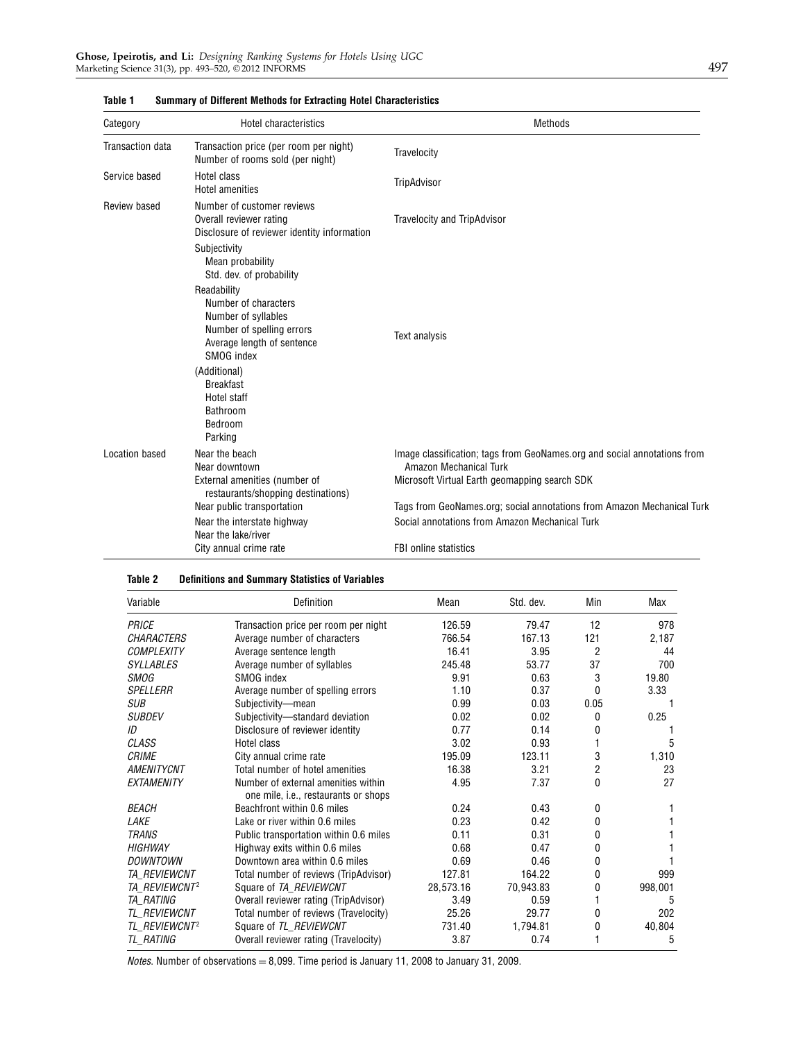**Table 1 Summary of Different Methods for Extracting Hotel Characteristics**

| Category | Hotel characteristics | Methods |
|---|---|---|
| Transaction data | Transaction price (per room per night)<br>Number of rooms sold (per night) | Travelocity |
| Service based | Hotel class<br>Hotel amenities | TripAdvisor |
| Review based | Number of customer reviews<br>Overall reviewer rating<br>Disclosure of reviewer identity information | Travelocity and TripAdvisor |
| | Subjectivity<br>Mean probability<br>Std. dev. of probability<br>Readability<br>Number of characters<br>Number of syllables<br>Number of spelling errors<br>Average length of sentence<br>SMOG index<br>(Additional)<br>Breakfast<br>Hotel staff<br>Bathroom<br>Bedroom<br>Parking | Text analysis |
| Location based | Near the beach<br>Near downtown | Image classification; tags from GeoNames.org and social annotations from Amazon Mechanical Turk |
| | External amenities (number of restaurants/shopping destinations) | Microsoft Virtual Earth geomapping search SDK |
| | Near public transportation | Tags from GeoNames.org; social annotations from Amazon Mechanical Turk |
| | Near the interstate highway<br>Near the lake/river | Social annotations from Amazon Mechanical Turk |
| | City annual crime rate | FBI online statistics |

**Table 2 Definitions and Summary Statistics of Variables**

| Variable | Definition | Mean | Std. dev. | Min | Max |
|---|---|---|---|---|---|
| *PRICE* | Transaction price per room per night | 126.59 | 79.47 | 12 | 978 |
| *CHARACTERS* | Average number of characters | 766.54 | 167.13 | 121 | 2,187 |
| *COMPLEXITY* | Average sentence length | 16.41 | 3.95 | 2 | 44 |
| *SYLLABLES* | Average number of syllables | 245.48 | 53.77 | 37 | 700 |
| *SMOG* | SMOG index | 9.91 | 0.63 | 3 | 19.80 |
| *SPELLERR* | Average number of spelling errors | 1.10 | 0.37 | 0 | 3.33 |
| *SUB* | Subjectivity—mean | 0.99 | 0.03 | 0.05 | 1 |
| *SUBDEV* | Subjectivity—standard deviation | 0.02 | 0.02 | 0 | 0.25 |
| *ID* | Disclosure of reviewer identity | 0.77 | 0.14 | 0 | 1 |
| *CLASS* | Hotel class | 3.02 | 0.93 | 1 | 5 |
| *CRIME* | City annual crime rate | 195.09 | 123.11 | 3 | 1,310 |
| *AMENITYCNT* | Total number of hotel amenities | 16.38 | 3.21 | 2 | 23 |
| *EXTAMENITY* | Number of external amenities within one mile, i.e., restaurants or shops | 4.95 | 7.37 | 0 | 27 |
| *BEACH* | Beachfront within 0.6 miles | 0.24 | 0.43 | 0 | 1 |
| *LAKE* | Lake or river within 0.6 miles | 0.23 | 0.42 | 0 | 1 |
| *TRANS* | Public transportation within 0.6 miles | 0.11 | 0.31 | 0 | 1 |
| *HIGHWAY* | Highway exits within 0.6 miles | 0.68 | 0.47 | 0 | 1 |
| *DOWNTOWN* | Downtown area within 0.6 miles | 0.69 | 0.46 | 0 | 1 |
| *TA_REVIEWCNT* | Total number of reviews (TripAdvisor) | 127.81 | 164.22 | 0 | 999 |
| $TA\_REVIEWCNT^2$ | Square of *TA_REVIEWCNT* | 28,573.16 | 70,943.83 | 0 | 998,001 |
| *TA_RATING* | Overall reviewer rating (TripAdvisor) | 3.49 | 0.59 | 1 | 5 |
| *TL_REVIEWCNT* | Total number of reviews (Travelocity) | 25.26 | 29.77 | 0 | 202 |
| $TL\_REVIEWCNT^2$ | Square of *TL_REVIEWCNT* | 731.40 | 1,794.81 | 0 | 40,804 |
| *TL_RATING* | Overall reviewer rating (Travelocity) | 3.87 | 0.74 | 1 | 5 |

*Notes.* Number of observations = 8,099. Time period is January 11, 2008 to January 31, 2009.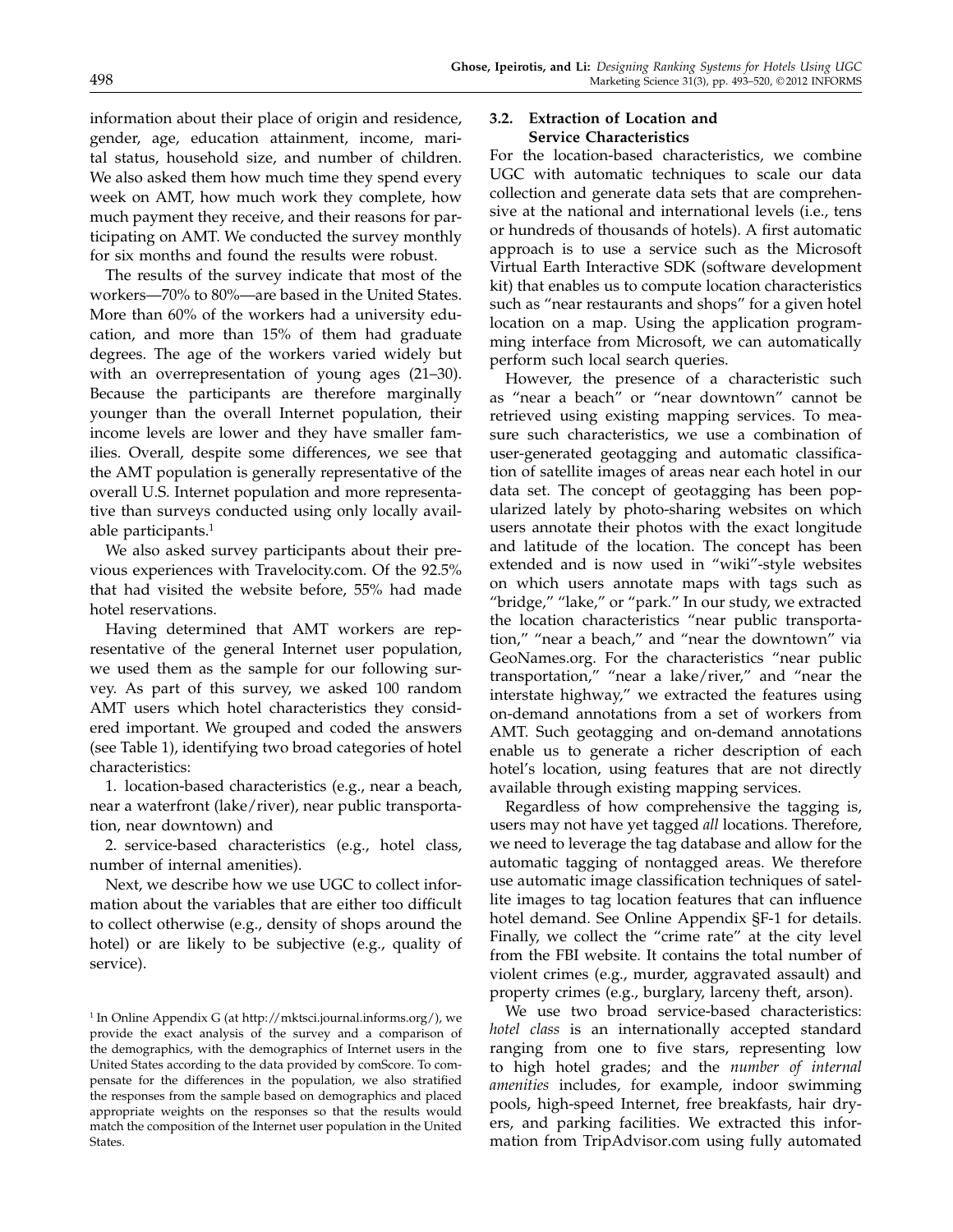information about their place of origin and residence, gender, age, education attainment, income, marital status, household size, and number of children. We also asked them how much time they spend every week on AMT, how much work they complete, how much payment they receive, and their reasons for participating on AMT. We conducted the survey monthly for six months and found the results were robust.

The results of the survey indicate that most of the workers—70% to 80%—are based in the United States. More than 60% of the workers had a university education, and more than 15% of them had graduate degrees. The age of the workers varied widely but with an overrepresentation of young ages (21–30). Because the participants are therefore marginally younger than the overall Internet population, their income levels are lower and they have smaller families. Overall, despite some differences, we see that the AMT population is generally representative of the overall U.S. Internet population and more representative than surveys conducted using only locally available participants.[1]

We also asked survey participants about their previous experiences with Travelocity.com. Of the 92.5% that had visited the website before, 55% had made hotel reservations.

Having determined that AMT workers are representative of the general Internet user population, we used them as the sample for our following survey. As part of this survey, we asked 100 random AMT users which hotel characteristics they considered important. We grouped and coded the answers (see Table 1), identifying two broad categories of hotel characteristics:

1. location-based characteristics (e.g., near a beach, near a waterfront (lake/river), near public transportation, near downtown) and

2. service-based characteristics (e.g., hotel class, number of internal amenities).

Next, we describe how we use UGC to collect information about the variables that are either too difficult to collect otherwise (e.g., density of shops around the hotel) or are likely to be subjective (e.g., quality of service).

[1] In Online Appendix G (at http://mktsci.journal.informs.org/), we provide the exact analysis of the survey and a comparison of the demographics, with the demographics of Internet users in the United States according to the data provided by comScore. To compensate for the differences in the population, we also stratified the responses from the sample based on demographics and placed appropriate weights on the responses so that the results would match the composition of the Internet user population in the United States.

### 3.2. Extraction of Location and Service Characteristics

For the location-based characteristics, we combine UGC with automatic techniques to scale our data collection and generate data sets that are comprehensive at the national and international levels (i.e., tens or hundreds of thousands of hotels). A first automatic approach is to use a service such as the Microsoft Virtual Earth Interactive SDK (software development kit) that enables us to compute location characteristics such as "near restaurants and shops" for a given hotel location on a map. Using the application programming interface from Microsoft, we can automatically perform such local search queries.

However, the presence of a characteristic such as "near a beach" or "near downtown" cannot be retrieved using existing mapping services. To measure such characteristics, we use a combination of user-generated geotagging and automatic classification of satellite images of areas near each hotel in our data set. The concept of geotagging has been popularized lately by photo-sharing websites on which users annotate their photos with the exact longitude and latitude of the location. The concept has been extended and is now used in "wiki"-style websites on which users annotate maps with tags such as "bridge," "lake," or "park." In our study, we extracted the location characteristics "near public transportation," "near a beach," and "near the downtown" via GeoNames.org. For the characteristics "near public transportation," "near a lake/river," and "near the interstate highway," we extracted the features using on-demand annotations from a set of workers from AMT. Such geotagging and on-demand annotations enable us to generate a richer description of each hotel's location, using features that are not directly available through existing mapping services.

Regardless of how comprehensive the tagging is, users may not have yet tagged *all* locations. Therefore, we need to leverage the tag database and allow for the automatic tagging of nontagged areas. We therefore use automatic image classification techniques of satellite images to tag location features that can influence hotel demand. See Online Appendix §F-1 for details. Finally, we collect the "crime rate" at the city level from the FBI website. It contains the total number of violent crimes (e.g., murder, aggravated assault) and property crimes (e.g., burglary, larceny theft, arson).

We use two broad service-based characteristics: *hotel class* is an internationally accepted standard ranging from one to five stars, representing low to high hotel grades; and the *number of internal amenities* includes, for example, indoor swimming pools, high-speed Internet, free breakfasts, hair dryers, and parking facilities. We extracted this information from TripAdvisor.com using fully automated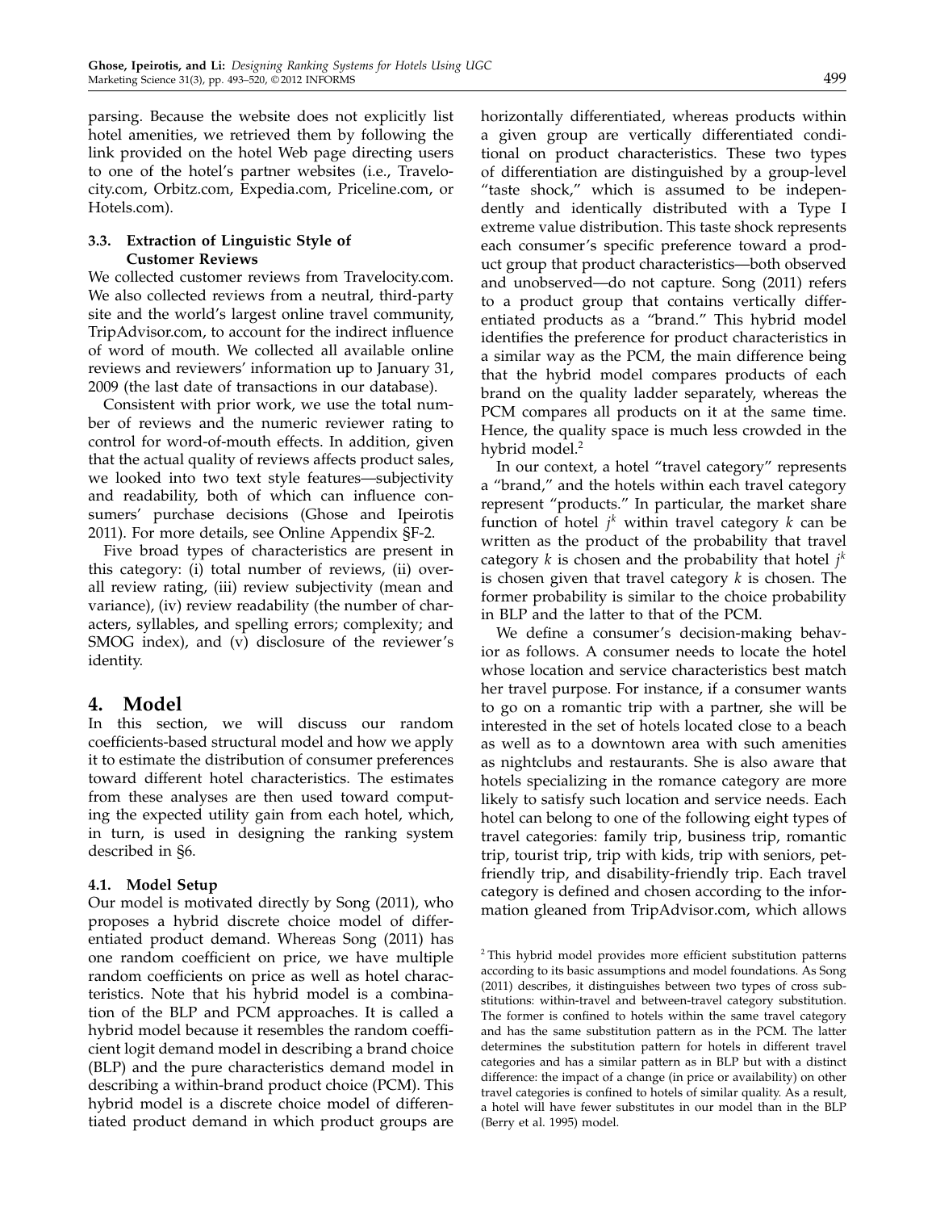parsing. Because the website does not explicitly list hotel amenities, we retrieved them by following the link provided on the hotel Web page directing users to one of the hotel's partner websites (i.e., Travelocity.com, Orbitz.com, Expedia.com, Priceline.com, or Hotels.com).

### 3.3. Extraction of Linguistic Style of Customer Reviews

We collected customer reviews from Travelocity.com. We also collected reviews from a neutral, third-party site and the world's largest online travel community, TripAdvisor.com, to account for the indirect influence of word of mouth. We collected all available online reviews and reviewers' information up to January 31, 2009 (the last date of transactions in our database).

Consistent with prior work, we use the total number of reviews and the numeric reviewer rating to control for word-of-mouth effects. In addition, given that the actual quality of reviews affects product sales, we looked into two text style features—subjectivity and readability, both of which can influence consumers' purchase decisions (Ghose and Ipeirotis 2011). For more details, see Online Appendix §F-2.

Five broad types of characteristics are present in this category: (i) total number of reviews, (ii) overall review rating, (iii) review subjectivity (mean and variance), (iv) review readability (the number of characters, syllables, and spelling errors; complexity; and SMOG index), and (v) disclosure of the reviewer's identity.

## 4. Model

In this section, we will discuss our random coefficients-based structural model and how we apply it to estimate the distribution of consumer preferences toward different hotel characteristics. The estimates from these analyses are then used toward computing the expected utility gain from each hotel, which, in turn, is used in designing the ranking system described in §6.

### 4.1. Model Setup

Our model is motivated directly by Song (2011), who proposes a hybrid discrete choice model of differentiated product demand. Whereas Song (2011) has one random coefficient on price, we have multiple random coefficients on price as well as hotel characteristics. Note that his hybrid model is a combination of the BLP and PCM approaches. It is called a hybrid model because it resembles the random coefficient logit demand model in describing a brand choice (BLP) and the pure characteristics demand model in describing a within-brand product choice (PCM). This hybrid model is a discrete choice model of differentiated product demand in which product groups are horizontally differentiated, whereas products within a given group are vertically differentiated conditional on product characteristics. These two types of differentiation are distinguished by a group-level "taste shock," which is assumed to be independently and identically distributed with a Type I extreme value distribution. This taste shock represents each consumer's specific preference toward a product group that product characteristics—both observed and unobserved—do not capture. Song (2011) refers to a product group that contains vertically differentiated products as a "brand." This hybrid model identifies the preference for product characteristics in a similar way as the PCM, the main difference being that the hybrid model compares products of each brand on the quality ladder separately, whereas the PCM compares all products on it at the same time. Hence, the quality space is much less crowded in the hybrid model.[2]

In our context, a hotel "travel category" represents a "brand," and the hotels within each travel category represent "products." In particular, the market share function of hotel $j^k$ within travel category $k$ can be written as the product of the probability that travel category $k$ is chosen and the probability that hotel $j^k$ is chosen given that travel category $k$ is chosen. The former probability is similar to the choice probability in BLP and the latter to that of the PCM.

We define a consumer's decision-making behavior as follows. A consumer needs to locate the hotel whose location and service characteristics best match her travel purpose. For instance, if a consumer wants to go on a romantic trip with a partner, she will be interested in the set of hotels located close to a beach as well as to a downtown area with such amenities as nightclubs and restaurants. She is also aware that hotels specializing in the romance category are more likely to satisfy such location and service needs. Each hotel can belong to one of the following eight types of travel categories: family trip, business trip, romantic trip, tourist trip, trip with kids, trip with seniors, pet-friendly trip, and disability-friendly trip. Each travel category is defined and chosen according to the information gleaned from TripAdvisor.com, which allows

[2] This hybrid model provides more efficient substitution patterns according to its basic assumptions and model foundations. As Song (2011) describes, it distinguishes between two types of cross substitutions: within-travel and between-travel category substitution. The former is confined to hotels within the same travel category and has the same substitution pattern as in the PCM. The latter determines the substitution pattern for hotels in different travel categories and has a similar pattern as in BLP but with a distinct difference: the impact of a change (in price or availability) on other travel categories is confined to hotels of similar quality. As a result, a hotel will have fewer substitutes in our model than in the BLP (Berry et al. 1995) model.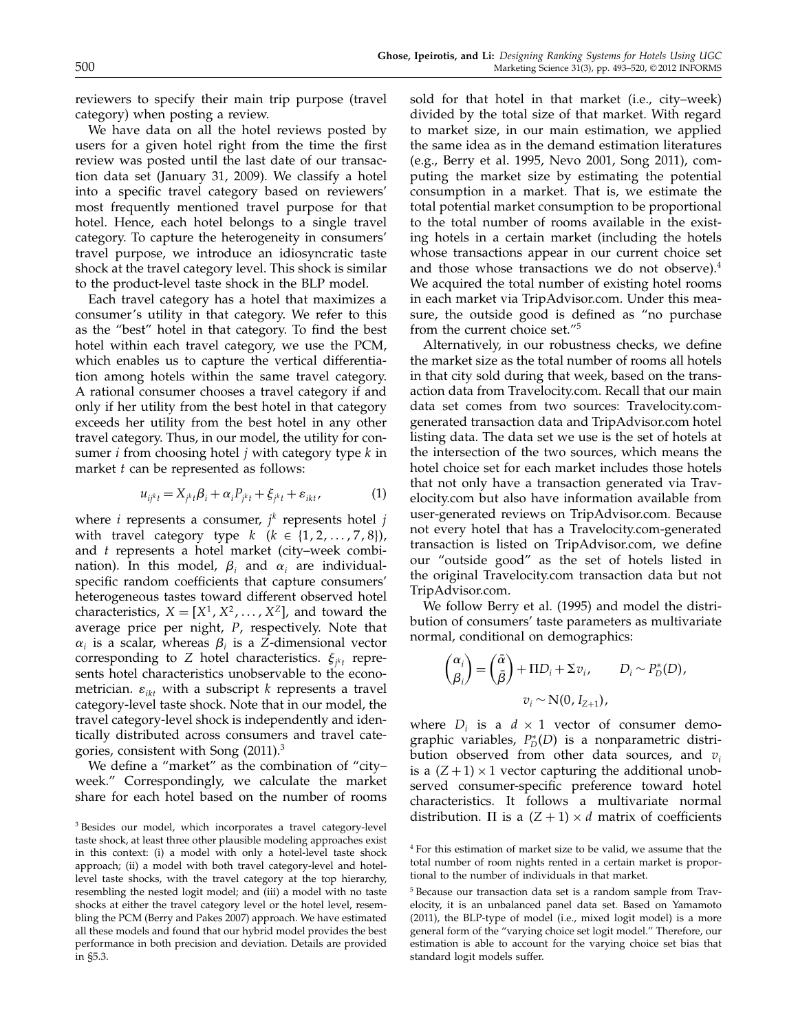reviewers to specify their main trip purpose (travel category) when posting a review.

We have data on all the hotel reviews posted by users for a given hotel right from the time the first review was posted until the last date of our transaction data set (January 31, 2009). We classify a hotel into a specific travel category based on reviewers' most frequently mentioned travel purpose for that hotel. Hence, each hotel belongs to a single travel category. To capture the heterogeneity in consumers' travel purpose, we introduce an idiosyncratic taste shock at the travel category level. This shock is similar to the product-level taste shock in the BLP model.

Each travel category has a hotel that maximizes a consumer's utility in that category. We refer to this as the "best" hotel in that category. To find the best hotel within each travel category, we use the PCM, which enables us to capture the vertical differentiation among hotels within the same travel category. A rational consumer chooses a travel category if and only if her utility from the best hotel in that category exceeds her utility from the best hotel in any other travel category. Thus, in our model, the utility for consumer $i$ from choosing hotel $j$ with category type $k$ in market $t$ can be represented as follows:

$$u_{ij^kt} = X_{j^kt}\beta_i + \alpha_i P_{j^kt} + \xi_{j^kt} + \varepsilon_{ikt}, \tag{1}$$

where $i$ represents a consumer, $j^k$ represents hotel $j$ with travel category type $k$ ($k \in \{1, 2, \ldots, 7, 8\}$), and $t$ represents a hotel market (city–week combination). In this model, $\beta_i$ and $\alpha_i$ are individual-specific random coefficients that capture consumers' heterogeneous tastes toward different observed hotel characteristics, $X = [X^1, X^2, \ldots, X^Z]$, and toward the average price per night, $P$, respectively. Note that $\alpha_i$ is a scalar, whereas $\beta_i$ is a $Z$-dimensional vector corresponding to $Z$ hotel characteristics. $\xi_{j^kt}$ represents hotel characteristics unobservable to the econometrician. $\varepsilon_{ikt}$ with a subscript $k$ represents a travel category-level taste shock. Note that in our model, the travel category-level shock is independently and identically distributed across consumers and travel categories, consistent with Song (2011).[3]

We define a "market" as the combination of "city–week." Correspondingly, we calculate the market share for each hotel based on the number of rooms sold for that hotel in that market (i.e., city–week) divided by the total size of that market. With regard to market size, in our main estimation, we applied the same idea as in the demand estimation literatures (e.g., Berry et al. 1995, Nevo 2001, Song 2011), computing the market size by estimating the potential consumption in a market. That is, we estimate the total potential market consumption to be proportional to the total number of rooms available in the existing hotels in a certain market (including the hotels whose transactions appear in our current choice set and those whose transactions we do not observe).[4] We acquired the total number of existing hotel rooms in each market via TripAdvisor.com. Under this measure, the outside good is defined as "no purchase from the current choice set."[5]

Alternatively, in our robustness checks, we define the market size as the total number of rooms all hotels in that city sold during that week, based on the transaction data from Travelocity.com. Recall that our main data set comes from two sources: Travelocity.com-generated transaction data and TripAdvisor.com hotel listing data. The data set we use is the set of hotels at the intersection of the two sources, which means the hotel choice set for each market includes those hotels that not only have a transaction generated via Travelocity.com but also have information available from user-generated reviews on TripAdvisor.com. Because not every hotel that has a Travelocity.com-generated transaction is listed on TripAdvisor.com, we define our "outside good" as the set of hotels listed in the original Travelocity.com transaction data but not TripAdvisor.com.

We follow Berry et al. (1995) and model the distribution of consumers' taste parameters as multivariate normal, conditional on demographics:

$$\begin{pmatrix} \alpha_i \\ \beta_i \end{pmatrix} = \begin{pmatrix} \bar{\alpha} \\ \bar{\beta} \end{pmatrix} + \Pi D_i + \Sigma v_i, \qquad D_i \sim P_D^*(D),$$
$$v_i \sim \mathrm{N}(0, I_{Z+1}),$$

where $D_i$ is a $d \times 1$ vector of consumer demographic variables, $P_D^*(D)$ is a nonparametric distribution observed from other data sources, and $v_i$ is a $(Z+1) \times 1$ vector capturing the additional unobserved consumer-specific preference toward hotel characteristics. It follows a multivariate normal distribution. $\Pi$ is a $(Z+1) \times d$ matrix of coefficients

[3] Besides our model, which incorporates a travel category-level taste shock, at least three other plausible modeling approaches exist in this context: (i) a model with only a hotel-level taste shock approach; (ii) a model with both travel category-level and hotel-level taste shocks, with the travel category at the top hierarchy, resembling the nested logit model; and (iii) a model with no taste shocks at either the travel category level or the hotel level, resembling the PCM (Berry and Pakes 2007) approach. We have estimated all these models and found that our hybrid model provides the best performance in both precision and deviation. Details are provided in §5.3.

[4] For this estimation of market size to be valid, we assume that the total number of room nights rented in a certain market is proportional to the number of individuals in that market.

[5] Because our transaction data set is a random sample from Travelocity, it is an unbalanced panel data set. Based on Yamamoto (2011), the BLP-type of model (i.e., mixed logit model) is a more general form of the "varying choice set logit model." Therefore, our estimation is able to account for the varying choice set bias that standard logit models suffer.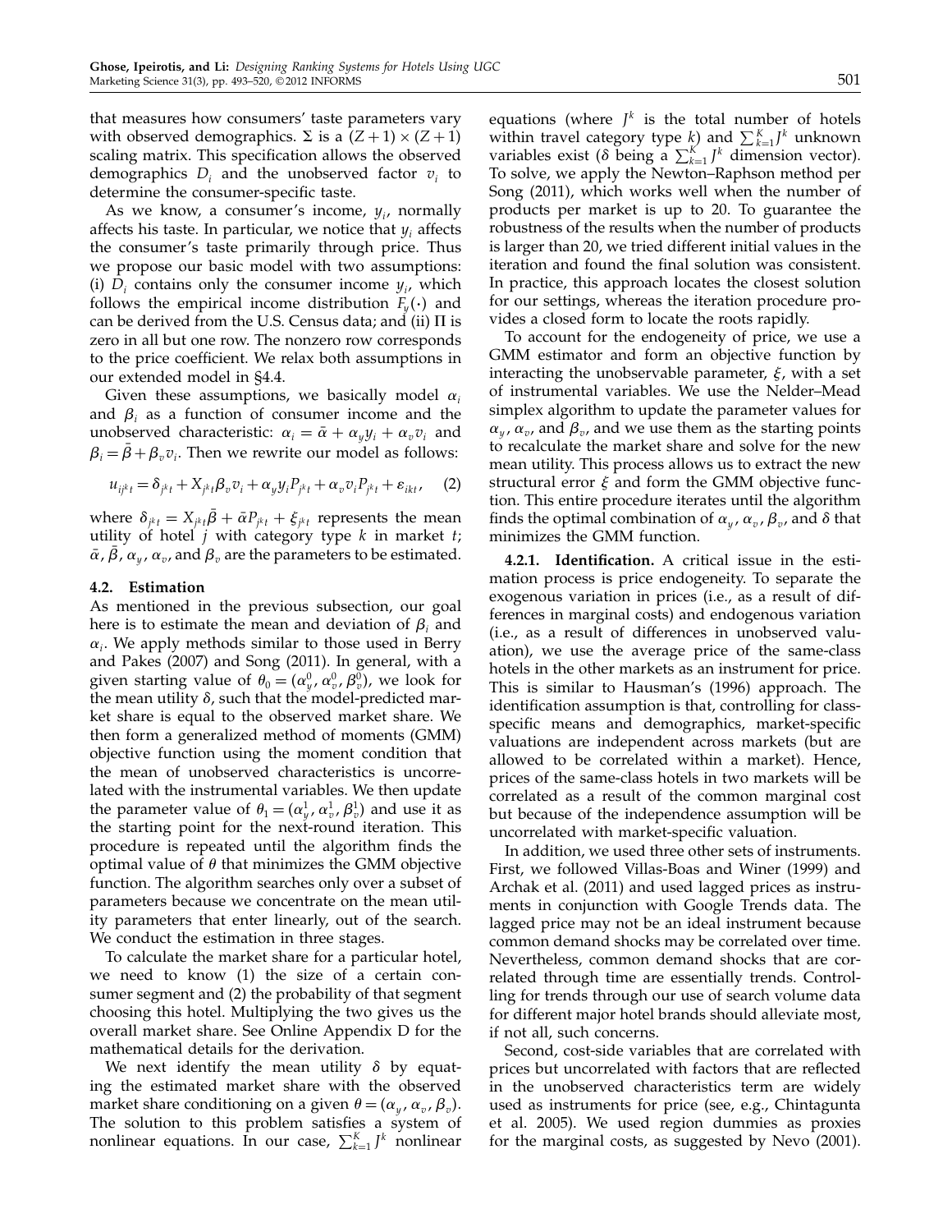that measures how consumers' taste parameters vary with observed demographics. $\Sigma$ is a $(Z+1) \times (Z+1)$ scaling matrix. This specification allows the observed demographics $D_i$ and the unobserved factor $v_i$ to determine the consumer-specific taste.

As we know, a consumer's income, $y_i$, normally affects his taste. In particular, we notice that $y_i$ affects the consumer's taste primarily through price. Thus we propose our basic model with two assumptions: (i) $D_i$ contains only the consumer income $y_i$, which follows the empirical income distribution $F_y(\cdot)$ and can be derived from the U.S. Census data; and (ii) $\Pi$ is zero in all but one row. The nonzero row corresponds to the price coefficient. We relax both assumptions in our extended model in §4.4.

Given these assumptions, we basically model $\alpha_i$ and $\beta_i$ as a function of consumer income and the unobserved characteristic: $\alpha_i = \bar{\alpha} + \alpha_y y_i + \alpha_v v_i$ and $\beta_i = \bar{\beta} + \beta_v v_i$. Then we rewrite our model as follows:

$$u_{ij^k t} = \delta_{j^k t} + X_{j^k t}\beta_v v_i + \alpha_y y_i P_{j^k t} + \alpha_v v_i P_{j^k t} + \varepsilon_{ikt}, \quad (2)$$

where $\delta_{j^k t} = X_{j^k t}\bar{\beta} + \bar{\alpha} P_{j^k t} + \xi_{j^k t}$ represents the mean utility of hotel $j$ with category type $k$ in market $t$; $\bar{\alpha}$, $\bar{\beta}$, $\alpha_y$, $\alpha_v$, and $\beta_v$ are the parameters to be estimated.

## 4.2. Estimation

As mentioned in the previous subsection, our goal here is to estimate the mean and deviation of $\beta_i$ and $\alpha_i$. We apply methods similar to those used in Berry and Pakes (2007) and Song (2011). In general, with a given starting value of $\theta_0 = (\alpha_y^0, \alpha_v^0, \beta_v^0)$, we look for the mean utility $\delta$, such that the model-predicted market share is equal to the observed market share. We then form a generalized method of moments (GMM) objective function using the moment condition that the mean of unobserved characteristics is uncorrelated with the instrumental variables. We then update the parameter value of $\theta_1 = (\alpha_y^1, \alpha_v^1, \beta_v^1)$ and use it as the starting point for the next-round iteration. This procedure is repeated until the algorithm finds the optimal value of $\theta$ that minimizes the GMM objective function. The algorithm searches only over a subset of parameters because we concentrate on the mean utility parameters that enter linearly, out of the search. We conduct the estimation in three stages.

To calculate the market share for a particular hotel, we need to know (1) the size of a certain consumer segment and (2) the probability of that segment choosing this hotel. Multiplying the two gives us the overall market share. See Online Appendix D for the mathematical details for the derivation.

We next identify the mean utility $\delta$ by equating the estimated market share with the observed market share conditioning on a given $\theta = (\alpha_y, \alpha_v, \beta_v)$. The solution to this problem satisfies a system of nonlinear equations. In our case, $\sum_{k=1}^{K} J^k$ nonlinear equations (where $J^k$ is the total number of hotels within travel category type $k$) and $\sum_{k=1}^{K} J^k$ unknown variables exist ($\delta$ being a $\sum_{k=1}^{K} J^k$ dimension vector). To solve, we apply the Newton–Raphson method per Song (2011), which works well when the number of products per market is up to 20. To guarantee the robustness of the results when the number of products is larger than 20, we tried different initial values in the iteration and found the final solution was consistent. In practice, this approach locates the closest solution for our settings, whereas the iteration procedure provides a closed form to locate the roots rapidly.

To account for the endogeneity of price, we use a GMM estimator and form an objective function by interacting the unobservable parameter, $\xi$, with a set of instrumental variables. We use the Nelder–Mead simplex algorithm to update the parameter values for $\alpha_y$, $\alpha_v$, and $\beta_v$, and we use them as the starting points to recalculate the market share and solve for the new mean utility. This process allows us to extract the new structural error $\xi$ and form the GMM objective function. This entire procedure iterates until the algorithm finds the optimal combination of $\alpha_y$, $\alpha_v$, $\beta_v$, and $\delta$ that minimizes the GMM function.

**4.2.1. Identification.** A critical issue in the estimation process is price endogeneity. To separate the exogenous variation in prices (i.e., as a result of differences in marginal costs) and endogenous variation (i.e., as a result of differences in unobserved valuation), we use the average price of the same-class hotels in the other markets as an instrument for price. This is similar to Hausman's (1996) approach. The identification assumption is that, controlling for class-specific means and demographics, market-specific valuations are independent across markets (but are allowed to be correlated within a market). Hence, prices of the same-class hotels in two markets will be correlated as a result of the common marginal cost but because of the independence assumption will be uncorrelated with market-specific valuation.

In addition, we used three other sets of instruments. First, we followed Villas-Boas and Winer (1999) and Archak et al. (2011) and used lagged prices as instruments in conjunction with Google Trends data. The lagged price may not be an ideal instrument because common demand shocks may be correlated over time. Nevertheless, common demand shocks that are correlated through time are essentially trends. Controlling for trends through our use of search volume data for different major hotel brands should alleviate most, if not all, such concerns.

Second, cost-side variables that are correlated with prices but uncorrelated with factors that are reflected in the unobserved characteristics term are widely used as instruments for price (see, e.g., Chintagunta et al. 2005). We used region dummies as proxies for the marginal costs, as suggested by Nevo (2001).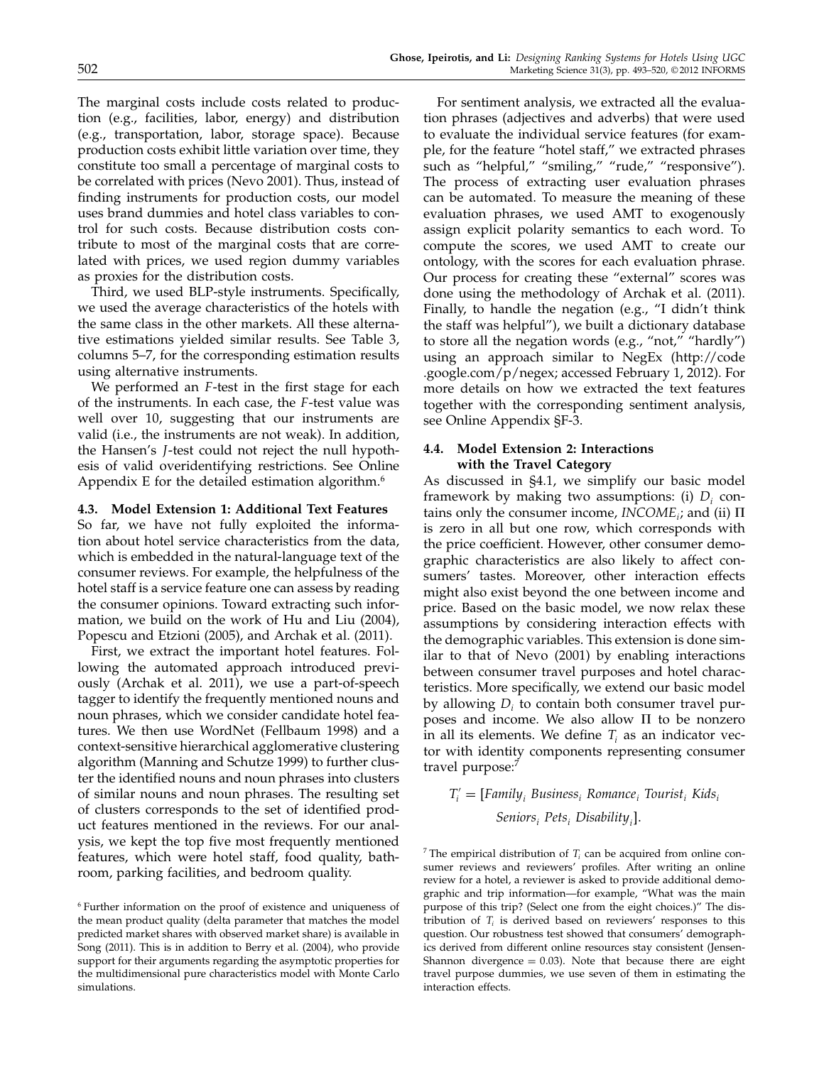The marginal costs include costs related to production (e.g., facilities, labor, energy) and distribution (e.g., transportation, labor, storage space). Because production costs exhibit little variation over time, they constitute too small a percentage of marginal costs to be correlated with prices (Nevo 2001). Thus, instead of finding instruments for production costs, our model uses brand dummies and hotel class variables to control for such costs. Because distribution costs contribute to most of the marginal costs that are correlated with prices, we used region dummy variables as proxies for the distribution costs.

Third, we used BLP-style instruments. Specifically, we used the average characteristics of the hotels with the same class in the other markets. All these alternative estimations yielded similar results. See Table 3, columns 5–7, for the corresponding estimation results using alternative instruments.

We performed an $F$-test in the first stage for each of the instruments. In each case, the $F$-test value was well over 10, suggesting that our instruments are valid (i.e., the instruments are not weak). In addition, the Hansen's $J$-test could not reject the null hypothesis of valid overidentifying restrictions. See Online Appendix E for the detailed estimation algorithm.[6]

### 4.3. Model Extension 1: Additional Text Features

So far, we have not fully exploited the information about hotel service characteristics from the data, which is embedded in the natural-language text of the consumer reviews. For example, the helpfulness of the hotel staff is a service feature one can assess by reading the consumer opinions. Toward extracting such information, we build on the work of Hu and Liu (2004), Popescu and Etzioni (2005), and Archak et al. (2011).

First, we extract the important hotel features. Following the automated approach introduced previously (Archak et al. 2011), we use a part-of-speech tagger to identify the frequently mentioned nouns and noun phrases, which we consider candidate hotel features. We then use WordNet (Fellbaum 1998) and a context-sensitive hierarchical agglomerative clustering algorithm (Manning and Schutze 1999) to further cluster the identified nouns and noun phrases into clusters of similar nouns and noun phrases. The resulting set of clusters corresponds to the set of identified product features mentioned in the reviews. For our analysis, we kept the top five most frequently mentioned features, which were hotel staff, food quality, bathroom, parking facilities, and bedroom quality.

For sentiment analysis, we extracted all the evaluation phrases (adjectives and adverbs) that were used to evaluate the individual service features (for example, for the feature "hotel staff," we extracted phrases such as "helpful," "smiling," "rude," "responsive"). The process of extracting user evaluation phrases can be automated. To measure the meaning of these evaluation phrases, we used AMT to exogenously assign explicit polarity semantics to each word. To compute the scores, we used AMT to create our ontology, with the scores for each evaluation phrase. Our process for creating these "external" scores was done using the methodology of Archak et al. (2011). Finally, to handle the negation (e.g., "I didn't think the staff was helpful"), we built a dictionary database to store all the negation words (e.g., "not," "hardly") using an approach similar to NegEx (http://code.google.com/p/negex; accessed February 1, 2012). For more details on how we extracted the text features together with the corresponding sentiment analysis, see Online Appendix §F-3.

### 4.4. Model Extension 2: Interactions with the Travel Category

As discussed in §4.1, we simplify our basic model framework by making two assumptions: (i) $D_i$ contains only the consumer income, $INCOME_i$; and (ii) $\Pi$ is zero in all but one row, which corresponds with the price coefficient. However, other consumer demographic characteristics are also likely to affect consumers' tastes. Moreover, other interaction effects might also exist beyond the one between income and price. Based on the basic model, we now relax these assumptions by considering interaction effects with the demographic variables. This extension is done similar to that of Nevo (2001) by enabling interactions between consumer travel purposes and hotel characteristics. More specifically, we extend our basic model by allowing $D_i$ to contain both consumer travel purposes and income. We also allow $\Pi$ to be nonzero in all its elements. We define $T_i$ as an indicator vector with identity components representing consumer travel purpose:[7]

$$T_i' = [Family_i\ Business_i\ Romance_i\ Tourist_i\ Kids_i\ Seniors_i\ Pets_i\ Disability_i].$$

[6] Further information on the proof of existence and uniqueness of the mean product quality (delta parameter that matches the model predicted market shares with observed market share) is available in Song (2011). This is in addition to Berry et al. (2004), who provide support for their arguments regarding the asymptotic properties for the multidimensional pure characteristics model with Monte Carlo simulations.

[7] The empirical distribution of $T_i$ can be acquired from online consumer reviews and reviewers' profiles. After writing an online review for a hotel, a reviewer is asked to provide additional demographic and trip information—for example, "What was the main purpose of this trip? (Select one from the eight choices.)" The distribution of $T_i$ is derived based on reviewers' responses to this question. Our robustness test showed that consumers' demographics derived from different online resources stay consistent (Jensen-Shannon divergence = 0.03). Note that because there are eight travel purpose dummies, we use seven of them in estimating the interaction effects.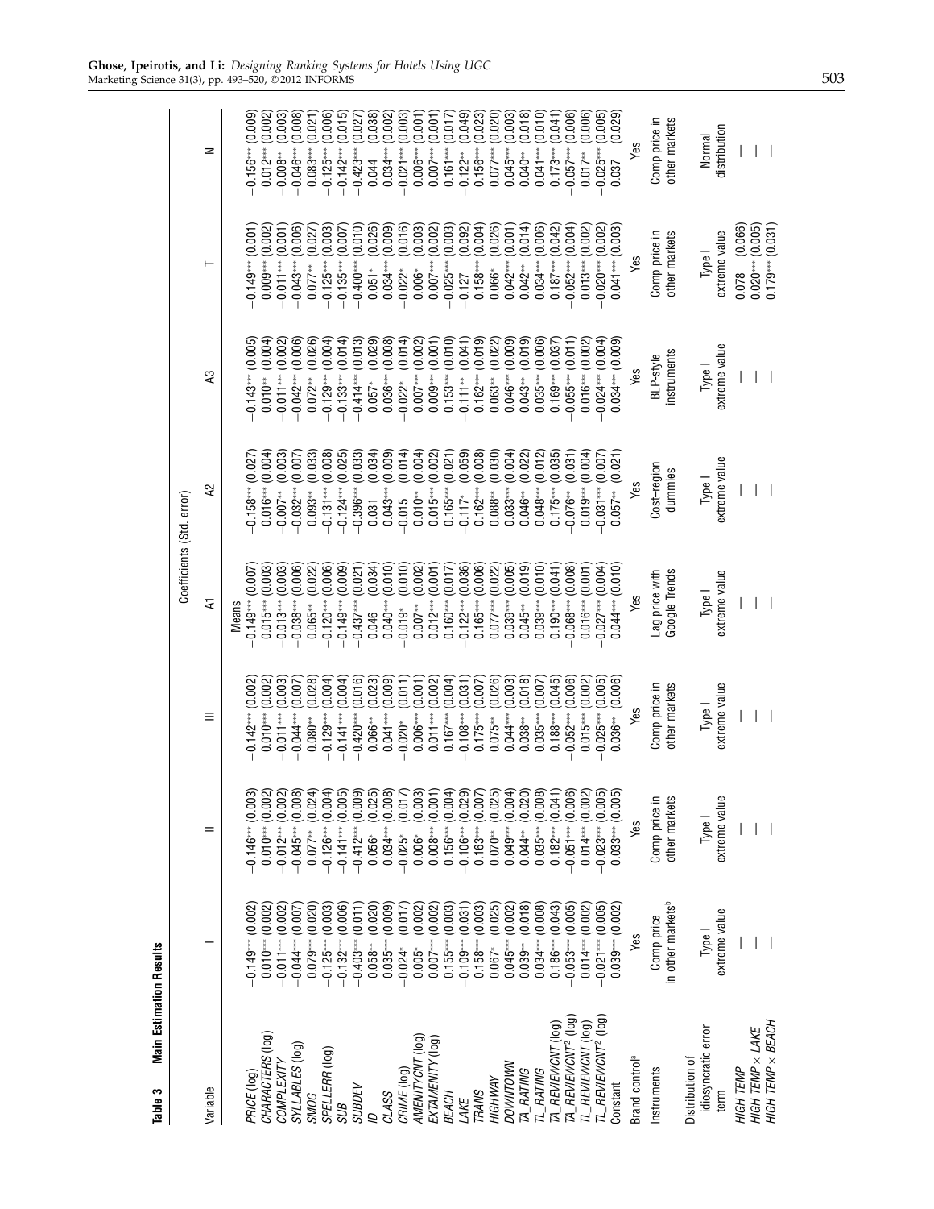**Table 3 Main Estimation Results**

| Variable | I | II | III | A1 | A2 | A3 | T | N |
|---|---|---|---|---|---|---|---|---|
| | Coefficients (Std. error) | | | | | | | |
| | | | | Means | | | | |
| *PRICE* (log) | −0.149*** (0.002) | −0.146*** (0.003) | −0.142*** (0.002) | −0.149*** (0.007) | −0.158*** (0.027) | −0.143*** (0.005) | −0.149*** (0.001) | −0.156*** (0.009) |
| *CHARACTERS* (log) | 0.010*** (0.002) | 0.010*** (0.002) | 0.010*** (0.002) | 0.015*** (0.003) | 0.016*** (0.004) | 0.010** (0.004) | 0.009*** (0.002) | 0.012*** (0.002) |
| *COMPLEXITY* | −0.011*** (0.002) | −0.012*** (0.002) | −0.011*** (0.003) | −0.013*** (0.003) | −0.007** (0.003) | −0.011*** (0.002) | −0.011*** (0.001) | −0.008** (0.003) |
| *SYLLABLES* (log) | −0.044*** (0.007) | −0.045*** (0.008) | −0.044*** (0.007) | −0.038*** (0.006) | −0.032*** (0.007) | −0.042*** (0.006) | −0.043*** (0.006) | −0.046*** (0.008) |
| *SMOG* | 0.079*** (0.020) | 0.077** (0.024) | 0.080** (0.028) | 0.065** (0.022) | 0.093** (0.033) | 0.072** (0.026) | 0.077** (0.027) | 0.083*** (0.021) |
| *SPELLERR* (log) | −0.125*** (0.003) | −0.126*** (0.004) | −0.129*** (0.004) | −0.120*** (0.006) | −0.131*** (0.008) | −0.129*** (0.004) | −0.125*** (0.003) | −0.125*** (0.006) |
| *SUB* | −0.132*** (0.006) | −0.141*** (0.005) | −0.141*** (0.004) | −0.149*** (0.009) | −0.124*** (0.025) | −0.133*** (0.014) | −0.135*** (0.007) | −0.142*** (0.015) |
| *SUBDEV* | −0.403*** (0.011) | −0.412*** (0.009) | −0.420*** (0.016) | −0.437*** (0.021) | −0.396*** (0.033) | −0.414*** (0.013) | −0.400*** (0.010) | −0.423*** (0.027) |
| *ID* | 0.058** (0.020) | 0.056* (0.025) | 0.066** (0.023) | 0.046 (0.034) | 0.031 (0.034) | 0.057* (0.029) | 0.051* (0.026) | 0.044 (0.038) |
| *CLASS* | 0.035*** (0.009) | 0.034*** (0.008) | 0.041*** (0.009) | 0.040*** (0.010) | 0.043*** (0.009) | 0.036*** (0.008) | 0.034*** (0.009) | 0.034*** (0.002) |
| *CRIME* (log) | −0.024* (0.017) | −0.025* (0.017) | −0.020* (0.011) | −0.019* (0.010) | −0.015 (0.014) | −0.022* (0.014) | −0.022* (0.016) | −0.021*** (0.003) |
| *AMENITYCNT* (log) | 0.005* (0.002) | 0.006* (0.003) | 0.006*** (0.001) | 0.007** (0.002) | 0.010** (0.004) | 0.007*** (0.002) | 0.006* (0.003) | 0.006*** (0.001) |
| *EXTAMENITY* (log) | 0.007*** (0.002) | 0.008*** (0.001) | 0.011*** (0.002) | 0.012*** (0.001) | 0.015*** (0.002) | 0.009*** (0.001) | 0.007*** (0.002) | 0.007*** (0.001) |
| *BEACH* | 0.155*** (0.003) | 0.156*** (0.004) | 0.167*** (0.004) | 0.160*** (0.017) | 0.165*** (0.021) | 0.153*** (0.010) | −0.025*** (0.003) | 0.161*** (0.017) |
| *LAKE* | −0.109*** (0.031) | −0.106*** (0.029) | −0.108*** (0.031) | −0.122*** (0.036) | −0.117* (0.059) | −0.111** (0.041) | −0.127 (0.092) | −0.122** (0.049) |
| *TRANS* | 0.158*** (0.003) | 0.163*** (0.007) | 0.175*** (0.007) | 0.165*** (0.006) | 0.162*** (0.008) | 0.162*** (0.019) | 0.158*** (0.004) | 0.156*** (0.023) |
| *HIGHWAY* | 0.067* (0.025) | 0.070** (0.025) | 0.075** (0.026) | 0.077*** (0.022) | 0.088** (0.030) | 0.063** (0.022) | 0.066* (0.026) | 0.077*** (0.020) |
| *DOWNTOWN* | 0.045*** (0.002) | 0.049*** (0.004) | 0.044*** (0.003) | 0.039*** (0.005) | 0.033*** (0.004) | 0.046*** (0.009) | 0.042*** (0.001) | 0.045*** (0.003) |
| *TA_RATING* | 0.039** (0.018) | 0.044** (0.020) | 0.038** (0.018) | 0.045** (0.019) | 0.046** (0.022) | 0.043** (0.019) | 0.042** (0.014) | 0.040** (0.018) |
| *TL_RATING* | 0.034*** (0.008) | 0.035*** (0.008) | 0.035*** (0.007) | 0.039*** (0.010) | 0.048*** (0.012) | 0.035*** (0.006) | 0.034*** (0.006) | 0.041*** (0.010) |
| *TA_REVIEWCNT* (log) | 0.186*** (0.043) | 0.182*** (0.041) | 0.188*** (0.045) | 0.190*** (0.041) | 0.175*** (0.035) | 0.169*** (0.037) | 0.187*** (0.042) | 0.173*** (0.041) |
| *TA_REVIEWCNT*$^2$ (log) | −0.053*** (0.005) | −0.051*** (0.006) | −0.052*** (0.006) | −0.068*** (0.008) | −0.076** (0.031) | −0.055*** (0.011) | −0.052*** (0.004) | −0.057*** (0.006) |
| *TL_REVIEWCNT* (log) | 0.014*** (0.002) | 0.014*** (0.002) | 0.015*** (0.002) | 0.016*** (0.001) | 0.019*** (0.004) | 0.016*** (0.002) | 0.013*** (0.002) | 0.017** (0.006) |
| *TL_REVIEWCNT*$^2$ (log) | −0.021*** (0.005) | −0.023*** (0.005) | −0.025*** (0.005) | −0.027*** (0.004) | −0.031*** (0.007) | −0.024*** (0.004) | −0.020*** (0.002) | −0.025*** (0.005) |
| Constant | 0.039*** (0.002) | 0.033*** (0.005) | 0.036** (0.006) | 0.044*** (0.010) | 0.057** (0.021) | 0.034*** (0.009) | 0.041*** (0.003) | 0.037 (0.029) |
| Brand control[a] | Yes | Yes | Yes | Yes | Yes | Yes | Yes | Yes |
| Instruments | Comp price in other markets[b] | Comp price in other markets | Comp price in other markets | Lag price with Google Trends | Cost–region dummies | BLP-style instruments | Comp price in other markets | Comp price in other markets |
| Distribution of idiosyncratic error term | Type I extreme value | Type I extreme value | Type I extreme value | Type I extreme value | Type I extreme value | Type I extreme value | Type I extreme value | Normal distribution |
| *HIGH TEMP* | — | — | — | — | — | — | 0.078 (0.066) | — |
| *HIGH TEMP* × *LAKE* | — | — | — | — | — | — | 0.020*** (0.005) | — |
| *HIGH TEMP* × *BEACH* | — | — | — | — | — | — | 0.179*** (0.031) | — |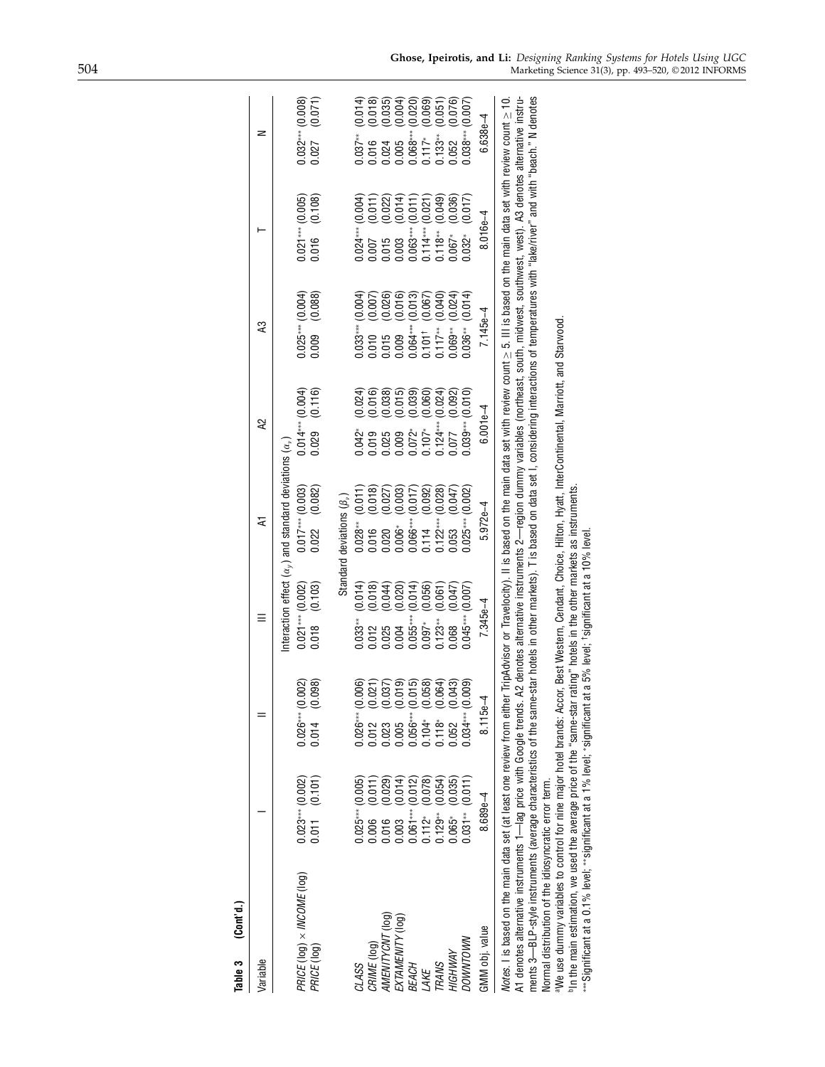**Table 3** (Cont'd.)

| Variable | I | II | III | A1 | A2 | A3 | T | N |
|---|---|---|---|---|---|---|---|---|
| | Interaction effect ($\alpha_y$) and standard deviations ($\alpha_v$) | | | | | | | |
| *PRICE* (log) × *INCOME* (log) | 0.023*** (0.002) | 0.026*** (0.002) | 0.021*** (0.002) | 0.017*** (0.003) | 0.014*** (0.004) | 0.025*** (0.004) | 0.021*** (0.005) | 0.032*** (0.008) |
| *PRICE* (log) | 0.011 (0.101) | 0.014 (0.098) | 0.018 (0.103) | 0.022 (0.082) | 0.029 (0.116) | 0.009 (0.088) | 0.016 (0.108) | 0.027 (0.071) |
| | Standard deviations ($\beta_v$) | | | | | | | |
| *CLASS* | 0.025*** (0.005) | 0.026*** (0.006) | 0.033** (0.014) | 0.028** (0.011) | 0.042* (0.024) | 0.033*** (0.004) | 0.024*** (0.004) | 0.037** (0.014) |
| *CRIME* (log) | 0.006 (0.011) | 0.012 (0.021) | 0.012 (0.018) | 0.016 (0.018) | 0.019 (0.016) | 0.010 (0.007) | 0.007 (0.011) | 0.016 (0.018) |
| *AMENITYCNT* (log) | 0.016 (0.029) | 0.023 (0.037) | 0.025 (0.044) | 0.020 (0.027) | 0.025 (0.038) | 0.015 (0.026) | 0.015 (0.022) | 0.024 (0.035) |
| *EXTAMENITY* (log) | 0.003 (0.014) | 0.005 (0.019) | 0.004 (0.020) | 0.006* (0.003) | 0.009 (0.015) | 0.009 (0.016) | 0.003 (0.014) | 0.005 (0.004) |
| *BEACH* | 0.061*** (0.012) | 0.056*** (0.015) | 0.055*** (0.014) | 0.066*** (0.017) | 0.072* (0.039) | 0.064*** (0.013) | 0.063*** (0.011) | 0.068*** (0.020) |
| *LAKE* | 0.112* (0.078) | 0.104* (0.058) | 0.097* (0.056) | 0.114 (0.092) | 0.107* (0.060) | 0.101† (0.067) | 0.114*** (0.021) | 0.117* (0.069) |
| *TRANS* | 0.129** (0.054) | 0.118* (0.064) | 0.123** (0.061) | 0.122*** (0.028) | 0.124*** (0.024) | 0.117** (0.040) | 0.118** (0.049) | 0.133** (0.051) |
| *HIGHWAY* | 0.065* (0.035) | 0.052 (0.043) | 0.068 (0.047) | 0.053 (0.047) | 0.077 (0.092) | 0.069** (0.024) | 0.067* (0.036) | 0.052 (0.076) |
| *DOWNTOWN* | 0.031** (0.011) | 0.034*** (0.009) | 0.045*** (0.007) | 0.025*** (0.002) | 0.039*** (0.010) | 0.036** (0.014) | 0.032* (0.017) | 0.038*** (0.007) |
| GMM obj. value | 8.689e–4 | 8.115e–4 | 7.345e–4 | 5.972e–4 | 6.001e–4 | 7.145e–4 | 8.016e–4 | 6.638e–4 |

*Notes.* I is based on the main data set (at least one review from either TripAdvisor or Travelocity). II is based on the main data set with review count ≥ 5. III is based on the main data set with review count ≥ 10. A1 denotes alternative instruments 1—lag price with Google trends. A2 denotes alternative instruments 2—region dummy variables (northeast, south, midwest, southwest, west). A3 denotes alternative instruments 3—BLP-style instruments (average characteristics of the same-star hotels in other markets). T is based on data set I, considering interactions of temperatures with "lake/river" and with "beach." N denotes Normal distribution of the idiosyncratic error term.

[a]We use dummy variables to control for nine major hotel brands: Accor, Best Western, Cendant, Choice, Hilton, Hyatt, InterContinental, Marriott, and Starwood.

[b]In the main estimation, we used the average price of the "same-star rating" hotels in the other markets as instruments.

***Significant at a 0.1% level; **significant at a 1% level; *significant at a 5% level; †significant at a 10% level.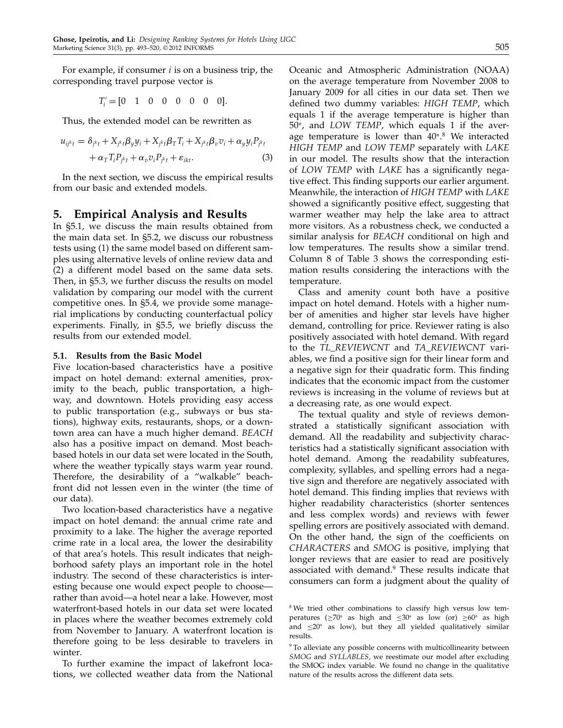For example, if consumer $i$ is on a business trip, the corresponding travel purpose vector is

$$T_i' = [0 \quad 1 \quad 0 \quad 0 \quad 0 \quad 0 \quad 0 \quad 0].$$

Thus, the extended model can be rewritten as

$$u_{ij^k t} = \delta_{j^k t} + X_{j^k t}\beta_y y_i + X_{j^k t}\beta_T T_i + X_{j^k t}\beta_v v_i + \alpha_y y_i P_{j^k t} + \alpha_T T_i P_{j^k t} + \alpha_v v_i P_{j^k t} + \varepsilon_{ikt}. \quad (3)$$

In the next section, we discuss the empirical results from our basic and extended models.

## 5. Empirical Analysis and Results

In §5.1, we discuss the main results obtained from the main data set. In §5.2, we discuss our robustness tests using (1) the same model based on different samples using alternative levels of online review data and (2) a different model based on the same data sets. Then, in §5.3, we further discuss the results on model validation by comparing our model with the current competitive ones. In §5.4, we provide some managerial implications by conducting counterfactual policy experiments. Finally, in §5.5, we briefly discuss the results from our extended model.

### 5.1. Results from the Basic Model

Five location-based characteristics have a positive impact on hotel demand: external amenities, proximity to the beach, public transportation, a highway, and downtown. Hotels providing easy access to public transportation (e.g., subways or bus stations), highway exits, restaurants, shops, or a downtown area can have a much higher demand. *BEACH* also has a positive impact on demand. Most beach-based hotels in our data set were located in the South, where the weather typically stays warm year round. Therefore, the desirability of a "walkable" beachfront did not lessen even in the winter (the time of our data).

Two location-based characteristics have a negative impact on hotel demand: the annual crime rate and proximity to a lake. The higher the average reported crime rate in a local area, the lower the desirability of that area's hotels. This result indicates that neighborhood safety plays an important role in the hotel industry. The second of these characteristics is interesting because one would expect people to choose—rather than avoid—a hotel near a lake. However, most waterfront-based hotels in our data set were located in places where the weather becomes extremely cold from November to January. A waterfront location is therefore going to be less desirable to travelers in winter.

To further examine the impact of lakefront locations, we collected weather data from the National Oceanic and Atmospheric Administration (NOAA) on the average temperature from November 2008 to January 2009 for all cities in our data set. Then we defined two dummy variables: *HIGH TEMP*, which equals 1 if the average temperature is higher than 50°, and *LOW TEMP*, which equals 1 if the average temperature is lower than 40°.[8] We interacted *HIGH TEMP* and *LOW TEMP* separately with *LAKE* in our model. The results show that the interaction of *LOW TEMP* with *LAKE* has a significantly negative effect. This finding supports our earlier argument. Meanwhile, the interaction of *HIGH TEMP* with *LAKE* showed a significantly positive effect, suggesting that warmer weather may help the lake area to attract more visitors. As a robustness check, we conducted a similar analysis for *BEACH* conditional on high and low temperatures. The results show a similar trend. Column 8 of Table 3 shows the corresponding estimation results considering the interactions with the temperature.

Class and amenity count both have a positive impact on hotel demand. Hotels with a higher number of amenities and higher star levels have higher demand, controlling for price. Reviewer rating is also positively associated with hotel demand. With regard to the *TL_REVIEWCNT* and *TA_REVIEWCNT* variables, we find a positive sign for their linear form and a negative sign for their quadratic form. This finding indicates that the economic impact from the customer reviews is increasing in the volume of reviews but at a decreasing rate, as one would expect.

The textual quality and style of reviews demonstrated a statistically significant association with demand. All the readability and subjectivity characteristics had a statistically significant association with hotel demand. Among the readability subfeatures, complexity, syllables, and spelling errors had a negative sign and therefore are negatively associated with hotel demand. This finding implies that reviews with higher readability characteristics (shorter sentences and less complex words) and reviews with fewer spelling errors are positively associated with demand. On the other hand, the sign of the coefficients on *CHARACTERS* and *SMOG* is positive, implying that longer reviews that are easier to read are positively associated with demand.[9] These results indicate that consumers can form a judgment about the quality of

[8] We tried other combinations to classify high versus low temperatures (≥70° as high and ≤30° as low (or) ≥60° as high and ≤20° as low), but they all yielded qualitatively similar results.

[9] To alleviate any possible concerns with multicollinearity between *SMOG* and *SYLLABLES*, we reestimate our model after excluding the SMOG index variable. We found no change in the qualitative nature of the results across the different data sets.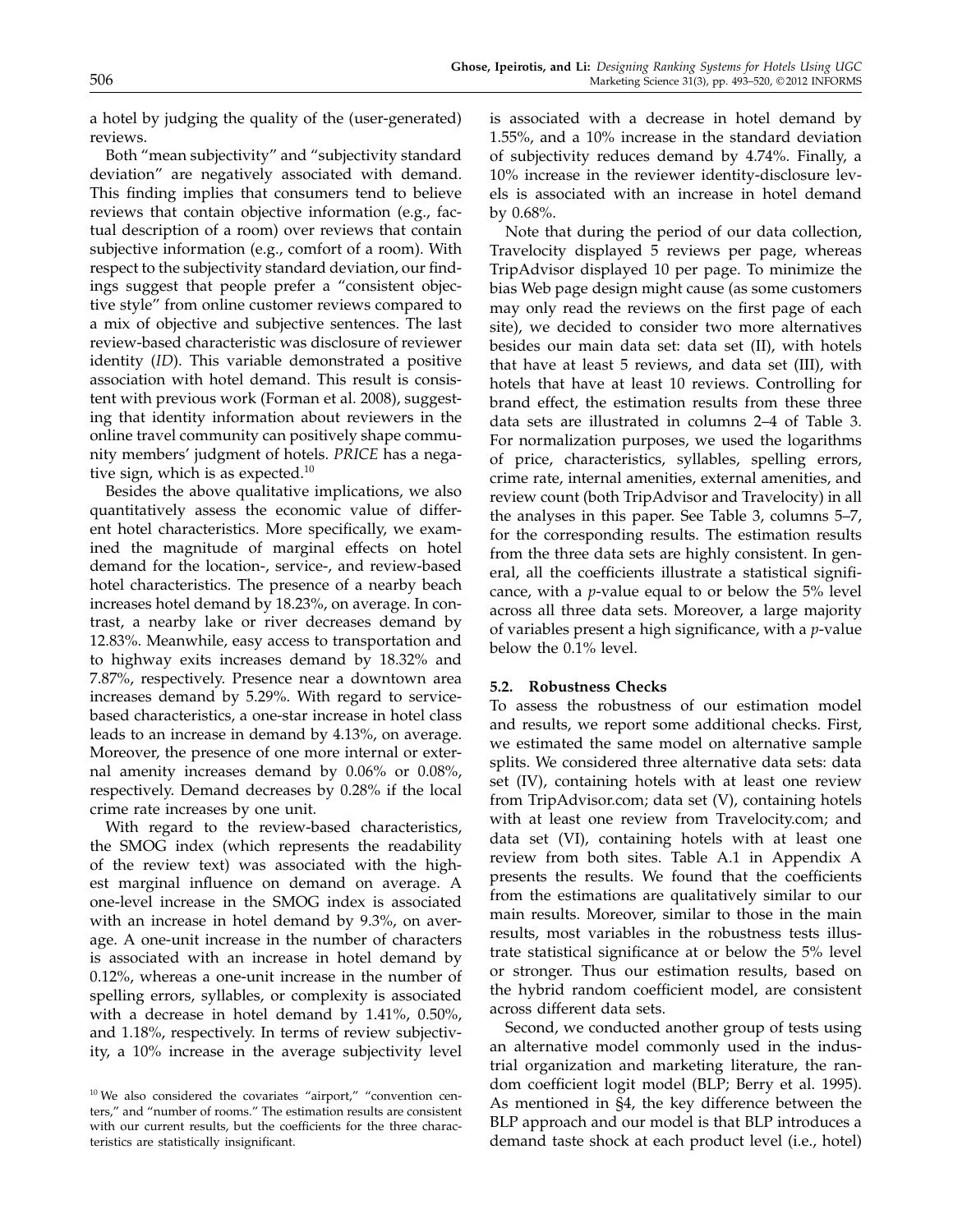a hotel by judging the quality of the (user-generated) reviews.

Both "mean subjectivity" and "subjectivity standard deviation" are negatively associated with demand. This finding implies that consumers tend to believe reviews that contain objective information (e.g., factual description of a room) over reviews that contain subjective information (e.g., comfort of a room). With respect to the subjectivity standard deviation, our findings suggest that people prefer a "consistent objective style" from online customer reviews compared to a mix of objective and subjective sentences. The last review-based characteristic was disclosure of reviewer identity (*ID*). This variable demonstrated a positive association with hotel demand. This result is consistent with previous work (Forman et al. 2008), suggesting that identity information about reviewers in the online travel community can positively shape community members' judgment of hotels. *PRICE* has a negative sign, which is as expected.[10]

Besides the above qualitative implications, we also quantitatively assess the economic value of different hotel characteristics. More specifically, we examined the magnitude of marginal effects on hotel demand for the location-, service-, and review-based hotel characteristics. The presence of a nearby beach increases hotel demand by 18.23%, on average. In contrast, a nearby lake or river decreases demand by 12.83%. Meanwhile, easy access to transportation and to highway exits increases demand by 18.32% and 7.87%, respectively. Presence near a downtown area increases demand by 5.29%. With regard to service-based characteristics, a one-star increase in hotel class leads to an increase in demand by 4.13%, on average. Moreover, the presence of one more internal or external amenity increases demand by 0.06% or 0.08%, respectively. Demand decreases by 0.28% if the local crime rate increases by one unit.

With regard to the review-based characteristics, the SMOG index (which represents the readability of the review text) was associated with the highest marginal influence on demand on average. A one-level increase in the SMOG index is associated with an increase in hotel demand by 9.3%, on average. A one-unit increase in the number of characters is associated with an increase in hotel demand by 0.12%, whereas a one-unit increase in the number of spelling errors, syllables, or complexity is associated with a decrease in hotel demand by 1.41%, 0.50%, and 1.18%, respectively. In terms of review subjectivity, a 10% increase in the average subjectivity level is associated with a decrease in hotel demand by 1.55%, and a 10% increase in the standard deviation of subjectivity reduces demand by 4.74%. Finally, a 10% increase in the reviewer identity-disclosure levels is associated with an increase in hotel demand by 0.68%.

Note that during the period of our data collection, Travelocity displayed 5 reviews per page, whereas TripAdvisor displayed 10 per page. To minimize the bias Web page design might cause (as some customers may only read the reviews on the first page of each site), we decided to consider two more alternatives besides our main data set: data set (II), with hotels that have at least 5 reviews, and data set (III), with hotels that have at least 10 reviews. Controlling for brand effect, the estimation results from these three data sets are illustrated in columns 2–4 of Table 3. For normalization purposes, we used the logarithms of price, characteristics, syllables, spelling errors, crime rate, internal amenities, external amenities, and review count (both TripAdvisor and Travelocity) in all the analyses in this paper. See Table 3, columns 5–7, for the corresponding results. The estimation results from the three data sets are highly consistent. In general, all the coefficients illustrate a statistical significance, with a $p$-value equal to or below the 5% level across all three data sets. Moreover, a large majority of variables present a high significance, with a $p$-value below the 0.1% level.

### 5.2. Robustness Checks

To assess the robustness of our estimation model and results, we report some additional checks. First, we estimated the same model on alternative sample splits. We considered three alternative data sets: data set (IV), containing hotels with at least one review from TripAdvisor.com; data set (V), containing hotels with at least one review from Travelocity.com; and data set (VI), containing hotels with at least one review from both sites. Table A.1 in Appendix A presents the results. We found that the coefficients from the estimations are qualitatively similar to our main results. Moreover, similar to those in the main results, most variables in the robustness tests illustrate statistical significance at or below the 5% level or stronger. Thus our estimation results, based on the hybrid random coefficient model, are consistent across different data sets.

Second, we conducted another group of tests using an alternative model commonly used in the industrial organization and marketing literature, the random coefficient logit model (BLP; Berry et al. 1995). As mentioned in §4, the key difference between the BLP approach and our model is that BLP introduces a demand taste shock at each product level (i.e., hotel)

[10] We also considered the covariates "airport," "convention centers," and "number of rooms." The estimation results are consistent with our current results, but the coefficients for the three characteristics are statistically insignificant.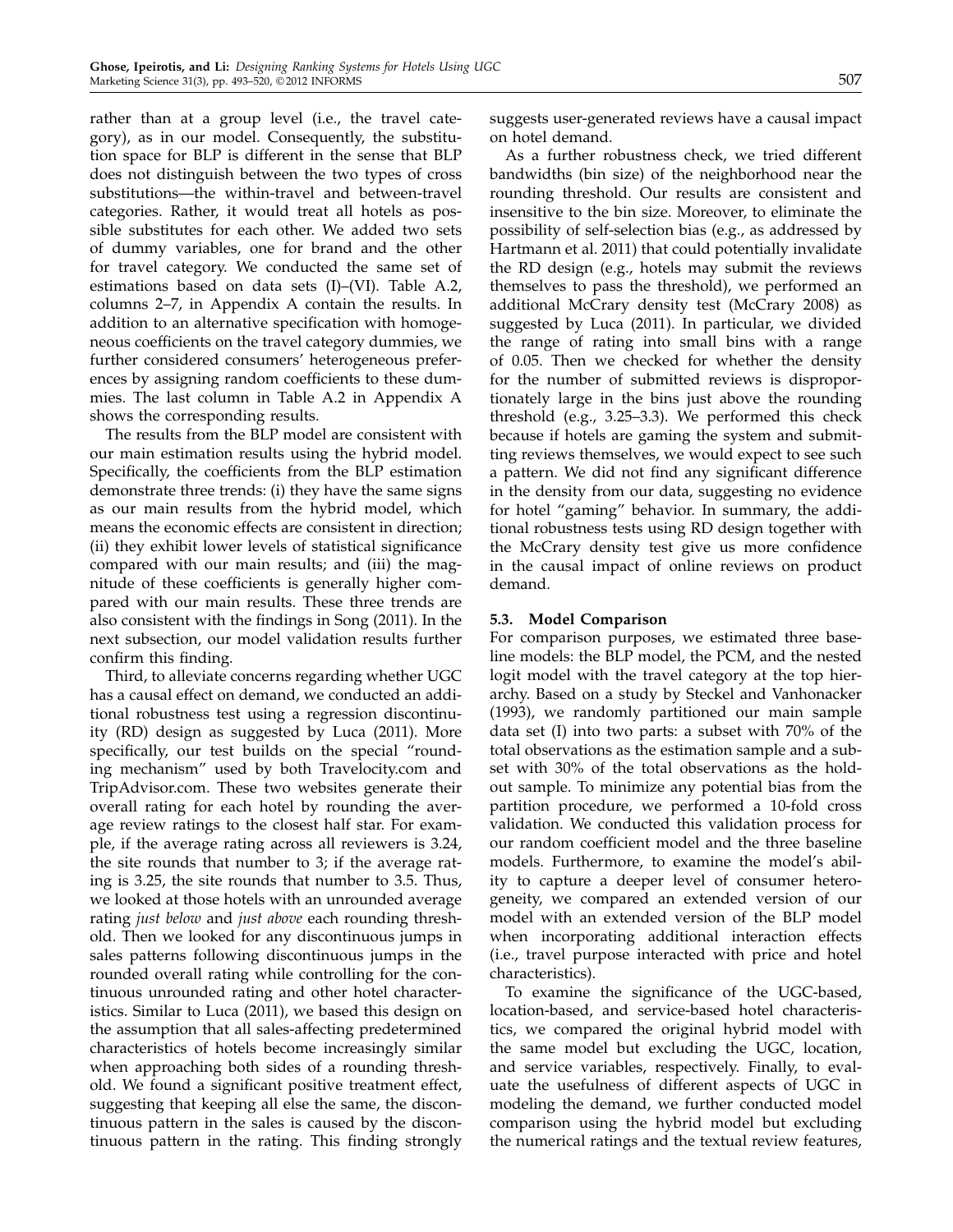rather than at a group level (i.e., the travel category), as in our model. Consequently, the substitution space for BLP is different in the sense that BLP does not distinguish between the two types of cross substitutions—the within-travel and between-travel categories. Rather, it would treat all hotels as possible substitutes for each other. We added two sets of dummy variables, one for brand and the other for travel category. We conducted the same set of estimations based on data sets (I)–(VI). Table A.2, columns 2–7, in Appendix A contain the results. In addition to an alternative specification with homogeneous coefficients on the travel category dummies, we further considered consumers' heterogeneous preferences by assigning random coefficients to these dummies. The last column in Table A.2 in Appendix A shows the corresponding results.

The results from the BLP model are consistent with our main estimation results using the hybrid model. Specifically, the coefficients from the BLP estimation demonstrate three trends: (i) they have the same signs as our main results from the hybrid model, which means the economic effects are consistent in direction; (ii) they exhibit lower levels of statistical significance compared with our main results; and (iii) the magnitude of these coefficients is generally higher compared with our main results. These three trends are also consistent with the findings in Song (2011). In the next subsection, our model validation results further confirm this finding.

Third, to alleviate concerns regarding whether UGC has a causal effect on demand, we conducted an additional robustness test using a regression discontinuity (RD) design as suggested by Luca (2011). More specifically, our test builds on the special "rounding mechanism" used by both Travelocity.com and TripAdvisor.com. These two websites generate their overall rating for each hotel by rounding the average review ratings to the closest half star. For example, if the average rating across all reviewers is 3.24, the site rounds that number to 3; if the average rating is 3.25, the site rounds that number to 3.5. Thus, we looked at those hotels with an unrounded average rating *just below* and *just above* each rounding threshold. Then we looked for any discontinuous jumps in sales patterns following discontinuous jumps in the rounded overall rating while controlling for the continuous unrounded rating and other hotel characteristics. Similar to Luca (2011), we based this design on the assumption that all sales-affecting predetermined characteristics of hotels become increasingly similar when approaching both sides of a rounding threshold. We found a significant positive treatment effect, suggesting that keeping all else the same, the discontinuous pattern in the sales is caused by the discontinuous pattern in the rating. This finding strongly suggests user-generated reviews have a causal impact on hotel demand.

As a further robustness check, we tried different bandwidths (bin size) of the neighborhood near the rounding threshold. Our results are consistent and insensitive to the bin size. Moreover, to eliminate the possibility of self-selection bias (e.g., as addressed by Hartmann et al. 2011) that could potentially invalidate the RD design (e.g., hotels may submit the reviews themselves to pass the threshold), we performed an additional McCrary density test (McCrary 2008) as suggested by Luca (2011). In particular, we divided the range of rating into small bins with a range of 0.05. Then we checked for whether the density for the number of submitted reviews is disproportionately large in the bins just above the rounding threshold (e.g., 3.25–3.3). We performed this check because if hotels are gaming the system and submitting reviews themselves, we would expect to see such a pattern. We did not find any significant difference in the density from our data, suggesting no evidence for hotel "gaming" behavior. In summary, the additional robustness tests using RD design together with the McCrary density test give us more confidence in the causal impact of online reviews on product demand.

### 5.3. Model Comparison

For comparison purposes, we estimated three baseline models: the BLP model, the PCM, and the nested logit model with the travel category at the top hierarchy. Based on a study by Steckel and Vanhonacker (1993), we randomly partitioned our main sample data set (I) into two parts: a subset with 70% of the total observations as the estimation sample and a subset with 30% of the total observations as the holdout sample. To minimize any potential bias from the partition procedure, we performed a 10-fold cross validation. We conducted this validation process for our random coefficient model and the three baseline models. Furthermore, to examine the model's ability to capture a deeper level of consumer heterogeneity, we compared an extended version of our model with an extended version of the BLP model when incorporating additional interaction effects (i.e., travel purpose interacted with price and hotel characteristics).

To examine the significance of the UGC-based, location-based, and service-based hotel characteristics, we compared the original hybrid model with the same model but excluding the UGC, location, and service variables, respectively. Finally, to evaluate the usefulness of different aspects of UGC in modeling the demand, we further conducted model comparison using the hybrid model but excluding the numerical ratings and the textual review features,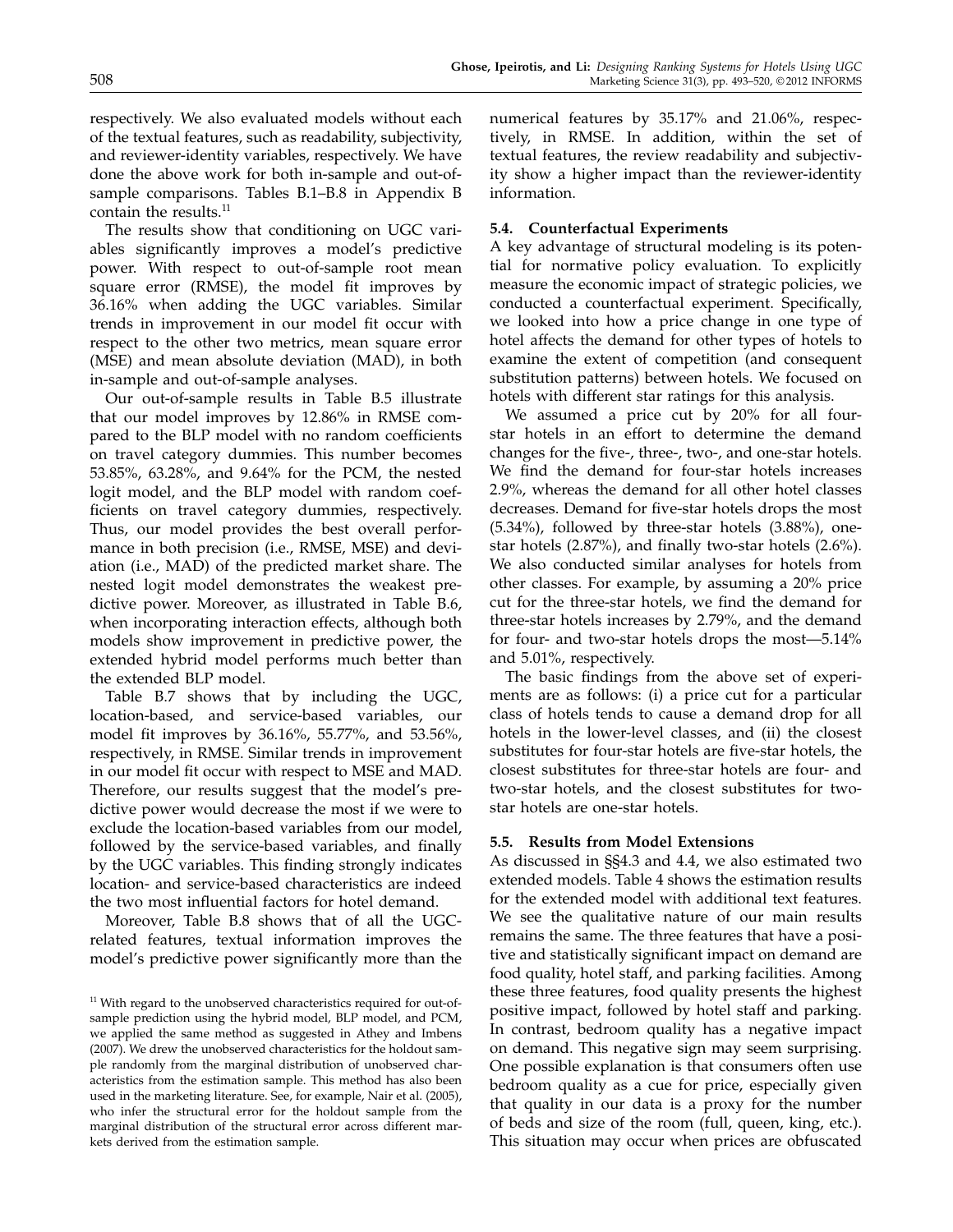respectively. We also evaluated models without each of the textual features, such as readability, subjectivity, and reviewer-identity variables, respectively. We have done the above work for both in-sample and out-of-sample comparisons. Tables B.1–B.8 in Appendix B contain the results.[11]

The results show that conditioning on UGC variables significantly improves a model's predictive power. With respect to out-of-sample root mean square error (RMSE), the model fit improves by 36.16% when adding the UGC variables. Similar trends in improvement in our model fit occur with respect to the other two metrics, mean square error (MSE) and mean absolute deviation (MAD), in both in-sample and out-of-sample analyses.

Our out-of-sample results in Table B.5 illustrate that our model improves by 12.86% in RMSE compared to the BLP model with no random coefficients on travel category dummies. This number becomes 53.85%, 63.28%, and 9.64% for the PCM, the nested logit model, and the BLP model with random coefficients on travel category dummies, respectively. Thus, our model provides the best overall performance in both precision (i.e., RMSE, MSE) and deviation (i.e., MAD) of the predicted market share. The nested logit model demonstrates the weakest predictive power. Moreover, as illustrated in Table B.6, when incorporating interaction effects, although both models show improvement in predictive power, the extended hybrid model performs much better than the extended BLP model.

Table B.7 shows that by including the UGC, location-based, and service-based variables, our model fit improves by 36.16%, 55.77%, and 53.56%, respectively, in RMSE. Similar trends in improvement in our model fit occur with respect to MSE and MAD. Therefore, our results suggest that the model's predictive power would decrease the most if we were to exclude the location-based variables from our model, followed by the service-based variables, and finally by the UGC variables. This finding strongly indicates location- and service-based characteristics are indeed the two most influential factors for hotel demand.

Moreover, Table B.8 shows that of all the UGC-related features, textual information improves the model's predictive power significantly more than the numerical features by 35.17% and 21.06%, respectively, in RMSE. In addition, within the set of textual features, the review readability and subjectivity show a higher impact than the reviewer-identity information.

### 5.4. Counterfactual Experiments

A key advantage of structural modeling is its potential for normative policy evaluation. To explicitly measure the economic impact of strategic policies, we conducted a counterfactual experiment. Specifically, we looked into how a price change in one type of hotel affects the demand for other types of hotels to examine the extent of competition (and consequent substitution patterns) between hotels. We focused on hotels with different star ratings for this analysis.

We assumed a price cut by 20% for all four-star hotels in an effort to determine the demand changes for the five-, three-, two-, and one-star hotels. We find the demand for four-star hotels increases 2.9%, whereas the demand for all other hotel classes decreases. Demand for five-star hotels drops the most (5.34%), followed by three-star hotels (3.88%), one-star hotels (2.87%), and finally two-star hotels (2.6%). We also conducted similar analyses for hotels from other classes. For example, by assuming a 20% price cut for the three-star hotels, we find the demand for three-star hotels increases by 2.79%, and the demand for four- and two-star hotels drops the most—5.14% and 5.01%, respectively.

The basic findings from the above set of experiments are as follows: (i) a price cut for a particular class of hotels tends to cause a demand drop for all hotels in the lower-level classes, and (ii) the closest substitutes for four-star hotels are five-star hotels, the closest substitutes for three-star hotels are four- and two-star hotels, and the closest substitutes for two-star hotels are one-star hotels.

### 5.5. Results from Model Extensions

As discussed in §§4.3 and 4.4, we also estimated two extended models. Table 4 shows the estimation results for the extended model with additional text features. We see the qualitative nature of our main results remains the same. The three features that have a positive and statistically significant impact on demand are food quality, hotel staff, and parking facilities. Among these three features, food quality presents the highest positive impact, followed by hotel staff and parking. In contrast, bedroom quality has a negative impact on demand. This negative sign may seem surprising. One possible explanation is that consumers often use bedroom quality as a cue for price, especially given that quality in our data is a proxy for the number of beds and size of the room (full, queen, king, etc.). This situation may occur when prices are obfuscated

[11] With regard to the unobserved characteristics required for out-of-sample prediction using the hybrid model, BLP model, and PCM, we applied the same method as suggested in Athey and Imbens (2007). We drew the unobserved characteristics for the holdout sample randomly from the marginal distribution of unobserved characteristics from the estimation sample. This method has also been used in the marketing literature. See, for example, Nair et al. (2005), who infer the structural error for the holdout sample from the marginal distribution of the structural error across different markets derived from the estimation sample.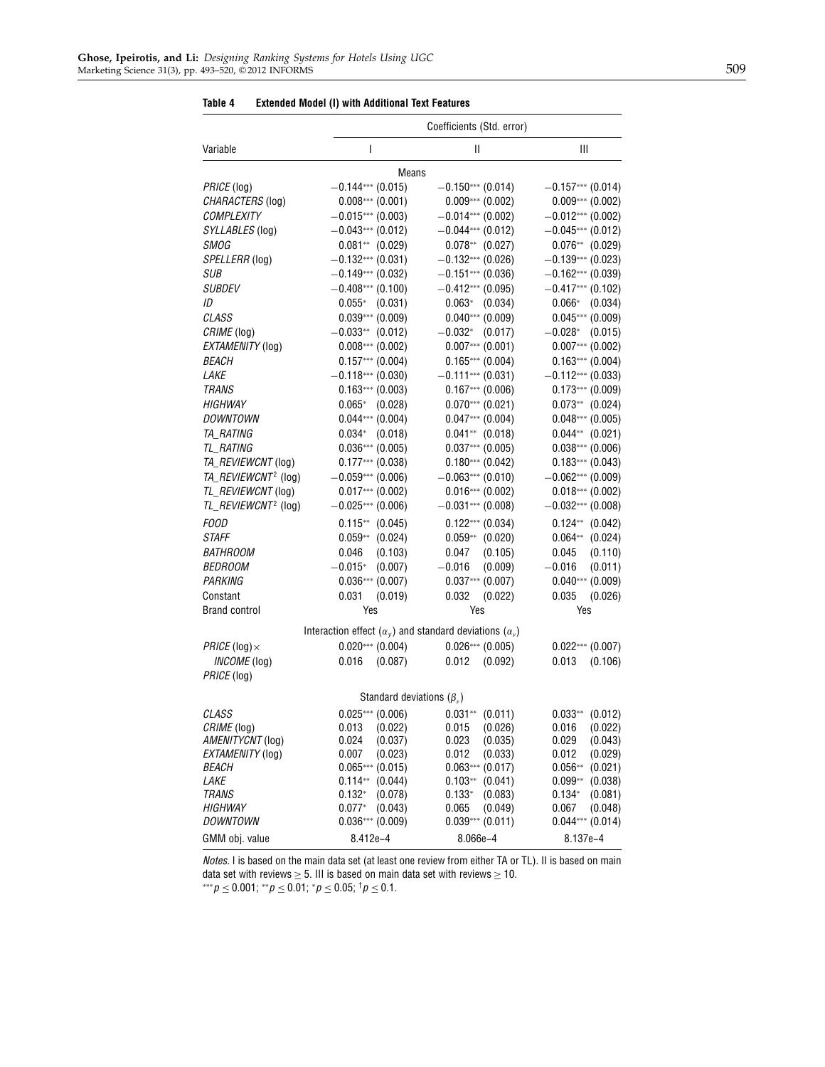**Table 4 Extended Model (I) with Additional Text Features**

| Variable | Coefficients (Std. error) | | |
|---|---|---|---|
| | I | II | III |
| | Means | | |
| *PRICE* (log) | −0.144*** (0.015) | −0.150*** (0.014) | −0.157*** (0.014) |
| *CHARACTERS* (log) | 0.008*** (0.001) | 0.009*** (0.002) | 0.009*** (0.002) |
| *COMPLEXITY* | −0.015*** (0.003) | −0.014*** (0.002) | −0.012*** (0.002) |
| *SYLLABLES* (log) | −0.043*** (0.012) | −0.044*** (0.012) | −0.045*** (0.012) |
| *SMOG* | 0.081** (0.029) | 0.078** (0.027) | 0.076** (0.029) |
| *SPELLERR* (log) | −0.132*** (0.031) | −0.132*** (0.026) | −0.139*** (0.023) |
| *SUB* | −0.149*** (0.032) | −0.151*** (0.036) | −0.162*** (0.039) |
| *SUBDEV* | −0.408*** (0.100) | −0.412*** (0.095) | −0.417*** (0.102) |
| *ID* | 0.055* (0.031) | 0.063* (0.034) | 0.066* (0.034) |
| *CLASS* | 0.039*** (0.009) | 0.040*** (0.009) | 0.045*** (0.009) |
| *CRIME* (log) | −0.033** (0.012) | −0.032* (0.017) | −0.028* (0.015) |
| *EXTAMENITY* (log) | 0.008*** (0.002) | 0.007*** (0.001) | 0.007*** (0.002) |
| *BEACH* | 0.157*** (0.004) | 0.165*** (0.004) | 0.163*** (0.004) |
| *LAKE* | −0.118*** (0.030) | −0.111*** (0.031) | −0.112*** (0.033) |
| *TRANS* | 0.163*** (0.003) | 0.167*** (0.006) | 0.173*** (0.009) |
| *HIGHWAY* | 0.065* (0.028) | 0.070*** (0.021) | 0.073** (0.024) |
| *DOWNTOWN* | 0.044*** (0.004) | 0.047*** (0.004) | 0.048*** (0.005) |
| *TA_RATING* | 0.034* (0.018) | 0.041** (0.018) | 0.044** (0.021) |
| *TL_RATING* | 0.036*** (0.005) | 0.037*** (0.005) | 0.038*** (0.006) |
| *TA_REVIEWCNT* (log) | 0.177*** (0.038) | 0.180*** (0.042) | 0.183*** (0.043) |
| *TA_REVIEWCNT*$^2$ (log) | −0.059*** (0.006) | −0.063*** (0.010) | −0.062*** (0.009) |
| *TL_REVIEWCNT* (log) | 0.017*** (0.002) | 0.016*** (0.002) | 0.018*** (0.002) |
| *TL_REVIEWCNT*$^2$ (log) | −0.025*** (0.006) | −0.031*** (0.008) | −0.032*** (0.008) |
| *FOOD* | 0.115** (0.045) | 0.122*** (0.034) | 0.124** (0.042) |
| *STAFF* | 0.059** (0.024) | 0.059** (0.020) | 0.064** (0.024) |
| *BATHROOM* | 0.046 (0.103) | 0.047 (0.105) | 0.045 (0.110) |
| *BEDROOM* | −0.015* (0.007) | −0.016 (0.009) | −0.016 (0.011) |
| *PARKING* | 0.036*** (0.007) | 0.037*** (0.007) | 0.040*** (0.009) |
| Constant | 0.031 (0.019) | 0.032 (0.022) | 0.035 (0.026) |
| Brand control | Yes | Yes | Yes |
| | Interaction effect ($\alpha_y$) and standard deviations ($\alpha_v$) | | |
| *PRICE* (log) × *INCOME* (log) | 0.020*** (0.004) | 0.026*** (0.005) | 0.022*** (0.007) |
| *PRICE* (log) | 0.016 (0.087) | 0.012 (0.092) | 0.013 (0.106) |
| | Standard deviations ($\beta_v$) | | |
| *CLASS* | 0.025*** (0.006) | 0.031** (0.011) | 0.033** (0.012) |
| *CRIME* (log) | 0.013 (0.022) | 0.015 (0.026) | 0.016 (0.022) |
| *AMENITYCNT* (log) | 0.024 (0.037) | 0.023 (0.035) | 0.029 (0.043) |
| *EXTAMENITY* (log) | 0.007 (0.023) | 0.012 (0.033) | 0.012 (0.029) |
| *BEACH* | 0.065*** (0.015) | 0.063*** (0.017) | 0.056** (0.021) |
| *LAKE* | 0.114** (0.044) | 0.103** (0.041) | 0.099** (0.038) |
| *TRANS* | 0.132* (0.078) | 0.133* (0.083) | 0.134* (0.081) |
| *HIGHWAY* | 0.077* (0.043) | 0.065 (0.049) | 0.067 (0.048) |
| *DOWNTOWN* | 0.036*** (0.009) | 0.039*** (0.011) | 0.044*** (0.014) |
| GMM obj. value | 8.412e−4 | 8.066e−4 | 8.137e−4 |

*Notes.* I is based on the main data set (at least one review from either TA or TL). II is based on main data set with reviews $\geq 5$. III is based on main data set with reviews $\geq 10$.
$^{***}p \leq 0.001$; $^{**}p \leq 0.01$; $^{*}p \leq 0.05$; $^{\dagger}p \leq 0.1$.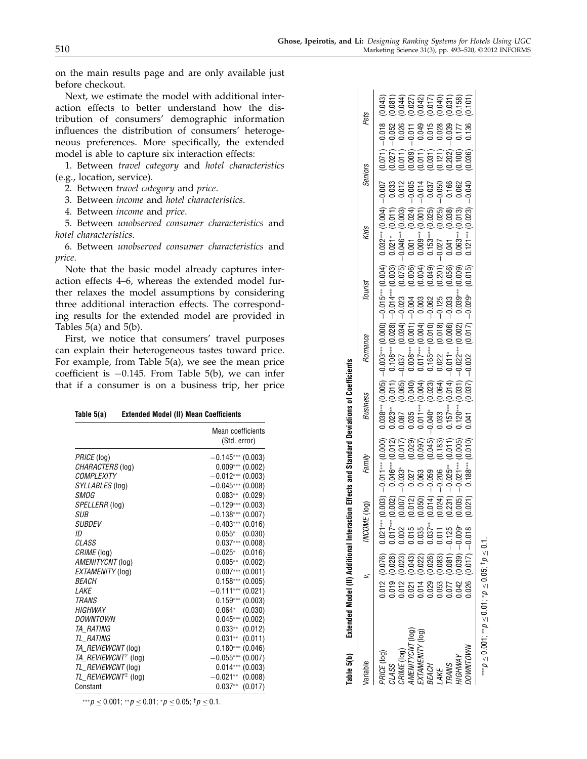on the main results page and are only available just before checkout.

Next, we estimate the model with additional interaction effects to better understand how the distribution of consumers' demographic information influences the distribution of consumers' heterogeneous preferences. More specifically, the extended model is able to capture six interaction effects:

1. Between *travel category* and *hotel characteristics* (e.g., location, service).
2. Between *travel category* and *price*.
3. Between *income* and *hotel characteristics*.
4. Between *income* and *price*.
5. Between *unobserved consumer characteristics* and *hotel characteristics*.
6. Between *unobserved consumer characteristics* and *price*.

Note that the basic model already captures interaction effects 4–6, whereas the extended model further relaxes the model assumptions by considering three additional interaction effects. The corresponding results for the extended model are provided in Tables 5(a) and 5(b).

First, we notice that consumers' travel purposes can explain their heterogeneous tastes toward price. For example, from Table 5(a), we see the mean price coefficient is −0.145. From Table 5(b), we can infer that if a consumer is on a business trip, her price

**Table 5(a) Extended Model (II) Mean Coefficients**

| | Mean coefficients (Std. error) |
|---|---|
| *PRICE* (log) | −0.145*** (0.003) |
| *CHARACTERS* (log) | 0.009*** (0.002) |
| *COMPLEXITY* | −0.012*** (0.003) |
| *SYLLABLES* (log) | −0.045*** (0.008) |
| *SMOG* | 0.083** (0.029) |
| *SPELLERR* (log) | −0.129*** (0.003) |
| *SUB* | −0.138*** (0.007) |
| *SUBDEV* | −0.403*** (0.016) |
| *ID* | 0.055* (0.030) |
| *CLASS* | 0.037*** (0.008) |
| *CRIME* (log) | −0.025* (0.016) |
| *AMENITYCNT* (log) | 0.005** (0.002) |
| *EXTAMENITY* (log) | 0.007*** (0.001) |
| *BEACH* | 0.158*** (0.005) |
| *LAKE* | −0.111*** (0.021) |
| *TRANS* | 0.159*** (0.003) |
| *HIGHWAY* | 0.064* (0.030) |
| *DOWNTOWN* | 0.045*** (0.002) |
| *TA_RATING* | 0.033** (0.012) |
| *TL_RATING* | 0.031** (0.011) |
| *TA_REVIEWCNT* (log) | 0.180*** (0.046) |
| *TA_REVIEWCNT*$^2$ (log) | −0.055*** (0.007) |
| *TL_REVIEWCNT* (log) | 0.014*** (0.003) |
| *TL_REVIEWCNT*$^2$ (log) | −0.021** (0.008) |
| Constant | 0.037** (0.017) |

***$p \leq 0.001$; **$p \leq 0.01$; *$p \leq 0.05$; †$p \leq 0.1$.

**Table 5(b) Extended Model (II) Additional Interaction Effects and Standard Deviations of Coefficients**

| Variable | $v_i$ | | *INCOME* (log) | | *Family* | | *Business* | | *Romance* | | *Tourist* | | *Kids* | | *Seniors* | | *Pets* | |
|---|---|---|---|---|---|---|---|---|---|---|---|---|---|---|---|---|---|---|
| *PRICE* (log) | 0.012 | (0.076) | 0.021*** | (0.003) | −0.011*** | (0.000) | 0.038*** | (0.005) | −0.003*** | (0.000) | −0.015*** | (0.004) | 0.032*** | (0.004) | −0.007 | (0.071) | −0.018 | (0.043) |
| *CLASS* | 0.019 | (0.028) | 0.017*** | (0.002) | 0.046*** | (0.012) | 0.023** | (0.011) | 0.108*** | (0.028) | −0.014*** | (0.003) | 0.021* | (0.011) | 0.033 | (0.027) | −0.052 | (0.081) |
| *CRIME* (log) | 0.012 | (0.023) | 0.002 | (0.007) | −0.033* | (0.017) | 0.087 | (0.065) | −0.037 | (0.034) | −0.023 | (0.075) | −0.046*** | (0.003) | 0.012 | (0.011) | 0.026 | (0.044) |
| *AMENITYCNT* (log) | 0.021 | (0.043) | 0.015 | (0.012) | 0.027 | (0.029) | 0.035 | (0.040) | 0.008*** | (0.001) | −0.004 | (0.006) | 0.001 | (0.024) | −0.005 | (0.009) | −0.011 | (0.027) |
| *EXTAMENITY* (log) | 0.014 | (0.022) | 0.035 | (0.050) | 0.063 | (0.097) | 0.011*** | (0.004) | 0.017*** | (0.004) | 0.003 | (0.004) | 0.009*** | (0.001) | −0.014 | (0.011) | 0.049 | (0.042) |
| *BEACH* | 0.029 | (0.026) | 0.037** | (0.014) | −0.059 | (0.045) | −0.040* | (0.023) | 0.165*** | (0.010) | −0.062 | (0.049) | 0.153*** | (0.025) | 0.037 | (0.031) | 0.015 | (0.017) |
| *LAKE* | 0.053 | (0.083) | 0.011 | (0.024) | −0.206 | (0.183) | 0.033 | (0.064) | 0.022 | (0.018) | −0.125 | (0.201) | −0.027 | (0.025) | −0.050 | (0.121) | 0.028 | (0.040) |
| *TRANS* | 0.077 | (0.081) | −0.125 | (0.231) | −0.025** | (0.011) | 0.157*** | (0.014) | −0.011* | (0.006) | −0.033 | (0.056) | 0.041 | (0.038) | 0.166 | (0.202) | −0.039 | (0.031) |
| *HIGHWAY* | 0.042 | (0.039) | −0.009* | (0.005) | −0.021*** | (0.005) | 0.120*** | (0.031) | −0.022*** | (0.002) | 0.039*** | (0.009) | 0.063*** | (0.013) | 0.062 | (0.100) | 0.177 | (0.158) |
| *DOWNTOWN* | 0.026 | (0.017) | −0.018 | (0.021) | 0.188*** | (0.010) | 0.041 | (0.037) | −0.002 | (0.017) | −0.029* | (0.015) | 0.121*** | (0.023) | −0.040 | (0.036) | 0.136 | (0.101) |

***$p \leq 0.001$; **$p \leq 0.01$; *$p \leq 0.05$; †$p \leq 0.1$.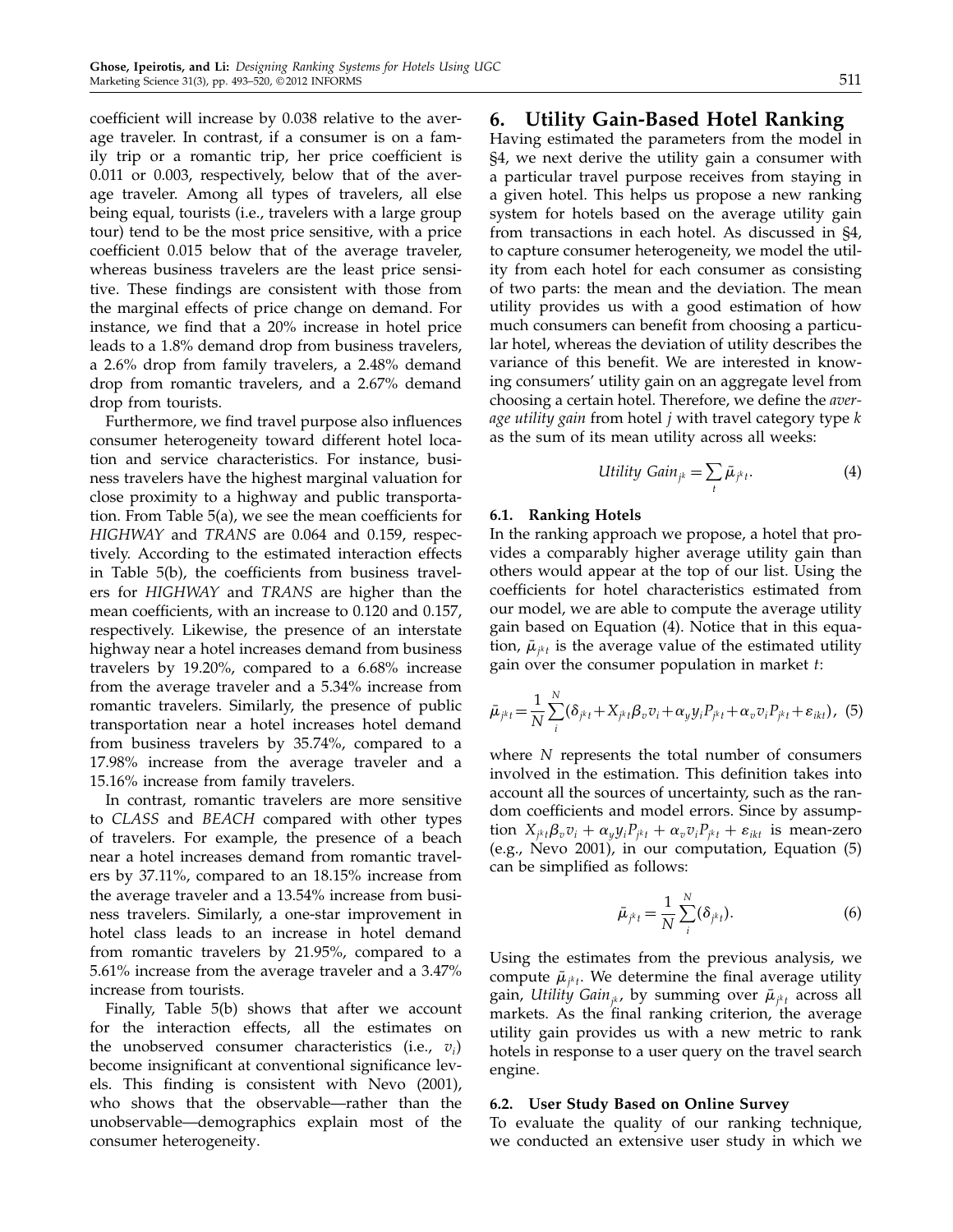coefficient will increase by 0.038 relative to the average traveler. In contrast, if a consumer is on a family trip or a romantic trip, her price coefficient is 0.011 or 0.003, respectively, below that of the average traveler. Among all types of travelers, all else being equal, tourists (i.e., travelers with a large group tour) tend to be the most price sensitive, with a price coefficient 0.015 below that of the average traveler, whereas business travelers are the least price sensitive. These findings are consistent with those from the marginal effects of price change on demand. For instance, we find that a 20% increase in hotel price leads to a 1.8% demand drop from business travelers, a 2.6% drop from family travelers, a 2.48% demand drop from romantic travelers, and a 2.67% demand drop from tourists.

Furthermore, we find that travel purpose also influences consumer heterogeneity toward different hotel location and service characteristics. For instance, business travelers have the highest marginal valuation for close proximity to a highway and public transportation. From Table 5(a), we see the mean coefficients for *HIGHWAY* and *TRANS* are 0.064 and 0.159, respectively. According to the estimated interaction effects in Table 5(b), the coefficients from business travelers for *HIGHWAY* and *TRANS* are higher than the mean coefficients, with an increase to 0.120 and 0.157, respectively. Likewise, the presence of an interstate highway near a hotel increases demand from business travelers by 19.20%, compared to a 6.68% increase from the average traveler and a 5.34% increase from romantic travelers. Similarly, the presence of public transportation near a hotel increases hotel demand from business travelers by 35.74%, compared to a 17.98% increase from the average traveler and a 15.16% increase from family travelers.

In contrast, romantic travelers are more sensitive to *CLASS* and *BEACH* compared with other types of travelers. For example, the presence of a beach near a hotel increases demand from romantic travelers by 37.11%, compared to an 18.15% increase from the average traveler and a 13.54% increase from business travelers. Similarly, a one-star improvement in hotel class leads to an increase in hotel demand from romantic travelers by 21.95%, compared to a 5.61% increase from the average traveler and a 3.47% increase from tourists.

Finally, Table 5(b) shows that after we account for the interaction effects, all the estimates on the unobserved consumer characteristics (i.e., $v_i$) become insignificant at conventional significance levels. This finding is consistent with Nevo (2001), who shows that the observable—rather than the unobservable—demographics explain most of the consumer heterogeneity.

# 6. Utility Gain-Based Hotel Ranking

Having estimated the parameters from the model in §4, we next derive the utility gain a consumer with a particular travel purpose receives from staying in a given hotel. This helps us propose a new ranking system for hotels based on the average utility gain from transactions in each hotel. As discussed in §4, to capture consumer heterogeneity, we model the utility from each hotel for each consumer as consisting of two parts: the mean and the deviation. The mean utility provides us with a good estimation of how much consumers can benefit from choosing a particular hotel, whereas the deviation of utility describes the variance of this benefit. We are interested in knowing consumers' utility gain on an aggregate level from choosing a certain hotel. Therefore, we define the *average utility gain* from hotel $j$ with travel category type $k$ as the sum of its mean utility across all weeks:

$$\textit{Utility Gain}_{j^k} = \sum_t \bar{\mu}_{j^k t}. \tag{4}$$

## 6.1. Ranking Hotels

In the ranking approach we propose, a hotel that provides a comparably higher average utility gain than others would appear at the top of our list. Using the coefficients for hotel characteristics estimated from our model, we are able to compute the average utility gain based on Equation (4). Notice that in this equation, $\bar{\mu}_{j^k t}$ is the average value of the estimated utility gain over the consumer population in market $t$:

$$\bar{\mu}_{j^k t} = \frac{1}{N}\sum_i^N (\delta_{j^k t} + X_{j^k t}\beta_v v_i + \alpha_y y_i P_{j^k t} + \alpha_v v_i P_{j^k t} + \varepsilon_{ikt}), \tag{5}$$

where $N$ represents the total number of consumers involved in the estimation. This definition takes into account all the sources of uncertainty, such as the random coefficients and model errors. Since by assumption $X_{j^k t}\beta_v v_i + \alpha_y y_i P_{j^k t} + \alpha_v v_i P_{j^k t} + \varepsilon_{ikt}$ is mean-zero (e.g., Nevo 2001), in our computation, Equation (5) can be simplified as follows:

$$\bar{\mu}_{j^k t} = \frac{1}{N}\sum_i^N (\delta_{j^k t}). \tag{6}$$

Using the estimates from the previous analysis, we compute $\bar{\mu}_{j^k t}$. We determine the final average utility gain, *Utility Gain*$_{j^k}$, by summing over $\bar{\mu}_{j^k t}$ across all markets. As the final ranking criterion, the average utility gain provides us with a new metric to rank hotels in response to a user query on the travel search engine.

## 6.2. User Study Based on Online Survey

To evaluate the quality of our ranking technique, we conducted an extensive user study in which we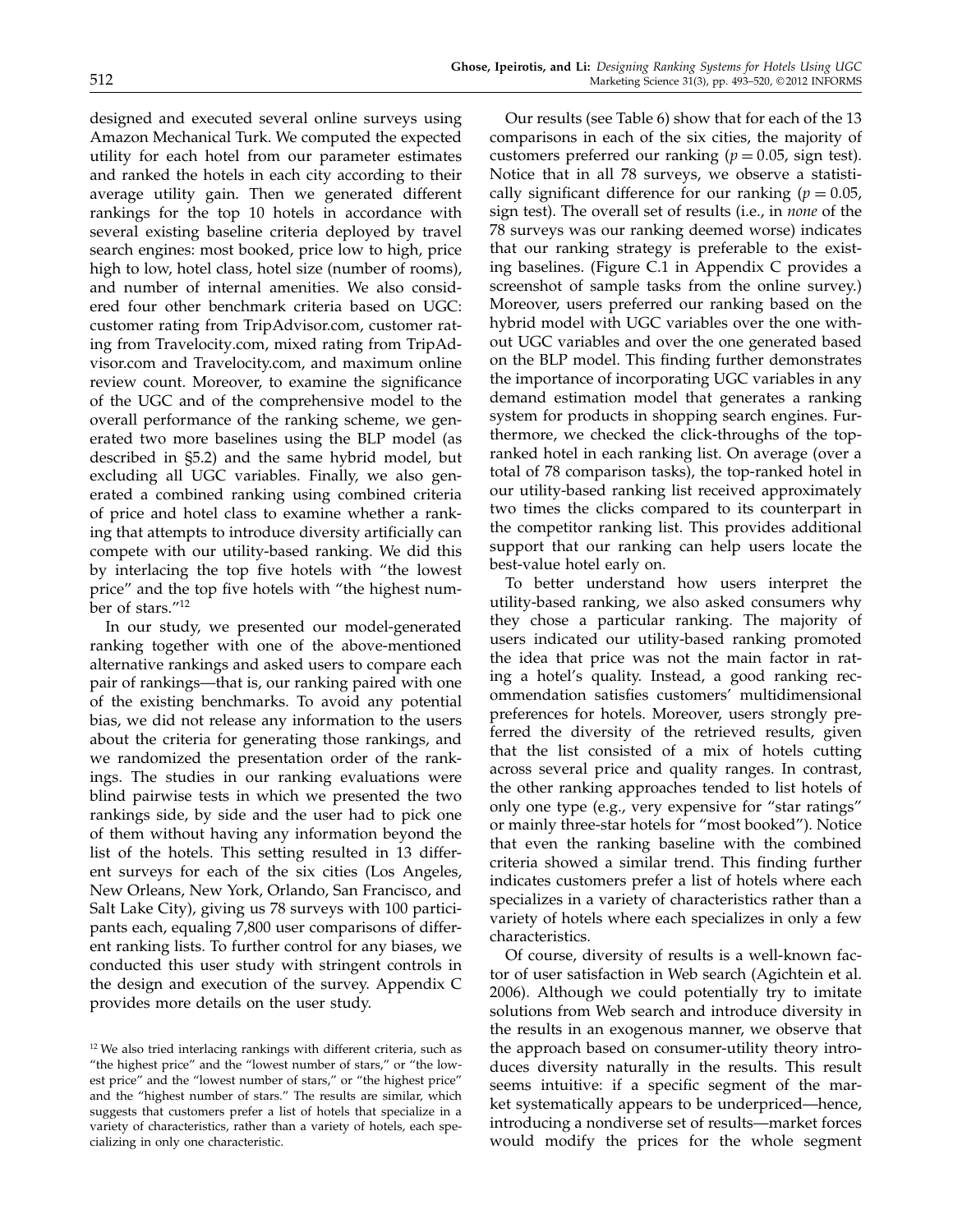designed and executed several online surveys using Amazon Mechanical Turk. We computed the expected utility for each hotel from our parameter estimates and ranked the hotels in each city according to their average utility gain. Then we generated different rankings for the top 10 hotels in accordance with several existing baseline criteria deployed by travel search engines: most booked, price low to high, price high to low, hotel class, hotel size (number of rooms), and number of internal amenities. We also considered four other benchmark criteria based on UGC: customer rating from TripAdvisor.com, customer rating from Travelocity.com, mixed rating from TripAdvisor.com and Travelocity.com, and maximum online review count. Moreover, to examine the significance of the UGC and of the comprehensive model to the overall performance of the ranking scheme, we generated two more baselines using the BLP model (as described in §5.2) and the same hybrid model, but excluding all UGC variables. Finally, we also generated a combined ranking using combined criteria of price and hotel class to examine whether a ranking that attempts to introduce diversity artificially can compete with our utility-based ranking. We did this by interlacing the top five hotels with "the lowest price" and the top five hotels with "the highest number of stars."[12]

In our study, we presented our model-generated ranking together with one of the above-mentioned alternative rankings and asked users to compare each pair of rankings—that is, our ranking paired with one of the existing benchmarks. To avoid any potential bias, we did not release any information to the users about the criteria for generating those rankings, and we randomized the presentation order of the rankings. The studies in our ranking evaluations were blind pairwise tests in which we presented the two rankings side, by side and the user had to pick one of them without having any information beyond the list of the hotels. This setting resulted in 13 different surveys for each of the six cities (Los Angeles, New Orleans, New York, Orlando, San Francisco, and Salt Lake City), giving us 78 surveys with 100 participants each, equaling 7,800 user comparisons of different ranking lists. To further control for any biases, we conducted this user study with stringent controls in the design and execution of the survey. Appendix C provides more details on the user study.

Our results (see Table 6) show that for each of the 13 comparisons in each of the six cities, the majority of customers preferred our ranking ($p = 0.05$, sign test). Notice that in all 78 surveys, we observe a statistically significant difference for our ranking ($p = 0.05$, sign test). The overall set of results (i.e., in *none* of the 78 surveys was our ranking deemed worse) indicates that our ranking strategy is preferable to the existing baselines. (Figure C.1 in Appendix C provides a screenshot of sample tasks from the online survey.) Moreover, users preferred our ranking based on the hybrid model with UGC variables over the one without UGC variables and over the one generated based on the BLP model. This finding further demonstrates the importance of incorporating UGC variables in any demand estimation model that generates a ranking system for products in shopping search engines. Furthermore, we checked the click-throughs of the top-ranked hotel in each ranking list. On average (over a total of 78 comparison tasks), the top-ranked hotel in our utility-based ranking list received approximately two times the clicks compared to its counterpart in the competitor ranking list. This provides additional support that our ranking can help users locate the best-value hotel early on.

To better understand how users interpret the utility-based ranking, we also asked consumers why they chose a particular ranking. The majority of users indicated our utility-based ranking promoted the idea that price was not the main factor in rating a hotel's quality. Instead, a good ranking recommendation satisfies customers' multidimensional preferences for hotels. Moreover, users strongly preferred the diversity of the retrieved results, given that the list consisted of a mix of hotels cutting across several price and quality ranges. In contrast, the other ranking approaches tended to list hotels of only one type (e.g., very expensive for "star ratings" or mainly three-star hotels for "most booked"). Notice that even the ranking baseline with the combined criteria showed a similar trend. This finding further indicates customers prefer a list of hotels where each specializes in a variety of characteristics rather than a variety of hotels where each specializes in only a few characteristics.

Of course, diversity of results is a well-known factor of user satisfaction in Web search (Agichtein et al. 2006). Although we could potentially try to imitate solutions from Web search and introduce diversity in the results in an exogenous manner, we observe that the approach based on consumer-utility theory introduces diversity naturally in the results. This result seems intuitive: if a specific segment of the market systematically appears to be underpriced—hence, introducing a nondiverse set of results—market forces would modify the prices for the whole segment

[12] We also tried interlacing rankings with different criteria, such as "the highest price" and the "lowest number of stars," or "the lowest price" and the "lowest number of stars," or "the highest price" and the "highest number of stars." The results are similar, which suggests that customers prefer a list of hotels that specialize in a variety of characteristics, rather than a variety of hotels, each specializing in only one characteristic.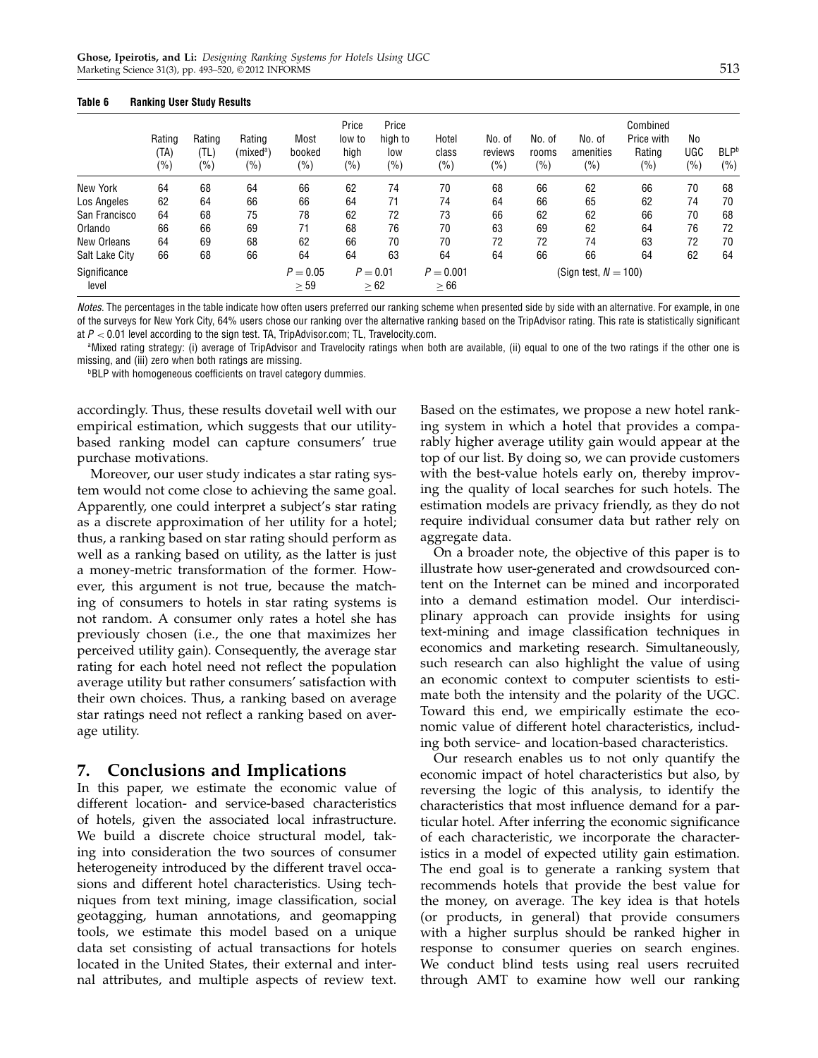**Table 6 Ranking User Study Results**

| | Rating (TA) (%) | Rating (TL) (%) | Rating (mixed[a]) (%) | Most booked (%) | Price low to high (%) | Price high to low (%) | Hotel class (%) | No. of reviews (%) | No. of rooms (%) | No. of amenities (%) | Combined Price with Rating (%) | No UGC (%) | BLP[b] (%) |
|---|---|---|---|---|---|---|---|---|---|---|---|---|---|
| New York | 64 | 68 | 64 | 66 | 62 | 74 | 70 | 68 | 66 | 62 | 66 | 70 | 68 |
| Los Angeles | 62 | 64 | 66 | 66 | 64 | 71 | 74 | 64 | 66 | 65 | 62 | 74 | 70 |
| San Francisco | 64 | 68 | 75 | 78 | 62 | 72 | 73 | 66 | 62 | 62 | 66 | 70 | 68 |
| Orlando | 66 | 66 | 69 | 71 | 68 | 76 | 70 | 63 | 69 | 62 | 64 | 76 | 72 |
| New Orleans | 64 | 69 | 68 | 62 | 66 | 70 | 70 | 72 | 72 | 74 | 63 | 72 | 70 |
| Salt Lake City | 66 | 68 | 66 | 64 | 64 | 63 | 64 | 64 | 66 | 66 | 64 | 62 | 64 |
| Significance level | | | | $P = 0.05$ $\geq 59$ | $P = 0.01$ $\geq 62$ | | $P = 0.001$ $\geq 66$ | | | (Sign test, $N = 100$) | | | |

*Notes.* The percentages in the table indicate how often users preferred our ranking scheme when presented side by side with an alternative. For example, in one of the surveys for New York City, 64% users chose our ranking over the alternative ranking based on the TripAdvisor rating. This rate is statistically significant at $P < 0.01$ level according to the sign test. TA, TripAdvisor.com; TL, Travelocity.com.

[a]Mixed rating strategy: (i) average of TripAdvisor and Travelocity ratings when both are available, (ii) equal to one of the two ratings if the other one is missing, and (iii) zero when both ratings are missing.

[b]BLP with homogeneous coefficients on travel category dummies.

accordingly. Thus, these results dovetail well with our empirical estimation, which suggests that our utility-based ranking model can capture consumers' true purchase motivations.

Moreover, our user study indicates a star rating system would not come close to achieving the same goal. Apparently, one could interpret a subject's star rating as a discrete approximation of her utility for a hotel; thus, a ranking based on star rating should perform as well as a ranking based on utility, as the latter is just a money-metric transformation of the former. However, this argument is not true, because the matching of consumers to hotels in star rating systems is not random. A consumer only rates a hotel she has previously chosen (i.e., the one that maximizes her perceived utility gain). Consequently, the average star rating for each hotel need not reflect the population average utility but rather consumers' satisfaction with their own choices. Thus, a ranking based on average star ratings need not reflect a ranking based on average utility.

## 7. Conclusions and Implications

In this paper, we estimate the economic value of different location- and service-based characteristics of hotels, given the associated local infrastructure. We build a discrete choice structural model, taking into consideration the two sources of consumer heterogeneity introduced by the different travel occasions and different hotel characteristics. Using techniques from text mining, image classification, social geotagging, human annotations, and geomapping tools, we estimate this model based on a unique data set consisting of actual transactions for hotels located in the United States, their external and internal attributes, and multiple aspects of review text. Based on the estimates, we propose a new hotel ranking system in which a hotel that provides a comparably higher average utility gain would appear at the top of our list. By doing so, we can provide customers with the best-value hotels early on, thereby improving the quality of local searches for such hotels. The estimation models are privacy friendly, as they do not require individual consumer data but rather rely on aggregate data.

On a broader note, the objective of this paper is to illustrate how user-generated and crowdsourced content on the Internet can be mined and incorporated into a demand estimation model. Our interdisciplinary approach can provide insights for using text-mining and image classification techniques in economics and marketing research. Simultaneously, such research can also highlight the value of using an economic context to computer scientists to estimate both the intensity and the polarity of the UGC. Toward this end, we empirically estimate the economic value of different hotel characteristics, including both service- and location-based characteristics.

Our research enables us to not only quantify the economic impact of hotel characteristics but also, by reversing the logic of this analysis, to identify the characteristics that most influence demand for a particular hotel. After inferring the economic significance of each characteristic, we incorporate the characteristics in a model of expected utility gain estimation. The end goal is to generate a ranking system that recommends hotels that provide the best value for the money, on average. The key idea is that hotels (or products, in general) that provide consumers with a higher surplus should be ranked higher in response to consumer queries on search engines. We conduct blind tests using real users recruited through AMT to examine how well our ranking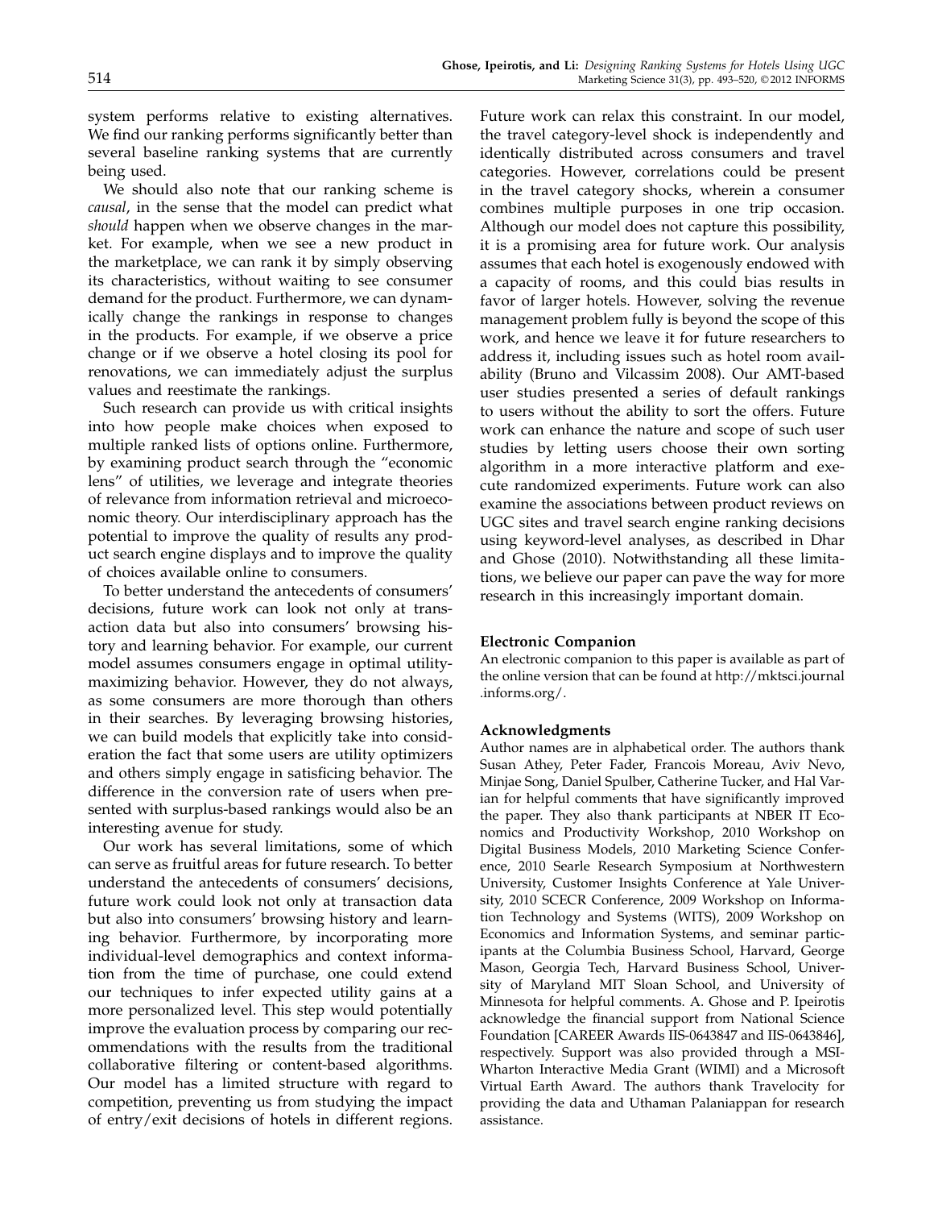system performs relative to existing alternatives. We find our ranking performs significantly better than several baseline ranking systems that are currently being used.

We should also note that our ranking scheme is *causal*, in the sense that the model can predict what *should* happen when we observe changes in the market. For example, when we see a new product in the marketplace, we can rank it by simply observing its characteristics, without waiting to see consumer demand for the product. Furthermore, we can dynamically change the rankings in response to changes in the products. For example, if we observe a price change or if we observe a hotel closing its pool for renovations, we can immediately adjust the surplus values and reestimate the rankings.

Such research can provide us with critical insights into how people make choices when exposed to multiple ranked lists of options online. Furthermore, by examining product search through the "economic lens" of utilities, we leverage and integrate theories of relevance from information retrieval and microeconomic theory. Our interdisciplinary approach has the potential to improve the quality of results any product search engine displays and to improve the quality of choices available online to consumers.

To better understand the antecedents of consumers' decisions, future work can look not only at transaction data but also into consumers' browsing history and learning behavior. For example, our current model assumes consumers engage in optimal utility-maximizing behavior. However, they do not always, as some consumers are more thorough than others in their searches. By leveraging browsing histories, we can build models that explicitly take into consideration the fact that some users are utility optimizers and others simply engage in satisficing behavior. The difference in the conversion rate of users when presented with surplus-based rankings would also be an interesting avenue for study.

Our work has several limitations, some of which can serve as fruitful areas for future research. To better understand the antecedents of consumers' decisions, future work could look not only at transaction data but also into consumers' browsing history and learning behavior. Furthermore, by incorporating more individual-level demographics and context information from the time of purchase, one could extend our techniques to infer expected utility gains at a more personalized level. This step would potentially improve the evaluation process by comparing our recommendations with the results from the traditional collaborative filtering or content-based algorithms. Our model has a limited structure with regard to competition, preventing us from studying the impact of entry/exit decisions of hotels in different regions. Future work can relax this constraint. In our model, the travel category-level shock is independently and identically distributed across consumers and travel categories. However, correlations could be present in the travel category shocks, wherein a consumer combines multiple purposes in one trip occasion. Although our model does not capture this possibility, it is a promising area for future work. Our analysis assumes that each hotel is exogenously endowed with a capacity of rooms, and this could bias results in favor of larger hotels. However, solving the revenue management problem fully is beyond the scope of this work, and hence we leave it for future researchers to address it, including issues such as hotel room availability (Bruno and Vilcassim 2008). Our AMT-based user studies presented a series of default rankings to users without the ability to sort the offers. Future work can enhance the nature and scope of such user studies by letting users choose their own sorting algorithm in a more interactive platform and execute randomized experiments. Future work can also examine the associations between product reviews on UGC sites and travel search engine ranking decisions using keyword-level analyses, as described in Dhar and Ghose (2010). Notwithstanding all these limitations, we believe our paper can pave the way for more research in this increasingly important domain.

### Electronic Companion

An electronic companion to this paper is available as part of the online version that can be found at http://mktsci.journal.informs.org/.

### Acknowledgments

Author names are in alphabetical order. The authors thank Susan Athey, Peter Fader, Francois Moreau, Aviv Nevo, Minjae Song, Daniel Spulber, Catherine Tucker, and Hal Varian for helpful comments that have significantly improved the paper. They also thank participants at NBER IT Economics and Productivity Workshop, 2010 Workshop on Digital Business Models, 2010 Marketing Science Conference, 2010 Searle Research Symposium at Northwestern University, Customer Insights Conference at Yale University, 2010 SCECR Conference, 2009 Workshop on Information Technology and Systems (WITS), 2009 Workshop on Economics and Information Systems, and seminar participants at the Columbia Business School, Harvard, George Mason, Georgia Tech, Harvard Business School, University of Maryland MIT Sloan School, and University of Minnesota for helpful comments. A. Ghose and P. Ipeirotis acknowledge the financial support from National Science Foundation [CAREER Awards IIS-0643847 and IIS-0643846], respectively. Support was also provided through a MSI-Wharton Interactive Media Grant (WIMI) and a Microsoft Virtual Earth Award. The authors thank Travelocity for providing the data and Uthaman Palaniappan for research assistance.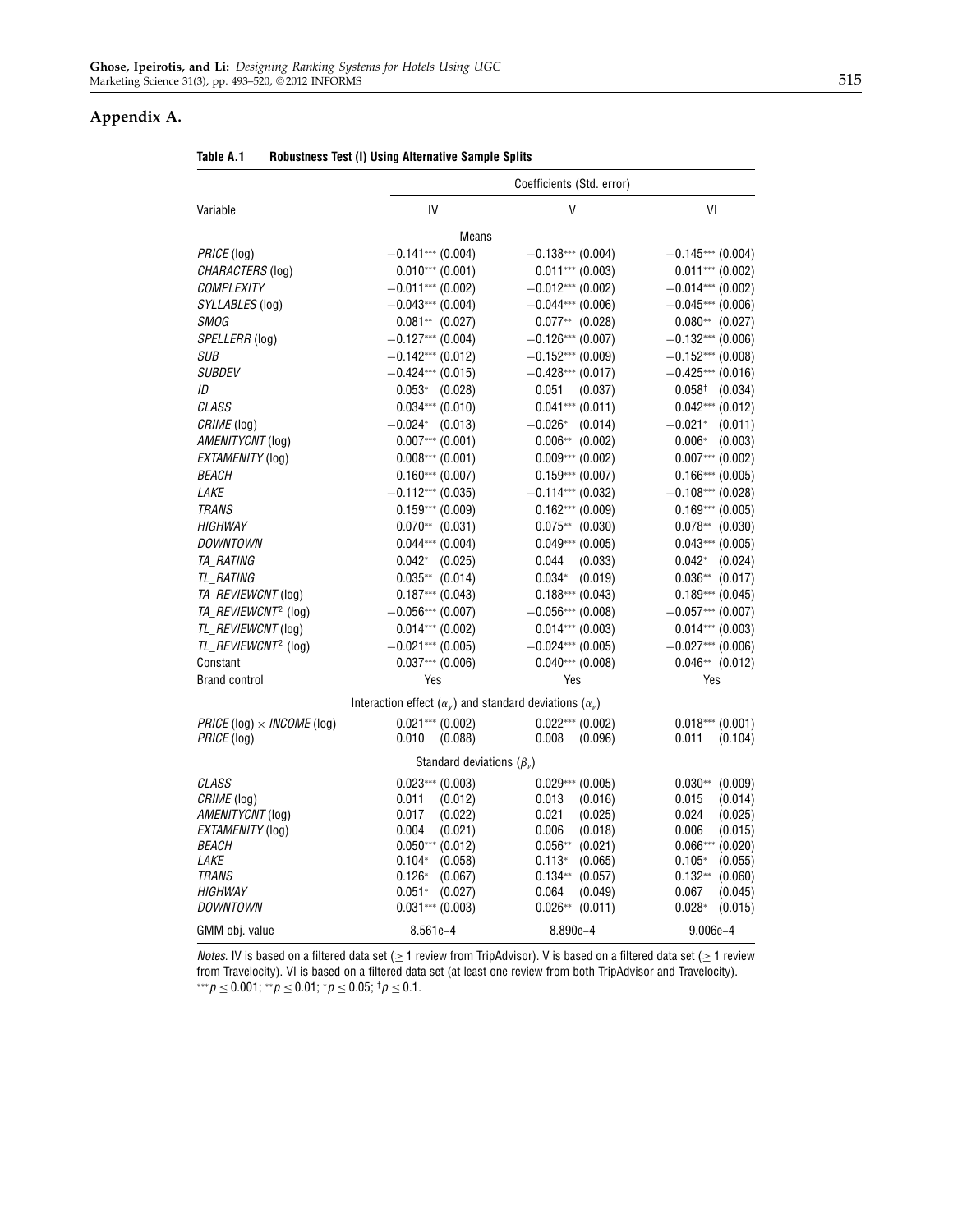## Appendix A.

**Table A.1 Robustness Test (I) Using Alternative Sample Splits**

| Variable | Coefficients (Std. error) | | |
|---|---|---|---|
| | IV | V | VI |
| | Means | | |
| *PRICE* (log) | −0.141*** (0.004) | −0.138*** (0.004) | −0.145*** (0.004) |
| *CHARACTERS* (log) | 0.010*** (0.001) | 0.011*** (0.003) | 0.011*** (0.002) |
| *COMPLEXITY* | −0.011*** (0.002) | −0.012*** (0.002) | −0.014*** (0.002) |
| *SYLLABLES* (log) | −0.043*** (0.004) | −0.044*** (0.006) | −0.045*** (0.006) |
| *SMOG* | 0.081** (0.027) | 0.077** (0.028) | 0.080** (0.027) |
| *SPELLERR* (log) | −0.127*** (0.004) | −0.126*** (0.007) | −0.132*** (0.006) |
| *SUB* | −0.142*** (0.012) | −0.152*** (0.009) | −0.152*** (0.008) |
| *SUBDEV* | −0.424*** (0.015) | −0.428*** (0.017) | −0.425*** (0.016) |
| *ID* | 0.053* (0.028) | 0.051 (0.037) | 0.058† (0.034) |
| *CLASS* | 0.034*** (0.010) | 0.041*** (0.011) | 0.042*** (0.012) |
| *CRIME* (log) | −0.024* (0.013) | −0.026* (0.014) | −0.021* (0.011) |
| *AMENITYCNT* (log) | 0.007*** (0.001) | 0.006** (0.002) | 0.006* (0.003) |
| *EXTAMENITY* (log) | 0.008*** (0.001) | 0.009*** (0.002) | 0.007*** (0.002) |
| *BEACH* | 0.160*** (0.007) | 0.159*** (0.007) | 0.166*** (0.005) |
| *LAKE* | −0.112*** (0.035) | −0.114*** (0.032) | −0.108*** (0.028) |
| *TRANS* | 0.159*** (0.009) | 0.162*** (0.009) | 0.169*** (0.005) |
| *HIGHWAY* | 0.070** (0.031) | 0.075** (0.030) | 0.078** (0.030) |
| *DOWNTOWN* | 0.044*** (0.004) | 0.049*** (0.005) | 0.043*** (0.005) |
| *TA_RATING* | 0.042* (0.025) | 0.044 (0.033) | 0.042* (0.024) |
| *TL_RATING* | 0.035** (0.014) | 0.034* (0.019) | 0.036** (0.017) |
| *TA_REVIEWCNT* (log) | 0.187*** (0.043) | 0.188*** (0.043) | 0.189*** (0.045) |
| *TA_REVIEWCNT*$^2$ (log) | −0.056*** (0.007) | −0.056*** (0.008) | −0.057*** (0.007) |
| *TL_REVIEWCNT* (log) | 0.014*** (0.002) | 0.014*** (0.003) | 0.014*** (0.003) |
| *TL_REVIEWCNT*$^2$ (log) | −0.021*** (0.005) | −0.024*** (0.005) | −0.027*** (0.006) |
| Constant | 0.037*** (0.006) | 0.040*** (0.008) | 0.046** (0.012) |
| Brand control | Yes | Yes | Yes |
| | Interaction effect ($\alpha_y$) and standard deviations ($\alpha_v$) | | |
| *PRICE* (log) × *INCOME* (log) | 0.021*** (0.002) | 0.022*** (0.002) | 0.018*** (0.001) |
| *PRICE* (log) | 0.010 (0.088) | 0.008 (0.096) | 0.011 (0.104) |
| | Standard deviations ($\beta_v$) | | |
| *CLASS* | 0.023*** (0.003) | 0.029*** (0.005) | 0.030** (0.009) |
| *CRIME* (log) | 0.011 (0.012) | 0.013 (0.016) | 0.015 (0.014) |
| *AMENITYCNT* (log) | 0.017 (0.022) | 0.021 (0.025) | 0.024 (0.025) |
| *EXTAMENITY* (log) | 0.004 (0.021) | 0.006 (0.018) | 0.006 (0.015) |
| *BEACH* | 0.050*** (0.012) | 0.056** (0.021) | 0.066*** (0.020) |
| *LAKE* | 0.104* (0.058) | 0.113* (0.065) | 0.105* (0.055) |
| *TRANS* | 0.126* (0.067) | 0.134** (0.057) | 0.132** (0.060) |
| *HIGHWAY* | 0.051* (0.027) | 0.064 (0.049) | 0.067 (0.045) |
| *DOWNTOWN* | 0.031*** (0.003) | 0.026** (0.011) | 0.028* (0.015) |
| GMM obj. value | 8.561e−4 | 8.890e−4 | 9.006e−4 |

*Notes.* IV is based on a filtered data set (≥ 1 review from TripAdvisor). V is based on a filtered data set (≥ 1 review from Travelocity). VI is based on a filtered data set (at least one review from both TripAdvisor and Travelocity).
***$p \le 0.001$; **$p \le 0.01$; *$p \le 0.05$; †$p \le 0.1$.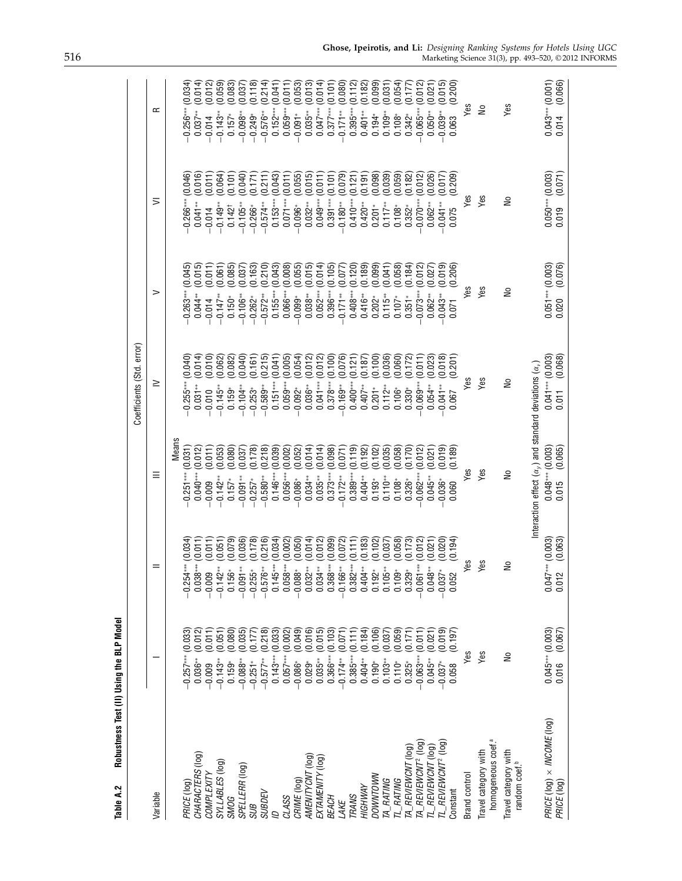**Table A.2 Robustness Test (II) Using the BLP Model**

| Variable | I | II | III | IV | V | VI | R |
|---|---|---|---|---|---|---|---|
| | Coefficients (Std. error) | | | | | | |
| | Means | | | | | | |
| *PRICE* (log) | −0.257*** (0.033) | −0.254*** (0.034) | −0.251*** (0.031) | −0.255*** (0.040) | −0.263*** (0.045) | −0.266*** (0.046) | −0.256*** (0.034) |
| *CHARACTERS* (log) | 0.036** (0.012) | 0.038*** (0.011) | 0.040*** (0.012) | 0.031** (0.014) | 0.044** (0.015) | 0.041** (0.016) | 0.037** (0.014) |
| *COMPLEXITY* | −0.009 (0.011) | −0.009 (0.011) | −0.009 (0.011) | −0.010 (0.010) | −0.014 (0.011) | −0.014 (0.011) | −0.014 (0.012) |
| *SYLLABLES* (log) | −0.143** (0.051) | −0.142** (0.051) | −0.142** (0.053) | −0.145** (0.062) | −0.147** (0.061) | −0.149** (0.064) | −0.143** (0.059) |
| *SMOG* | 0.159* (0.080) | 0.156* (0.079) | 0.157* (0.080) | 0.159* (0.082) | 0.150* (0.085) | 0.142† (0.101) | 0.157* (0.083) |
| *SPELLERR* (log) | −0.088** (0.035) | −0.091** (0.036) | −0.091** (0.037) | −0.104** (0.040) | −0.106** (0.037) | −0.105** (0.040) | −0.098** (0.037) |
| *SUB* | −0.251* (0.177) | −0.255* (0.178) | −0.257* (0.178) | −0.253* (0.161) | −0.262* (0.163) | −0.266* (0.171) | −0.249* (0.118) |
| *SUBDEV* | −0.577** (0.218) | −0.576** (0.216) | −0.580** (0.218) | −0.589** (0.215) | −0.572** (0.210) | −0.574** (0.211) | −0.576** (0.214) |
| *ID* | 0.143*** (0.033) | 0.145*** (0.034) | 0.146*** (0.039) | 0.151*** (0.041) | 0.155*** (0.043) | 0.153*** (0.043) | 0.152*** (0.041) |
| *CLASS* | 0.057*** (0.002) | 0.058*** (0.002) | 0.056*** (0.002) | 0.059*** (0.005) | 0.066*** (0.008) | 0.071*** (0.011) | 0.059*** (0.011) |
| *CRIME* (log) | −0.086* (0.049) | −0.088* (0.050) | −0.086* (0.052) | −0.092* (0.054) | −0.099* (0.055) | −0.096* (0.055) | −0.091* (0.053) |
| *AMENITYCNT* (log) | 0.029* (0.016) | 0.032** (0.014) | 0.034** (0.014) | 0.036** (0.012) | 0.038** (0.015) | 0.032** (0.015) | 0.035** (0.013) |
| *EXTAMENITY* (log) | 0.035** (0.015) | 0.034** (0.012) | 0.035** (0.014) | 0.041*** (0.012) | 0.052*** (0.014) | 0.049*** (0.011) | 0.047*** (0.014) |
| *BEACH* | 0.366*** (0.103) | 0.368*** (0.099) | 0.373*** (0.098) | 0.378*** (0.100) | 0.396*** (0.105) | 0.391*** (0.101) | 0.377*** (0.101) |
| *LAKE* | −0.174** (0.071) | −0.166** (0.072) | −0.172** (0.071) | −0.169** (0.076) | −0.171** (0.077) | −0.180** (0.079) | −0.171** (0.080) |
| *TRANS* | 0.385*** (0.111) | 0.382*** (0.111) | 0.389*** (0.119) | 0.400*** (0.121) | 0.408*** (0.120) | 0.410*** (0.121) | 0.395*** (0.112) |
| *HIGHWAY* | 0.404** (0.184) | 0.404** (0.183) | 0.404** (0.192) | 0.407** (0.187) | 0.416** (0.189) | 0.420** (0.191) | 0.401** (0.182) |
| *DOWNTOWN* | 0.190* (0.106) | 0.192* (0.102) | 0.193* (0.102) | 0.201* (0.100) | 0.202* (0.099) | 0.201* (0.098) | 0.194* (0.099) |
| *TA_RATING* | 0.103** (0.037) | 0.105** (0.037) | 0.110** (0.035) | 0.112** (0.036) | 0.115** (0.041) | 0.117** (0.039) | 0.109** (0.031) |
| *TL_RATING* | 0.110* (0.059) | 0.109* (0.058) | 0.108* (0.058) | 0.106* (0.060) | 0.107* (0.058) | 0.108* (0.059) | 0.108* (0.054) |
| *TA_REVIEWCNT* (log) | 0.325* (0.171) | 0.329* (0.173) | 0.326* (0.170) | 0.330* (0.172) | 0.351* (0.184) | 0.352* (0.182) | 0.342* (0.177) |
| *TA_REVIEWCNT²* (log) | −0.063*** (0.011) | −0.061*** (0.012) | −0.062*** (0.012) | −0.069*** (0.011) | −0.073*** (0.012) | −0.070*** (0.012) | −0.065*** (0.012) |
| *TL_REVIEWCNT* (log) | 0.045** (0.021) | 0.048** (0.021) | 0.045** (0.021) | 0.054** (0.023) | 0.062** (0.027) | 0.062** (0.026) | 0.050** (0.021) |
| *TL_REVIEWCNT²* (log) | −0.037* (0.019) | −0.037* (0.020) | −0.036* (0.019) | −0.041** (0.018) | −0.043** (0.019) | −0.041** (0.017) | −0.039** (0.015) |
| Constant | 0.058 (0.197) | 0.052 (0.194) | 0.060 (0.189) | 0.067 (0.201) | 0.071 (0.206) | 0.075 (0.209) | 0.063 (0.200) |
| Brand control | Yes | Yes | Yes | Yes | Yes | Yes | Yes |
| Travel category with homogeneous coef.[a] | Yes | Yes | Yes | Yes | Yes | Yes | No |
| Travel category with random coef.[b] | No | No | No | No | No | No | Yes |
| | Interaction effect ($\alpha_i$) and standard deviations ($\alpha_v$) | | | | | | |
| *PRICE* (log) × *INCOME* (log) | 0.045*** (0.003) | 0.047*** (0.003) | 0.048*** (0.003) | 0.041*** (0.003) | 0.051*** (0.003) | 0.050*** (0.003) | 0.043*** (0.001) |
| *PRICE* (log) | 0.016 (0.067) | 0.012 (0.063) | 0.015 (0.065) | 0.011 (0.068) | 0.020 (0.076) | 0.019 (0.071) | 0.014 (0.066) |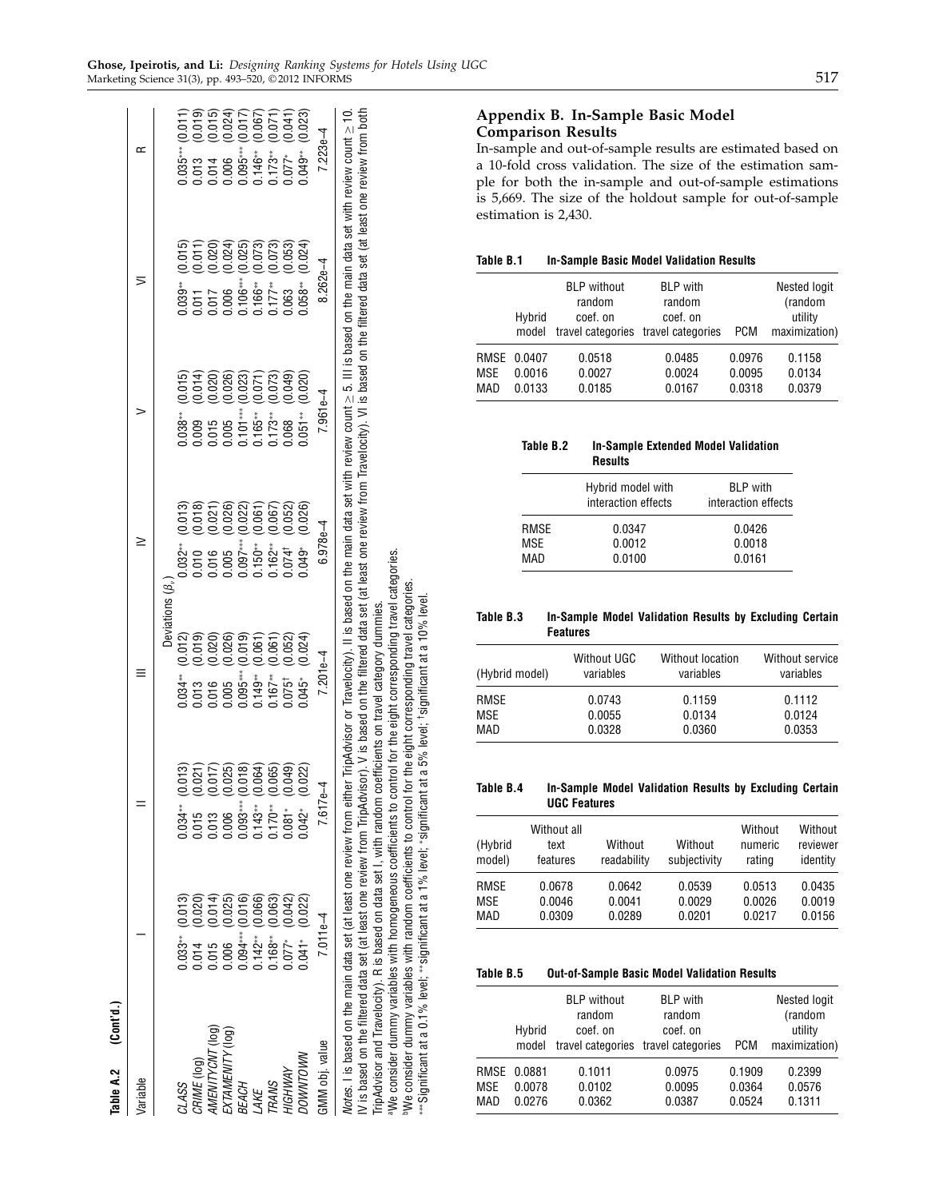**Table A.2 (Cont'd.)**

| Variable | I | | II | | III | | IV | | V | | VI | | R | |
|---|---|---|---|---|---|---|---|---|---|---|---|---|---|---|
| | | | | | Deviations ($\beta_i$) | | | | | | | | | |
| *CLASS* | 0.033** | (0.013) | 0.034** | (0.013) | 0.034** | (0.012) | 0.032** | (0.013) | 0.038** | (0.015) | 0.039** | (0.015) | 0.035*** | (0.011) |
| *CRIME* (log) | 0.014 | (0.020) | 0.015 | (0.021) | 0.013 | (0.019) | 0.010 | (0.018) | 0.009 | (0.014) | 0.011 | (0.011) | 0.013 | (0.019) |
| *AMENITYCNT* (log) | 0.015 | (0.014) | 0.013 | (0.017) | 0.016 | (0.020) | 0.016 | (0.021) | 0.015 | (0.020) | 0.017 | (0.020) | 0.014 | (0.015) |
| *EXTAMENITY* (log) | 0.006 | (0.025) | 0.006 | (0.025) | 0.005 | (0.026) | 0.005 | (0.026) | 0.005 | (0.026) | 0.006 | (0.024) | 0.006 | (0.024) |
| *BEACH* | 0.094*** | (0.016) | 0.093*** | (0.018) | 0.095*** | (0.019) | 0.097*** | (0.022) | 0.101*** | (0.023) | 0.106*** | (0.025) | 0.095*** | (0.017) |
| *LAKE* | 0.142** | (0.066) | 0.143** | (0.064) | 0.149** | (0.061) | 0.150** | (0.061) | 0.165** | (0.071) | 0.166** | (0.073) | 0.146** | (0.067) |
| *TRANS* | 0.168** | (0.063) | 0.170** | (0.065) | 0.167** | (0.061) | 0.162** | (0.067) | 0.173** | (0.073) | 0.177** | (0.073) | 0.173** | (0.071) |
| *HIGHWAY* | 0.077* | (0.042) | 0.081* | (0.049) | 0.075† | (0.052) | 0.074† | (0.052) | 0.068 | (0.049) | 0.063 | (0.053) | 0.077* | (0.041) |
| *DOWNTOWN* | 0.041* | (0.022) | 0.042* | (0.022) | 0.045* | (0.024) | 0.049* | (0.026) | 0.051** | (0.020) | 0.058** | (0.024) | 0.049** | (0.023) |
| GMM obj. value | 7.011e–4 | | 7.617e–4 | | 7.201e–4 | | 6.978e–4 | | 7.961e–4 | | 8.262e–4 | | 7.223e–4 | |

*Notes.* I is based on the main data set (at least one review from either TripAdvisor or Travelocity). II is based on the main data set with review count ≥ 5. III is based on the main data set with review count ≥ 10. IV is based on the filtered data set (at least one review from TripAdvisor). V is based on the filtered data set (at least one review from Travelocity). VI is based on the filtered data set (at least one review from both TripAdvisor and Travelocity). R is based on data set I, with random coefficients on travel category dummies.

[a]We consider dummy variables with homogeneous coefficients to control for the eight corresponding travel categories.

[b]We consider dummy variables with random coefficients to control for the eight corresponding travel categories.

***Significant at a 0.1% level; **significant at a 1% level; *significant at a 5% level; †significant at a 10% level.

## Appendix B. In-Sample Basic Model Comparison Results

In-sample and out-of-sample results are estimated based on a 10-fold cross validation. The size of the estimation sample for both the in-sample and out-of-sample estimations is 5,669. The size of the holdout sample for out-of-sample estimation is 2,430.

**Table B.1 In-Sample Basic Model Validation Results**

| | Hybrid model | BLP without random coef. on travel categories | BLP with random coef. on travel categories | PCM | Nested logit (random utility maximization) |
|---|---|---|---|---|---|
| RMSE | 0.0407 | 0.0518 | 0.0485 | 0.0976 | 0.1158 |
| MSE | 0.0016 | 0.0027 | 0.0024 | 0.0095 | 0.0134 |
| MAD | 0.0133 | 0.0185 | 0.0167 | 0.0318 | 0.0379 |

**Table B.2 In-Sample Extended Model Validation Results**

| | Hybrid model with interaction effects | BLP with interaction effects |
|---|---|---|
| RMSE | 0.0347 | 0.0426 |
| MSE | 0.0012 | 0.0018 |
| MAD | 0.0100 | 0.0161 |

**Table B.3 In-Sample Model Validation Results by Excluding Certain Features**

| (Hybrid model) | Without UGC variables | Without location variables | Without service variables |
|---|---|---|---|
| RMSE | 0.0743 | 0.1159 | 0.1112 |
| MSE | 0.0055 | 0.0134 | 0.0124 |
| MAD | 0.0328 | 0.0360 | 0.0353 |

**Table B.4 In-Sample Model Validation Results by Excluding Certain UGC Features**

| (Hybrid model) | Without all text features | Without readability | Without subjectivity | Without numeric rating | Without reviewer identity |
|---|---|---|---|---|---|
| RMSE | 0.0678 | 0.0642 | 0.0539 | 0.0513 | 0.0435 |
| MSE | 0.0046 | 0.0041 | 0.0029 | 0.0026 | 0.0019 |
| MAD | 0.0309 | 0.0289 | 0.0201 | 0.0217 | 0.0156 |

**Table B.5 Out-of-Sample Basic Model Validation Results**

| | Hybrid model | BLP without random coef. on travel categories | BLP with random coef. on travel categories | PCM | Nested logit (random utility maximization) |
|---|---|---|---|---|---|
| RMSE | 0.0881 | 0.1011 | 0.0975 | 0.1909 | 0.2399 |
| MSE | 0.0078 | 0.0102 | 0.0095 | 0.0364 | 0.0576 |
| MAD | 0.0276 | 0.0362 | 0.0387 | 0.0524 | 0.1311 |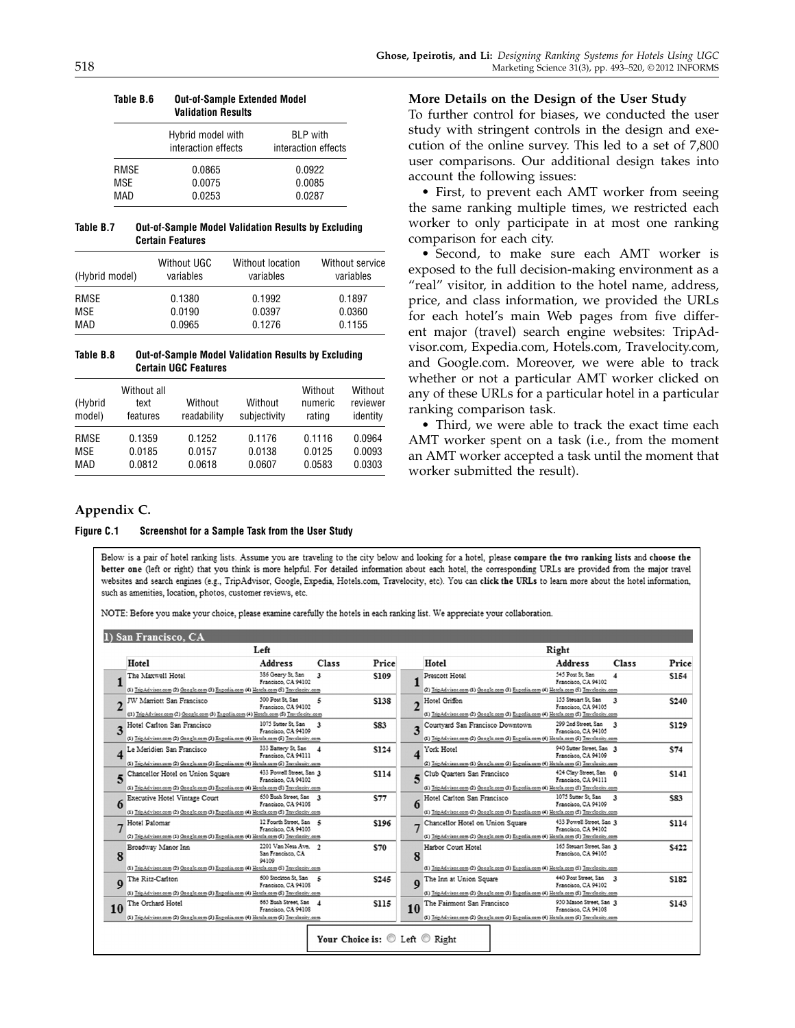**Table B.6 Out-of-Sample Extended Model Validation Results**

| | Hybrid model with interaction effects | BLP with interaction effects |
|---|---|---|
| RMSE | 0.0865 | 0.0922 |
| MSE | 0.0075 | 0.0085 |
| MAD | 0.0253 | 0.0287 |

**Table B.7 Out-of-Sample Model Validation Results by Excluding Certain Features**

| (Hybrid model) | Without UGC variables | Without location variables | Without service variables |
|---|---|---|---|
| RMSE | 0.1380 | 0.1992 | 0.1897 |
| MSE | 0.0190 | 0.0397 | 0.0360 |
| MAD | 0.0965 | 0.1276 | 0.1155 |

**Table B.8 Out-of-Sample Model Validation Results by Excluding Certain UGC Features**

| (Hybrid model) | Without all text features | Without readability | Without subjectivity | Without numeric rating | Without reviewer identity |
|---|---|---|---|---|---|
| RMSE | 0.1359 | 0.1252 | 0.1176 | 0.1116 | 0.0964 |
| MSE | 0.0185 | 0.0157 | 0.0138 | 0.0125 | 0.0093 |
| MAD | 0.0812 | 0.0618 | 0.0607 | 0.0583 | 0.0303 |

## Appendix C.

**Figure C.1 Screenshot for a Sample Task from the User Study**

Below is a pair of hotel ranking lists. Assume you are traveling to the city below and looking for a hotel, please **compare the two ranking lists** and **choose the better one** (left or right) that you think is more helpful. For detailed information about each hotel, the corresponding URLs are provided from the major travel websites and search engines (e.g., TripAdvisor, Google, Expedia, Hotels.com, Travelocity, etc). You can **click the URLs** to learn more about the hotel information, such as amenities, location, photos, customer reviews, etc.

NOTE: Before you make your choice, please examine carefully the hotels in each ranking list. We appreciate your collaboration.

**1) San Francisco, CA**

| | Left: Hotel | Address | Class | Price | | Right: Hotel | Address | Class | Price |
|---|---|---|---|---|---|---|---|---|---|
| 1 | The Maxwell Hotel | 386 Geary St, San Francisco, CA 94102 | 3 | $109 | 1 | Prescott Hotel | 545 Post St, San Francisco, CA 94102 | 4 | $154 |
| 2 | JW Marriott San Francisco | 500 Post St, San Francisco, CA 94102 | 5 | $138 | 2 | Hotel Griffon | 155 Steuart St, San Francisco, CA 94105 | 3 | $240 |
| 3 | Hotel Carlton San Francisco | 1075 Sutter St, San Francisco, CA 94109 | 3 | $83 | 3 | Courtyard San Francisco Downtown | 299 2nd Street, San Francisco, CA 94105 | 3 | $129 |
| 4 | Le Meridien San Francisco | 333 Battery St, San Francisco, CA 94111 | 4 | $124 | 4 | York Hotel | 940 Sutter Street, San Francisco, CA 94109 | 3 | $74 |
| 5 | Chancellor Hotel on Union Square | 433 Powell Street, San Francisco, CA 94102 | 3 | $114 | 5 | Club Quarters San Francisco | 424 Clay Street, San Francisco, CA 94111 | 0 | $141 |
| 6 | Executive Hotel Vintage Court | 650 Bush Street, San Francisco, CA 94108 | 3 | $77 | 6 | Hotel Carlton San Francisco | 1075 Sutter St, San Francisco, CA 94109 | 3 | $83 |
| 7 | Hotel Palomar | 12 Fourth Street, San Francisco, CA 94103 | 5 | $196 | 7 | Chancellor Hotel on Union Square | 433 Powell Street, San Francisco, CA 94102 | 3 | $114 |
| 8 | Broadway Manor Inn | 2201 Van Ness Ave, San Francisco, CA 94109 | 2 | $70 | 8 | Harbor Court Hotel | 165 Steuart Street, San Francisco, CA 94105 | 3 | $422 |
| 9 | The Ritz-Carlton | 600 Stockton St, San Francisco, CA 94108 | 5 | $245 | 9 | The Inn at Union Square | 440 Post Street, San Francisco, CA 94102 | 3 | $182 |
| 10 | The Orchard Hotel | 665 Bush Street, San Francisco, CA 94108 | 4 | $115 | 10 | The Fairmont San Francisco | 950 Mason Street, San Francisco, CA 94108 | 3 | $143 |

(Under each hotel: (1) TripAdvisor.com (2) Google.com (3) Expedia.com (4) Hotels.com (5) Travelocity.com)

**Your Choice is:** ○ Left ○ Right

### More Details on the Design of the User Study

To further control for biases, we conducted the user study with stringent controls in the design and execution of the online survey. This led to a set of 7,800 user comparisons. Our additional design takes into account the following issues:

- First, to prevent each AMT worker from seeing the same ranking multiple times, we restricted each worker to only participate in at most one ranking comparison for each city.
- Second, to make sure each AMT worker is exposed to the full decision-making environment as a "real" visitor, in addition to the hotel name, address, price, and class information, we provided the URLs for each hotel's main Web pages from five different major (travel) search engine websites: TripAdvisor.com, Expedia.com, Hotels.com, Travelocity.com, and Google.com. Moreover, we were able to track whether or not a particular AMT worker clicked on any of these URLs for a particular hotel in a particular ranking comparison task.
- Third, we were able to track the exact time each AMT worker spent on a task (i.e., from the moment an AMT worker accepted a task until the moment that worker submitted the result).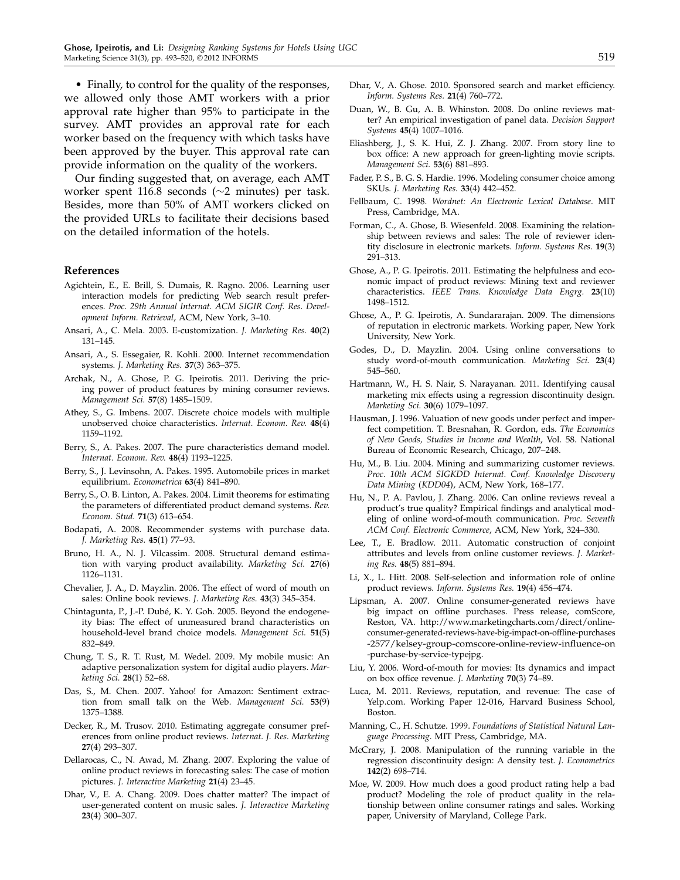• Finally, to control for the quality of the responses, we allowed only those AMT workers with a prior approval rate higher than 95% to participate in the survey. AMT provides an approval rate for each worker based on the frequency with which tasks have been approved by the buyer. This approval rate can provide information on the quality of the workers.

Our finding suggested that, on average, each AMT worker spent 116.8 seconds (~2 minutes) per task. Besides, more than 50% of AMT workers clicked on the provided URLs to facilitate their decisions based on the detailed information of the hotels.

## References

Agichtein, E., E. Brill, S. Dumais, R. Ragno. 2006. Learning user interaction models for predicting Web search result preferences. *Proc. 29th Annual Internat. ACM SIGIR Conf. Res. Development Inform. Retrieval*, ACM, New York, 3–10.

Ansari, A., C. Mela. 2003. E-customization. *J. Marketing Res.* **40**(2) 131–145.

Ansari, A., S. Essegaier, R. Kohli. 2000. Internet recommendation systems. *J. Marketing Res.* **37**(3) 363–375.

Archak, N., A. Ghose, P. G. Ipeirotis. 2011. Deriving the pricing power of product features by mining consumer reviews. *Management Sci.* **57**(8) 1485–1509.

Athey, S., G. Imbens. 2007. Discrete choice models with multiple unobserved choice characteristics. *Internat. Econom. Rev.* **48**(4) 1159–1192.

Berry, S., A. Pakes. 2007. The pure characteristics demand model. *Internat. Econom. Rev.* **48**(4) 1193–1225.

Berry, S., J. Levinsohn, A. Pakes. 1995. Automobile prices in market equilibrium. *Econometrica* **63**(4) 841–890.

Berry, S., O. B. Linton, A. Pakes. 2004. Limit theorems for estimating the parameters of differentiated product demand systems. *Rev. Econom. Stud.* **71**(3) 613–654.

Bodapati, A. 2008. Recommender systems with purchase data. *J. Marketing Res.* **45**(1) 77–93.

Bruno, H. A., N. J. Vilcassim. 2008. Structural demand estimation with varying product availability. *Marketing Sci.* **27**(6) 1126–1131.

Chevalier, J. A., D. Mayzlin. 2006. The effect of word of mouth on sales: Online book reviews. *J. Marketing Res.* **43**(3) 345–354.

Chintagunta, P., J.-P. Dubé, K. Y. Goh. 2005. Beyond the endogeneity bias: The effect of unmeasured brand characteristics on household-level brand choice models. *Management Sci.* **51**(5) 832–849.

Chung, T. S., R. T. Rust, M. Wedel. 2009. My mobile music: An adaptive personalization system for digital audio players. *Marketing Sci.* **28**(1) 52–68.

Das, S., M. Chen. 2007. Yahoo! for Amazon: Sentiment extraction from small talk on the Web. *Management Sci.* **53**(9) 1375–1388.

Decker, R., M. Trusov. 2010. Estimating aggregate consumer preferences from online product reviews. *Internat. J. Res. Marketing* **27**(4) 293–307.

Dellarocas, C., N. Awad, M. Zhang. 2007. Exploring the value of online product reviews in forecasting sales: The case of motion pictures. *J. Interactive Marketing* **21**(4) 23–45.

Dhar, V., E. A. Chang. 2009. Does chatter matter? The impact of user-generated content on music sales. *J. Interactive Marketing* **23**(4) 300–307.

Dhar, V., A. Ghose. 2010. Sponsored search and market efficiency. *Inform. Systems Res.* **21**(4) 760–772.

Duan, W., B. Gu, A. B. Whinston. 2008. Do online reviews matter? An empirical investigation of panel data. *Decision Support Systems* **45**(4) 1007–1016.

Eliashberg, J., S. K. Hui, Z. J. Zhang. 2007. From story line to box office: A new approach for green-lighting movie scripts. *Management Sci.* **53**(6) 881–893.

Fader, P. S., B. G. S. Hardie. 1996. Modeling consumer choice among SKUs. *J. Marketing Res.* **33**(4) 442–452.

Fellbaum, C. 1998. *Wordnet: An Electronic Lexical Database*. MIT Press, Cambridge, MA.

Forman, C., A. Ghose, B. Wiesenfeld. 2008. Examining the relationship between reviews and sales: The role of reviewer identity disclosure in electronic markets. *Inform. Systems Res.* **19**(3) 291–313.

Ghose, A., P. G. Ipeirotis. 2011. Estimating the helpfulness and economic impact of product reviews: Mining text and reviewer characteristics. *IEEE Trans. Knowledge Data Engrg.* **23**(10) 1498–1512.

Ghose, A., P. G. Ipeirotis, A. Sundararajan. 2009. The dimensions of reputation in electronic markets. Working paper, New York University, New York.

Godes, D., D. Mayzlin. 2004. Using online conversations to study word-of-mouth communication. *Marketing Sci.* **23**(4) 545–560.

Hartmann, W., H. S. Nair, S. Narayanan. 2011. Identifying causal marketing mix effects using a regression discontinuity design. *Marketing Sci.* **30**(6) 1079–1097.

Hausman, J. 1996. Valuation of new goods under perfect and imperfect competition. T. Bresnahan, R. Gordon, eds. *The Economics of New Goods, Studies in Income and Wealth*, Vol. 58. National Bureau of Economic Research, Chicago, 207–248.

Hu, M., B. Liu. 2004. Mining and summarizing customer reviews. *Proc. 10th ACM SIGKDD Internat. Conf. Knowledge Discovery Data Mining* (*KDD04*), ACM, New York, 168–177.

Hu, N., P. A. Pavlou, J. Zhang. 2006. Can online reviews reveal a product's true quality? Empirical findings and analytical modeling of online word-of-mouth communication. *Proc. Seventh ACM Conf. Electronic Commerce*, ACM, New York, 324–330.

Lee, T., E. Bradlow. 2011. Automatic construction of conjoint attributes and levels from online customer reviews. *J. Marketing Res.* **48**(5) 881–894.

Li, X., L. Hitt. 2008. Self-selection and information role of online product reviews. *Inform. Systems Res.* **19**(4) 456–474.

Lipsman, A. 2007. Online consumer-generated reviews have big impact on offline purchases. Press release, comScore, Reston, VA. http://www.marketingcharts.com/direct/online-consumer-generated-reviews-have-big-impact-on-offline-purchases-2577/kelsey-group-comscore-online-review-influence-on-purchase-by-service-typejpg.

Liu, Y. 2006. Word-of-mouth for movies: Its dynamics and impact on box office revenue. *J. Marketing* **70**(3) 74–89.

Luca, M. 2011. Reviews, reputation, and revenue: The case of Yelp.com. Working Paper 12-016, Harvard Business School, Boston.

Manning, C., H. Schutze. 1999. *Foundations of Statistical Natural Language Processing*. MIT Press, Cambridge, MA.

McCrary, J. 2008. Manipulation of the running variable in the regression discontinuity design: A density test. *J. Econometrics* **142**(2) 698–714.

Moe, W. 2009. How much does a good product rating help a bad product? Modeling the role of product quality in the relationship between online consumer ratings and sales. Working paper, University of Maryland, College Park.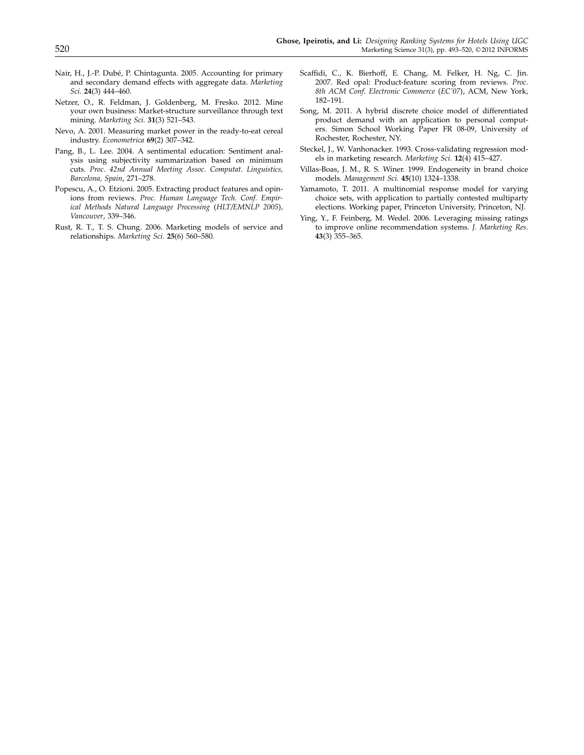Nair, H., J.-P. Dubé, P. Chintagunta. 2005. Accounting for primary and secondary demand effects with aggregate data. *Marketing Sci.* **24**(3) 444–460.

Netzer, O., R. Feldman, J. Goldenberg, M. Fresko. 2012. Mine your own business: Market-structure surveillance through text mining. *Marketing Sci.* **31**(3) 521–543.

Nevo, A. 2001. Measuring market power in the ready-to-eat cereal industry. *Econometrica* **69**(2) 307–342.

Pang, B., L. Lee. 2004. A sentimental education: Sentiment analysis using subjectivity summarization based on minimum cuts. *Proc. 42nd Annual Meeting Assoc. Computat. Linguistics, Barcelona, Spain*, 271–278.

Popescu, A., O. Etzioni. 2005. Extracting product features and opinions from reviews. *Proc. Human Language Tech. Conf. Empirical Methods Natural Language Processing* (*HLT/EMNLP 2005*), *Vancouver*, 339–346.

Rust, R. T., T. S. Chung. 2006. Marketing models of service and relationships. *Marketing Sci.* **25**(6) 560–580.

Scaffidi, C., K. Bierhoff, E. Chang, M. Felker, H. Ng, C. Jin. 2007. Red opal: Product-feature scoring from reviews. *Proc. 8th ACM Conf. Electronic Commerce* (*EC'07*), ACM, New York, 182–191.

Song, M. 2011. A hybrid discrete choice model of differentiated product demand with an application to personal computers. Simon School Working Paper FR 08-09, University of Rochester, Rochester, NY.

Steckel, J., W. Vanhonacker. 1993. Cross-validating regression models in marketing research. *Marketing Sci.* **12**(4) 415–427.

Villas-Boas, J. M., R. S. Winer. 1999. Endogeneity in brand choice models. *Management Sci.* **45**(10) 1324–1338.

Yamamoto, T. 2011. A multinomial response model for varying choice sets, with application to partially contested multiparty elections. Working paper, Princeton University, Princeton, NJ.

Ying, Y., F. Feinberg, M. Wedel. 2006. Leveraging missing ratings to improve online recommendation systems. *J. Marketing Res.* **43**(3) 355–365.